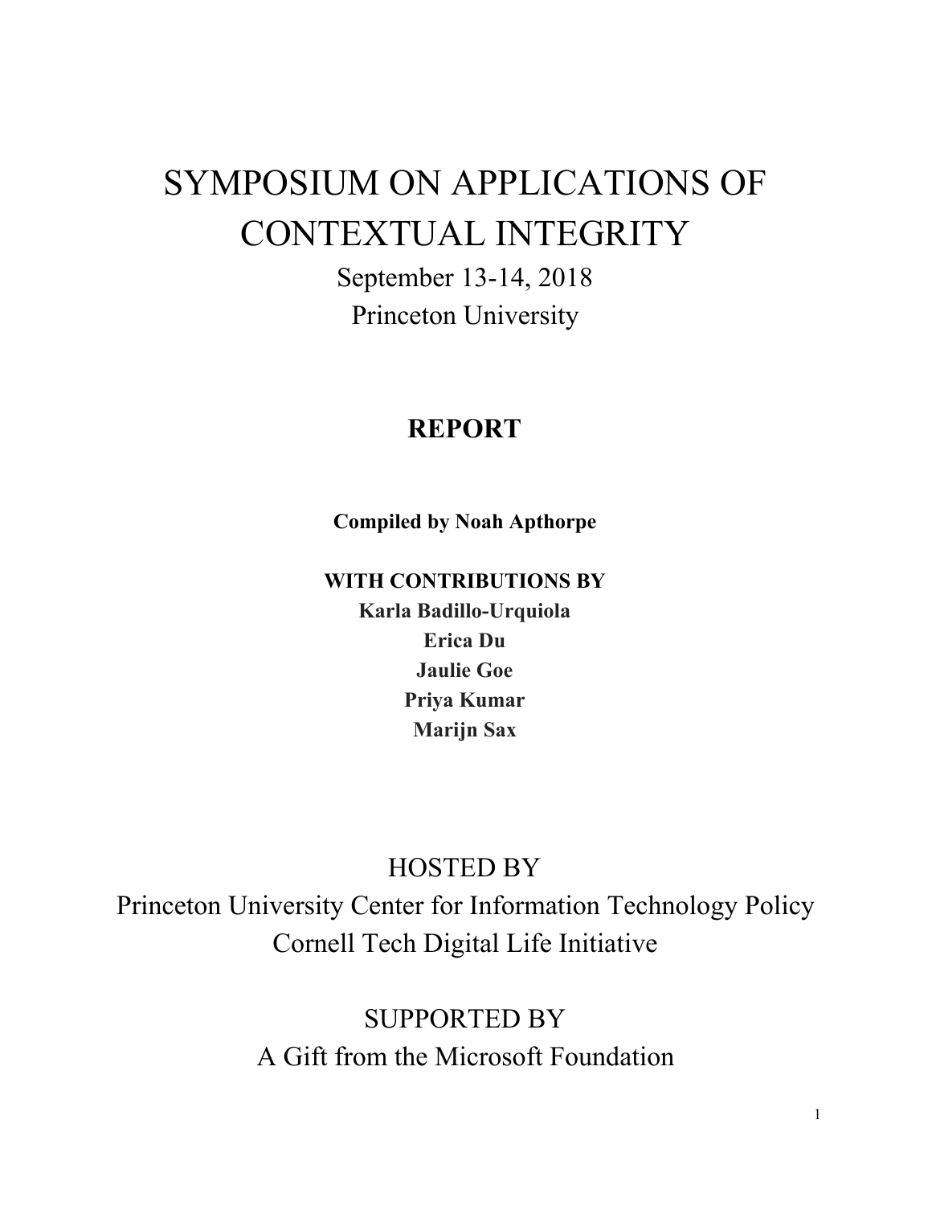# SYMPOSIUM ON APPLICATIONS OF CONTEXTUAL INTEGRITY

September 13-14, 2018

Princeton University

## REPORT

**Compiled by Noah Apthorpe**

**WITH CONTRIBUTIONS BY**

**Karla Badillo-Urquiola**

**Erica Du**

**Jaulie Goe**

**Priya Kumar**

**Marijn Sax**

HOSTED BY

Princeton University Center for Information Technology Policy

Cornell Tech Digital Life Initiative

SUPPORTED BY

A Gift from the Microsoft Foundation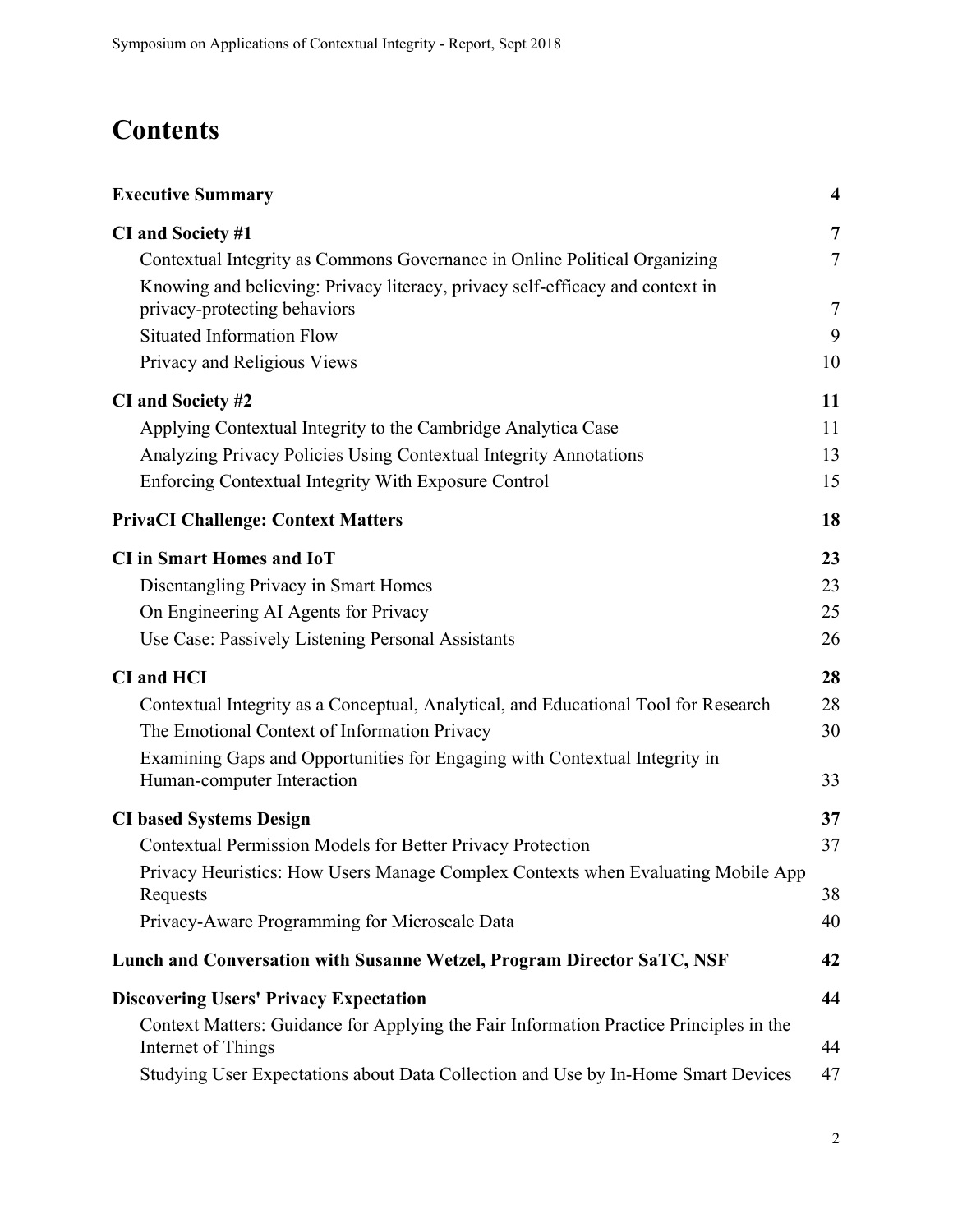# Contents

| | |
|---|---|
| **Executive Summary** | **4** |
| **CI and Society #1** | **7** |
| Contextual Integrity as Commons Governance in Online Political Organizing | 7 |
| Knowing and believing: Privacy literacy, privacy self-efficacy and context in privacy-protecting behaviors | 7 |
| Situated Information Flow | 9 |
| Privacy and Religious Views | 10 |
| **CI and Society #2** | **11** |
| Applying Contextual Integrity to the Cambridge Analytica Case | 11 |
| Analyzing Privacy Policies Using Contextual Integrity Annotations | 13 |
| Enforcing Contextual Integrity With Exposure Control | 15 |
| **PrivaCI Challenge: Context Matters** | **18** |
| **CI in Smart Homes and IoT** | **23** |
| Disentangling Privacy in Smart Homes | 23 |
| On Engineering AI Agents for Privacy | 25 |
| Use Case: Passively Listening Personal Assistants | 26 |
| **CI and HCI** | **28** |
| Contextual Integrity as a Conceptual, Analytical, and Educational Tool for Research | 28 |
| The Emotional Context of Information Privacy | 30 |
| Examining Gaps and Opportunities for Engaging with Contextual Integrity in Human-computer Interaction | 33 |
| **CI based Systems Design** | **37** |
| Contextual Permission Models for Better Privacy Protection | 37 |
| Privacy Heuristics: How Users Manage Complex Contexts when Evaluating Mobile App Requests | 38 |
| Privacy-Aware Programming for Microscale Data | 40 |
| **Lunch and Conversation with Susanne Wetzel, Program Director SaTC, NSF** | **42** |
| **Discovering Users' Privacy Expectation** | **44** |
| Context Matters: Guidance for Applying the Fair Information Practice Principles in the Internet of Things | 44 |
| Studying User Expectations about Data Collection and Use by In-Home Smart Devices | 47 |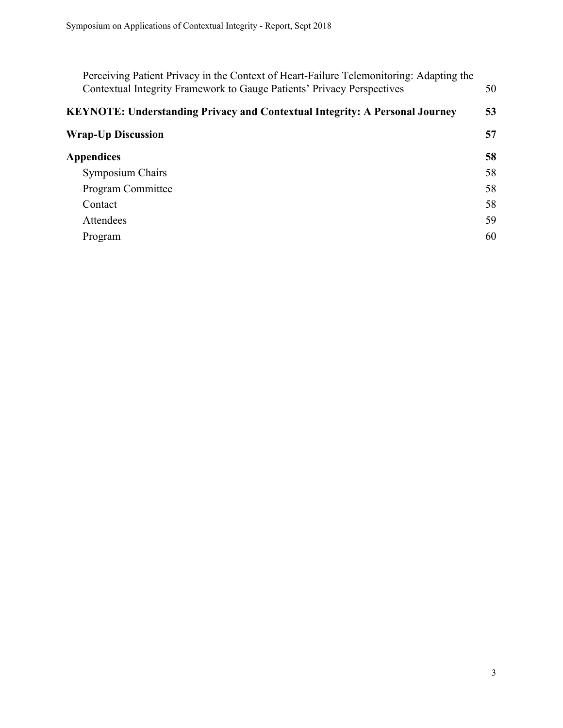Perceiving Patient Privacy in the Context of Heart-Failure Telemonitoring: Adapting the Contextual Integrity Framework to Gauge Patients' Privacy Perspectives 50

**KEYNOTE: Understanding Privacy and Contextual Integrity: A Personal Journey 53**

**Wrap-Up Discussion 57**

**Appendices 58**

Symposium Chairs 58

Program Committee 58

Contact 58

Attendees 59

Program 60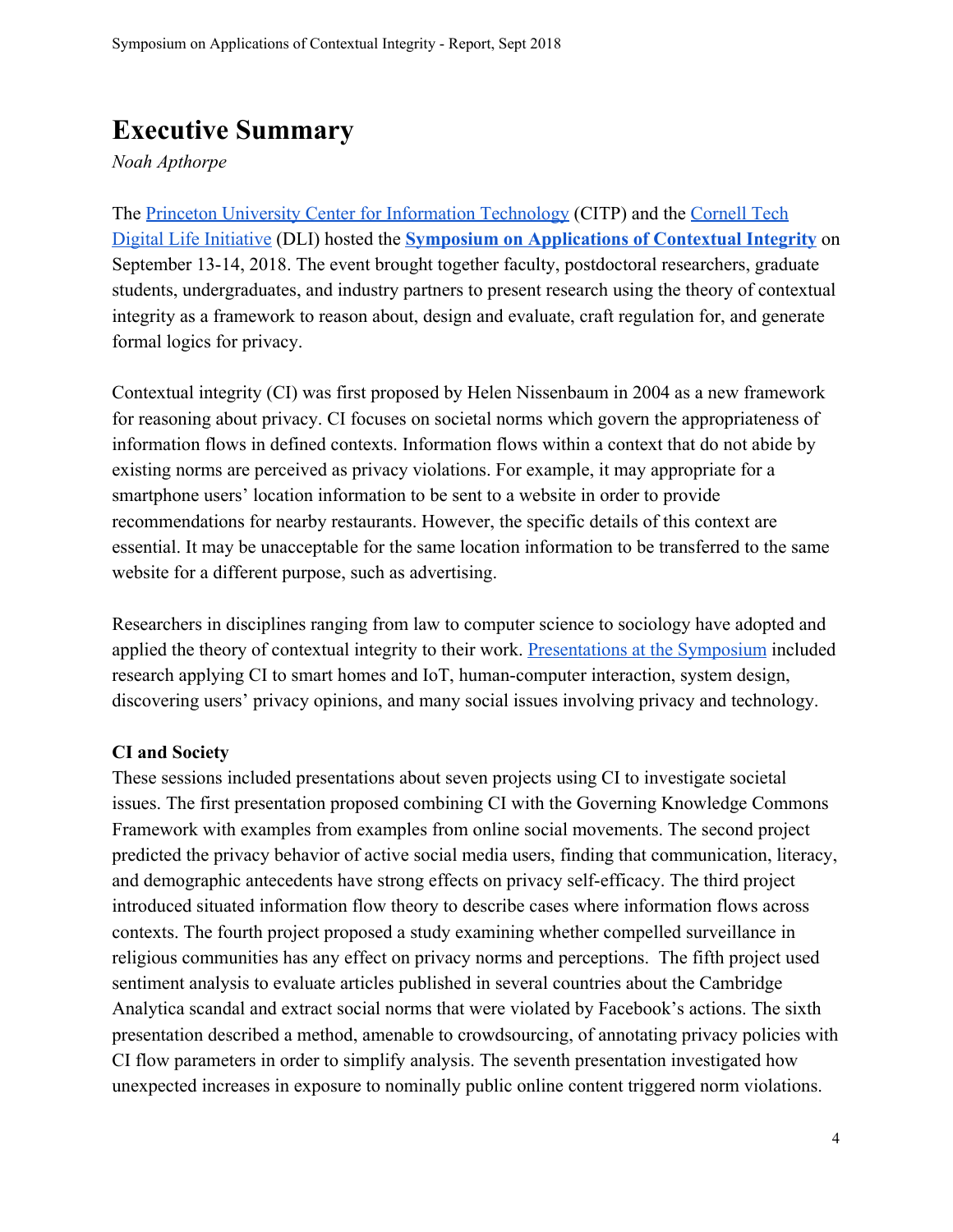# Executive Summary

*Noah Apthorpe*

The Princeton University Center for Information Technology (CITP) and the Cornell Tech Digital Life Initiative (DLI) hosted the **Symposium on Applications of Contextual Integrity** on September 13-14, 2018. The event brought together faculty, postdoctoral researchers, graduate students, undergraduates, and industry partners to present research using the theory of contextual integrity as a framework to reason about, design and evaluate, craft regulation for, and generate formal logics for privacy.

Contextual integrity (CI) was first proposed by Helen Nissenbaum in 2004 as a new framework for reasoning about privacy. CI focuses on societal norms which govern the appropriateness of information flows in defined contexts. Information flows within a context that do not abide by existing norms are perceived as privacy violations. For example, it may appropriate for a smartphone users' location information to be sent to a website in order to provide recommendations for nearby restaurants. However, the specific details of this context are essential. It may be unacceptable for the same location information to be transferred to the same website for a different purpose, such as advertising.

Researchers in disciplines ranging from law to computer science to sociology have adopted and applied the theory of contextual integrity to their work. Presentations at the Symposium included research applying CI to smart homes and IoT, human-computer interaction, system design, discovering users' privacy opinions, and many social issues involving privacy and technology.

**CI and Society**

These sessions included presentations about seven projects using CI to investigate societal issues. The first presentation proposed combining CI with the Governing Knowledge Commons Framework with examples from examples from online social movements. The second project predicted the privacy behavior of active social media users, finding that communication, literacy, and demographic antecedents have strong effects on privacy self-efficacy. The third project introduced situated information flow theory to describe cases where information flows across contexts. The fourth project proposed a study examining whether compelled surveillance in religious communities has any effect on privacy norms and perceptions. The fifth project used sentiment analysis to evaluate articles published in several countries about the Cambridge Analytica scandal and extract social norms that were violated by Facebook's actions. The sixth presentation described a method, amenable to crowdsourcing, of annotating privacy policies with CI flow parameters in order to simplify analysis. The seventh presentation investigated how unexpected increases in exposure to nominally public online content triggered norm violations.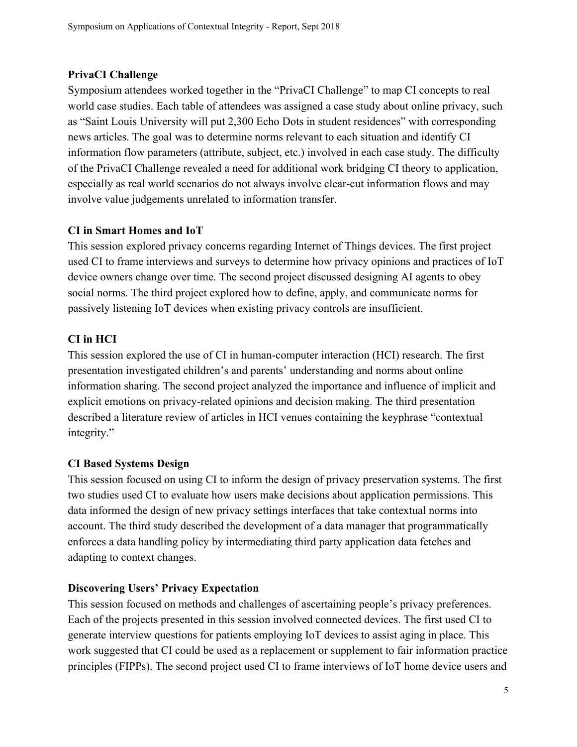### PrivaCI Challenge

Symposium attendees worked together in the "PrivaCI Challenge" to map CI concepts to real world case studies. Each table of attendees was assigned a case study about online privacy, such as "Saint Louis University will put 2,300 Echo Dots in student residences" with corresponding news articles. The goal was to determine norms relevant to each situation and identify CI information flow parameters (attribute, subject, etc.) involved in each case study. The difficulty of the PrivaCI Challenge revealed a need for additional work bridging CI theory to application, especially as real world scenarios do not always involve clear-cut information flows and may involve value judgements unrelated to information transfer.

### CI in Smart Homes and IoT

This session explored privacy concerns regarding Internet of Things devices. The first project used CI to frame interviews and surveys to determine how privacy opinions and practices of IoT device owners change over time. The second project discussed designing AI agents to obey social norms. The third project explored how to define, apply, and communicate norms for passively listening IoT devices when existing privacy controls are insufficient.

### CI in HCI

This session explored the use of CI in human-computer interaction (HCI) research. The first presentation investigated children's and parents' understanding and norms about online information sharing. The second project analyzed the importance and influence of implicit and explicit emotions on privacy-related opinions and decision making. The third presentation described a literature review of articles in HCI venues containing the keyphrase "contextual integrity."

### CI Based Systems Design

This session focused on using CI to inform the design of privacy preservation systems. The first two studies used CI to evaluate how users make decisions about application permissions. This data informed the design of new privacy settings interfaces that take contextual norms into account. The third study described the development of a data manager that programmatically enforces a data handling policy by intermediating third party application data fetches and adapting to context changes.

### Discovering Users' Privacy Expectation

This session focused on methods and challenges of ascertaining people's privacy preferences. Each of the projects presented in this session involved connected devices. The first used CI to generate interview questions for patients employing IoT devices to assist aging in place. This work suggested that CI could be used as a replacement or supplement to fair information practice principles (FIPPs). The second project used CI to frame interviews of IoT home device users and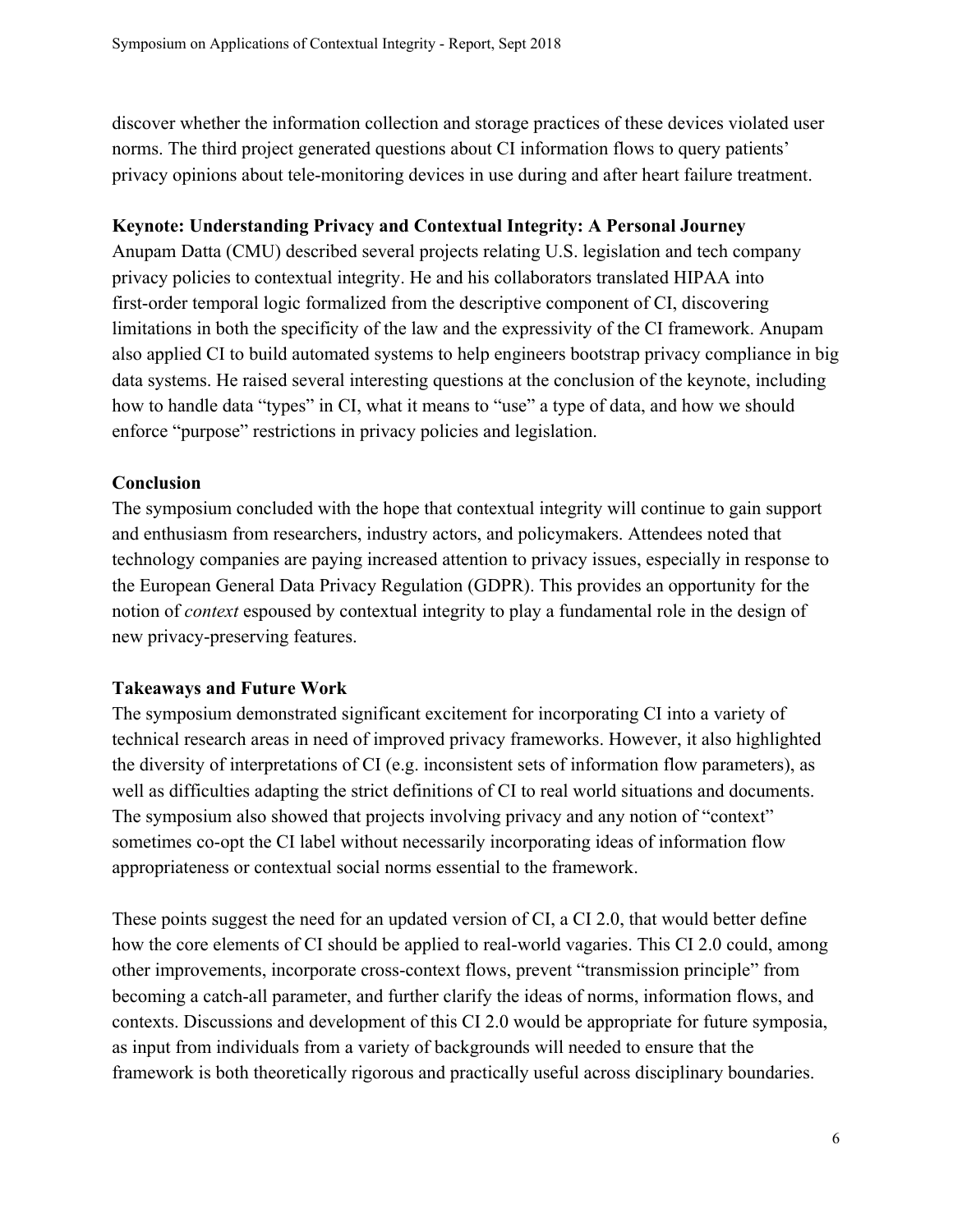discover whether the information collection and storage practices of these devices violated user norms. The third project generated questions about CI information flows to query patients' privacy opinions about tele-monitoring devices in use during and after heart failure treatment.

**Keynote: Understanding Privacy and Contextual Integrity: A Personal Journey**

Anupam Datta (CMU) described several projects relating U.S. legislation and tech company privacy policies to contextual integrity. He and his collaborators translated HIPAA into first-order temporal logic formalized from the descriptive component of CI, discovering limitations in both the specificity of the law and the expressivity of the CI framework. Anupam also applied CI to build automated systems to help engineers bootstrap privacy compliance in big data systems. He raised several interesting questions at the conclusion of the keynote, including how to handle data "types" in CI, what it means to "use" a type of data, and how we should enforce "purpose" restrictions in privacy policies and legislation.

**Conclusion**

The symposium concluded with the hope that contextual integrity will continue to gain support and enthusiasm from researchers, industry actors, and policymakers. Attendees noted that technology companies are paying increased attention to privacy issues, especially in response to the European General Data Privacy Regulation (GDPR). This provides an opportunity for the notion of *context* espoused by contextual integrity to play a fundamental role in the design of new privacy-preserving features.

**Takeaways and Future Work**

The symposium demonstrated significant excitement for incorporating CI into a variety of technical research areas in need of improved privacy frameworks. However, it also highlighted the diversity of interpretations of CI (e.g. inconsistent sets of information flow parameters), as well as difficulties adapting the strict definitions of CI to real world situations and documents. The symposium also showed that projects involving privacy and any notion of "context" sometimes co-opt the CI label without necessarily incorporating ideas of information flow appropriateness or contextual social norms essential to the framework.

These points suggest the need for an updated version of CI, a CI 2.0, that would better define how the core elements of CI should be applied to real-world vagaries. This CI 2.0 could, among other improvements, incorporate cross-context flows, prevent "transmission principle" from becoming a catch-all parameter, and further clarify the ideas of norms, information flows, and contexts. Discussions and development of this CI 2.0 would be appropriate for future symposia, as input from individuals from a variety of backgrounds will needed to ensure that the framework is both theoretically rigorous and practically useful across disciplinary boundaries.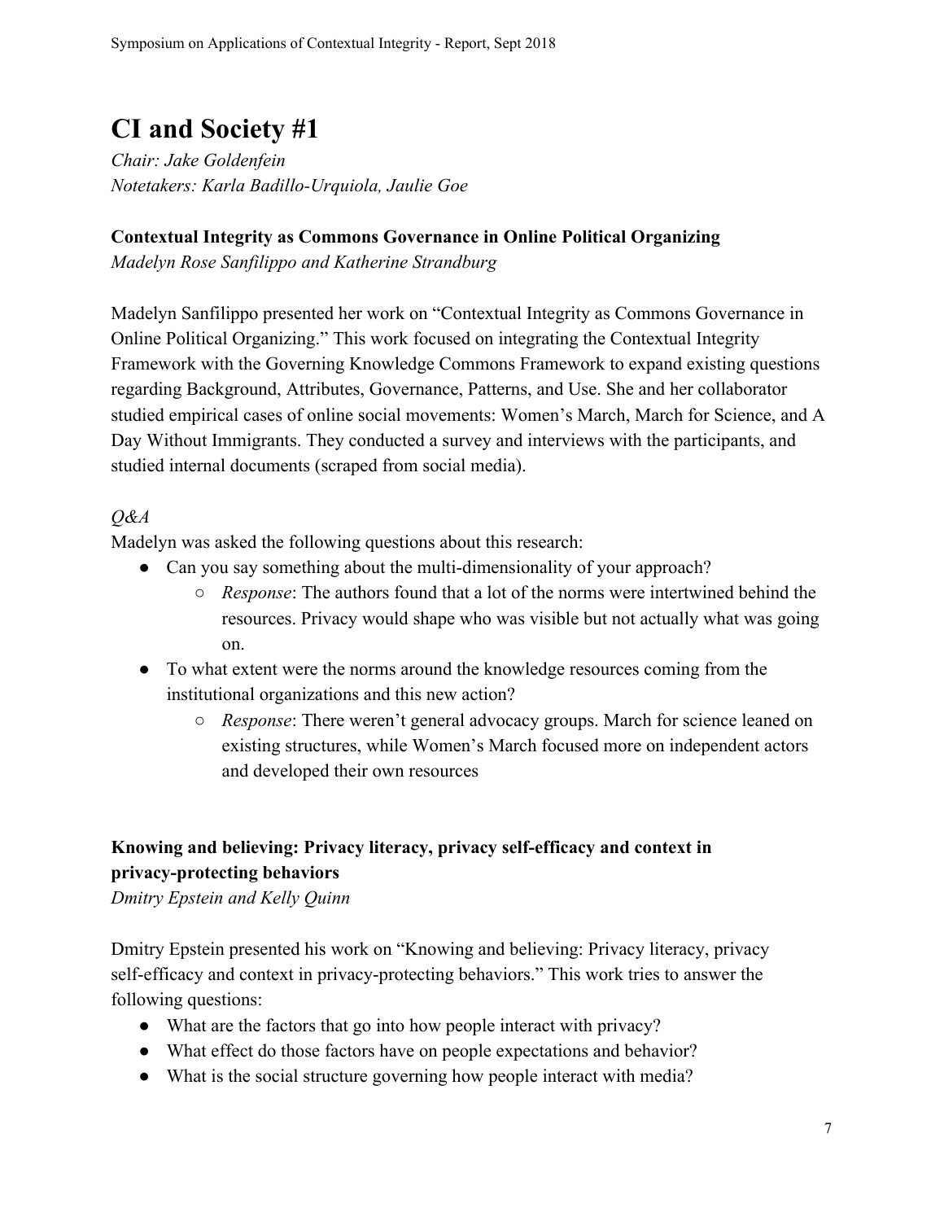# CI and Society #1

*Chair: Jake Goldenfein*
*Notetakers: Karla Badillo-Urquiola, Jaulie Goe*

**Contextual Integrity as Commons Governance in Online Political Organizing**
*Madelyn Rose Sanfilippo and Katherine Strandburg*

Madelyn Sanfilippo presented her work on "Contextual Integrity as Commons Governance in Online Political Organizing." This work focused on integrating the Contextual Integrity Framework with the Governing Knowledge Commons Framework to expand existing questions regarding Background, Attributes, Governance, Patterns, and Use. She and her collaborator studied empirical cases of online social movements: Women's March, March for Science, and A Day Without Immigrants. They conducted a survey and interviews with the participants, and studied internal documents (scraped from social media).

*Q&A*

Madelyn was asked the following questions about this research:

- Can you say something about the multi-dimensionality of your approach?
  - *Response*: The authors found that a lot of the norms were intertwined behind the resources. Privacy would shape who was visible but not actually what was going on.
- To what extent were the norms around the knowledge resources coming from the institutional organizations and this new action?
  - *Response*: There weren't general advocacy groups. March for science leaned on existing structures, while Women's March focused more on independent actors and developed their own resources

**Knowing and believing: Privacy literacy, privacy self-efficacy and context in privacy-protecting behaviors**
*Dmitry Epstein and Kelly Quinn*

Dmitry Epstein presented his work on "Knowing and believing: Privacy literacy, privacy self-efficacy and context in privacy-protecting behaviors." This work tries to answer the following questions:

- What are the factors that go into how people interact with privacy?
- What effect do those factors have on people expectations and behavior?
- What is the social structure governing how people interact with media?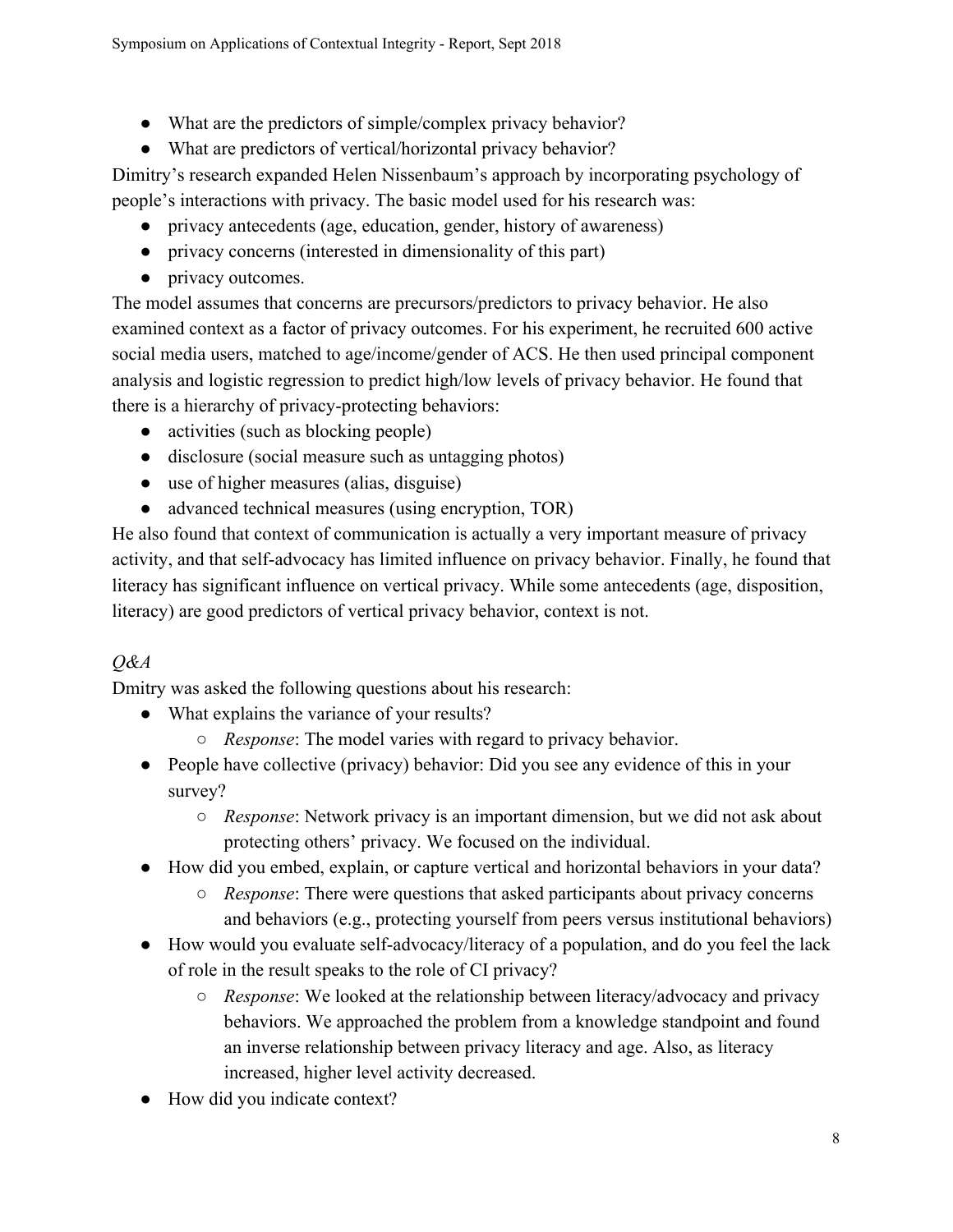- What are the predictors of simple/complex privacy behavior?
- What are predictors of vertical/horizontal privacy behavior?

Dimitry's research expanded Helen Nissenbaum's approach by incorporating psychology of people's interactions with privacy. The basic model used for his research was:

- privacy antecedents (age, education, gender, history of awareness)
- privacy concerns (interested in dimensionality of this part)
- privacy outcomes.

The model assumes that concerns are precursors/predictors to privacy behavior. He also examined context as a factor of privacy outcomes. For his experiment, he recruited 600 active social media users, matched to age/income/gender of ACS. He then used principal component analysis and logistic regression to predict high/low levels of privacy behavior. He found that there is a hierarchy of privacy-protecting behaviors:

- activities (such as blocking people)
- disclosure (social measure such as untagging photos)
- use of higher measures (alias, disguise)
- advanced technical measures (using encryption, TOR)

He also found that context of communication is actually a very important measure of privacy activity, and that self-advocacy has limited influence on privacy behavior. Finally, he found that literacy has significant influence on vertical privacy. While some antecedents (age, disposition, literacy) are good predictors of vertical privacy behavior, context is not.

*Q&A*

Dmitry was asked the following questions about his research:

- What explains the variance of your results?
  - *Response*: The model varies with regard to privacy behavior.
- People have collective (privacy) behavior: Did you see any evidence of this in your survey?
  - *Response*: Network privacy is an important dimension, but we did not ask about protecting others' privacy. We focused on the individual.
- How did you embed, explain, or capture vertical and horizontal behaviors in your data?
  - *Response*: There were questions that asked participants about privacy concerns and behaviors (e.g., protecting yourself from peers versus institutional behaviors)
- How would you evaluate self-advocacy/literacy of a population, and do you feel the lack of role in the result speaks to the role of CI privacy?
  - *Response*: We looked at the relationship between literacy/advocacy and privacy behaviors. We approached the problem from a knowledge standpoint and found an inverse relationship between privacy literacy and age. Also, as literacy increased, higher level activity decreased.
- How did you indicate context?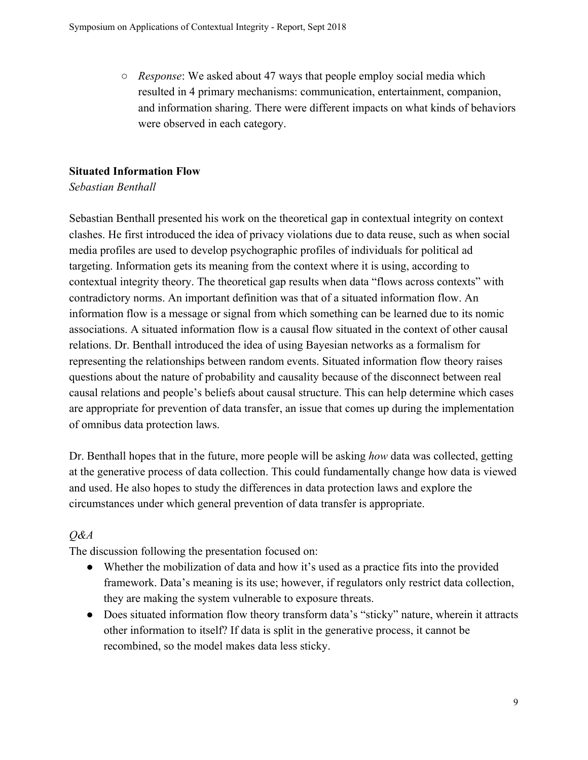- *Response*: We asked about 47 ways that people employ social media which resulted in 4 primary mechanisms: communication, entertainment, companion, and information sharing. There were different impacts on what kinds of behaviors were observed in each category.

**Situated Information Flow**

*Sebastian Benthall*

Sebastian Benthall presented his work on the theoretical gap in contextual integrity on context clashes. He first introduced the idea of privacy violations due to data reuse, such as when social media profiles are used to develop psychographic profiles of individuals for political ad targeting. Information gets its meaning from the context where it is using, according to contextual integrity theory. The theoretical gap results when data "flows across contexts" with contradictory norms. An important definition was that of a situated information flow. An information flow is a message or signal from which something can be learned due to its nomic associations. A situated information flow is a causal flow situated in the context of other causal relations. Dr. Benthall introduced the idea of using Bayesian networks as a formalism for representing the relationships between random events. Situated information flow theory raises questions about the nature of probability and causality because of the disconnect between real causal relations and people's beliefs about causal structure. This can help determine which cases are appropriate for prevention of data transfer, an issue that comes up during the implementation of omnibus data protection laws.

Dr. Benthall hopes that in the future, more people will be asking *how* data was collected, getting at the generative process of data collection. This could fundamentally change how data is viewed and used. He also hopes to study the differences in data protection laws and explore the circumstances under which general prevention of data transfer is appropriate.

*Q&A*

The discussion following the presentation focused on:

- Whether the mobilization of data and how it's used as a practice fits into the provided framework. Data's meaning is its use; however, if regulators only restrict data collection, they are making the system vulnerable to exposure threats.
- Does situated information flow theory transform data's "sticky" nature, wherein it attracts other information to itself? If data is split in the generative process, it cannot be recombined, so the model makes data less sticky.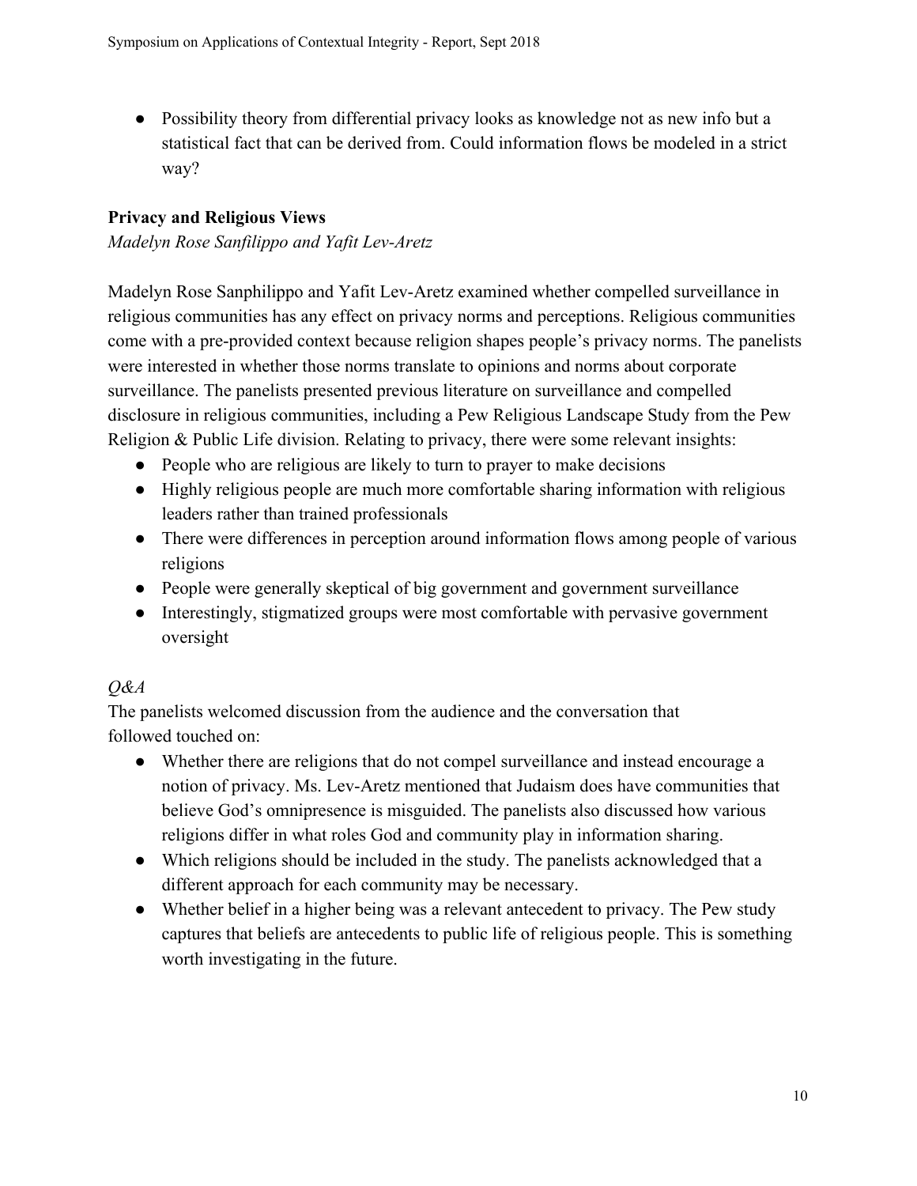- Possibility theory from differential privacy looks as knowledge not as new info but a statistical fact that can be derived from. Could information flows be modeled in a strict way?

**Privacy and Religious Views**

*Madelyn Rose Sanfilippo and Yafit Lev-Aretz*

Madelyn Rose Sanphilippo and Yafit Lev-Aretz examined whether compelled surveillance in religious communities has any effect on privacy norms and perceptions. Religious communities come with a pre-provided context because religion shapes people's privacy norms. The panelists were interested in whether those norms translate to opinions and norms about corporate surveillance. The panelists presented previous literature on surveillance and compelled disclosure in religious communities, including a Pew Religious Landscape Study from the Pew Religion & Public Life division. Relating to privacy, there were some relevant insights:

- People who are religious are likely to turn to prayer to make decisions
- Highly religious people are much more comfortable sharing information with religious leaders rather than trained professionals
- There were differences in perception around information flows among people of various religions
- People were generally skeptical of big government and government surveillance
- Interestingly, stigmatized groups were most comfortable with pervasive government oversight

*Q&A*

The panelists welcomed discussion from the audience and the conversation that followed touched on:

- Whether there are religions that do not compel surveillance and instead encourage a notion of privacy. Ms. Lev-Aretz mentioned that Judaism does have communities that believe God's omnipresence is misguided. The panelists also discussed how various religions differ in what roles God and community play in information sharing.
- Which religions should be included in the study. The panelists acknowledged that a different approach for each community may be necessary.
- Whether belief in a higher being was a relevant antecedent to privacy. The Pew study captures that beliefs are antecedents to public life of religious people. This is something worth investigating in the future.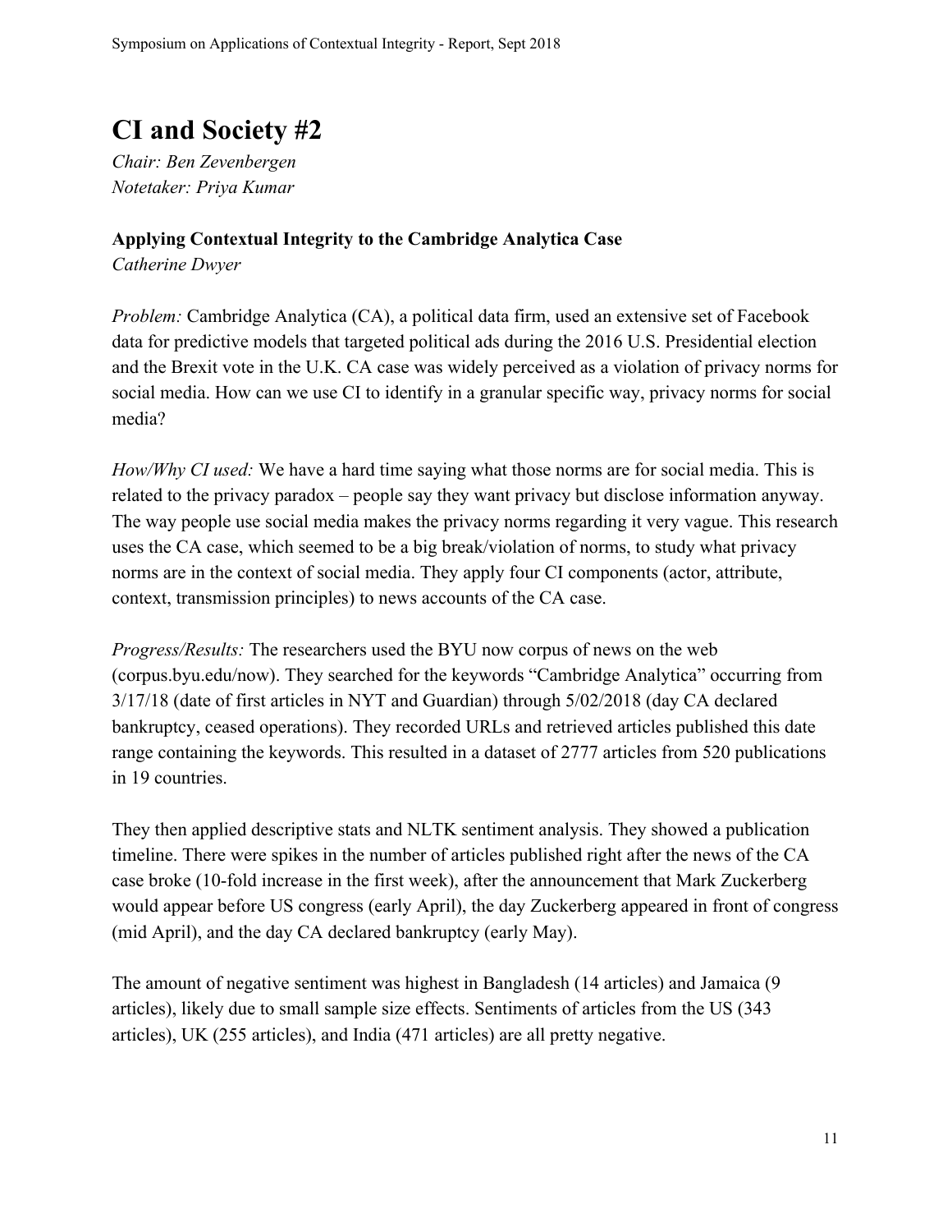# CI and Society #2

*Chair: Ben Zevenbergen*
*Notetaker: Priya Kumar*

**Applying Contextual Integrity to the Cambridge Analytica Case**
*Catherine Dwyer*

*Problem:* Cambridge Analytica (CA), a political data firm, used an extensive set of Facebook data for predictive models that targeted political ads during the 2016 U.S. Presidential election and the Brexit vote in the U.K. CA case was widely perceived as a violation of privacy norms for social media. How can we use CI to identify in a granular specific way, privacy norms for social media?

*How/Why CI used:* We have a hard time saying what those norms are for social media. This is related to the privacy paradox – people say they want privacy but disclose information anyway. The way people use social media makes the privacy norms regarding it very vague. This research uses the CA case, which seemed to be a big break/violation of norms, to study what privacy norms are in the context of social media. They apply four CI components (actor, attribute, context, transmission principles) to news accounts of the CA case.

*Progress/Results:* The researchers used the BYU now corpus of news on the web (corpus.byu.edu/now). They searched for the keywords "Cambridge Analytica" occurring from 3/17/18 (date of first articles in NYT and Guardian) through 5/02/2018 (day CA declared bankruptcy, ceased operations). They recorded URLs and retrieved articles published this date range containing the keywords. This resulted in a dataset of 2777 articles from 520 publications in 19 countries.

They then applied descriptive stats and NLTK sentiment analysis. They showed a publication timeline. There were spikes in the number of articles published right after the news of the CA case broke (10-fold increase in the first week), after the announcement that Mark Zuckerberg would appear before US congress (early April), the day Zuckerberg appeared in front of congress (mid April), and the day CA declared bankruptcy (early May).

The amount of negative sentiment was highest in Bangladesh (14 articles) and Jamaica (9 articles), likely due to small sample size effects. Sentiments of articles from the US (343 articles), UK (255 articles), and India (471 articles) are all pretty negative.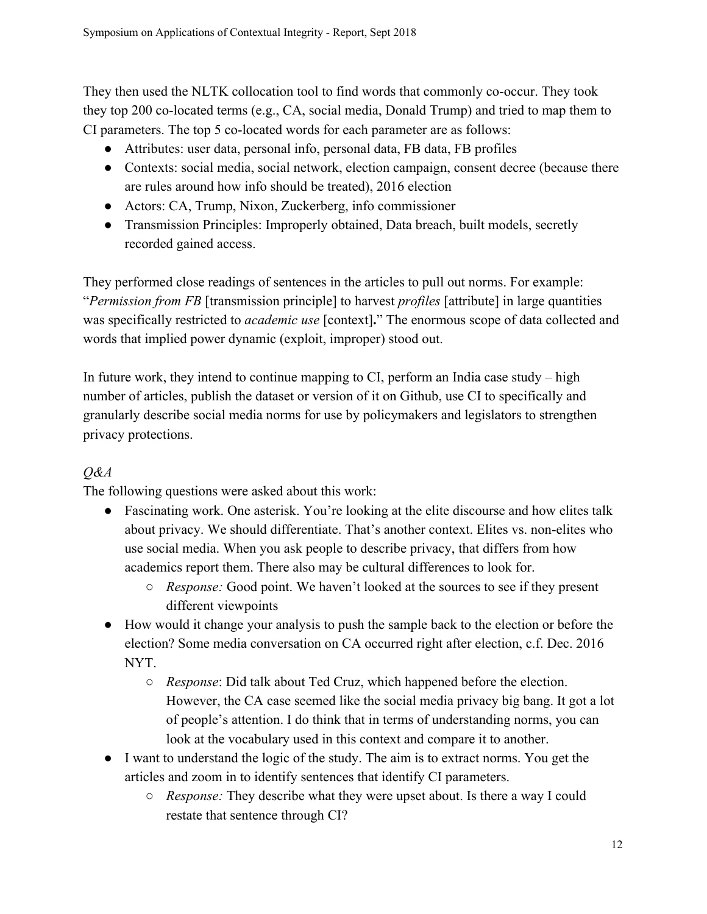They then used the NLTK collocation tool to find words that commonly co-occur. They took they top 200 co-located terms (e.g., CA, social media, Donald Trump) and tried to map them to CI parameters. The top 5 co-located words for each parameter are as follows:

- Attributes: user data, personal info, personal data, FB data, FB profiles
- Contexts: social media, social network, election campaign, consent decree (because there are rules around how info should be treated), 2016 election
- Actors: CA, Trump, Nixon, Zuckerberg, info commissioner
- Transmission Principles: Improperly obtained, Data breach, built models, secretly recorded gained access.

They performed close readings of sentences in the articles to pull out norms. For example: "*Permission from FB* [transmission principle] to harvest *profiles* [attribute] in large quantities was specifically restricted to *academic use* [context]**.**" The enormous scope of data collected and words that implied power dynamic (exploit, improper) stood out.

In future work, they intend to continue mapping to CI, perform an India case study – high number of articles, publish the dataset or version of it on Github, use CI to specifically and granularly describe social media norms for use by policymakers and legislators to strengthen privacy protections.

*Q&A*

The following questions were asked about this work:

- Fascinating work. One asterisk. You're looking at the elite discourse and how elites talk about privacy. We should differentiate. That's another context. Elites vs. non-elites who use social media. When you ask people to describe privacy, that differs from how academics report them. There also may be cultural differences to look for.
    - *Response:* Good point. We haven't looked at the sources to see if they present different viewpoints
- How would it change your analysis to push the sample back to the election or before the election? Some media conversation on CA occurred right after election, c.f. Dec. 2016 NYT.
    - *Response*: Did talk about Ted Cruz, which happened before the election. However, the CA case seemed like the social media privacy big bang. It got a lot of people's attention. I do think that in terms of understanding norms, you can look at the vocabulary used in this context and compare it to another.
- I want to understand the logic of the study. The aim is to extract norms. You get the articles and zoom in to identify sentences that identify CI parameters.
    - *Response:* They describe what they were upset about. Is there a way I could restate that sentence through CI?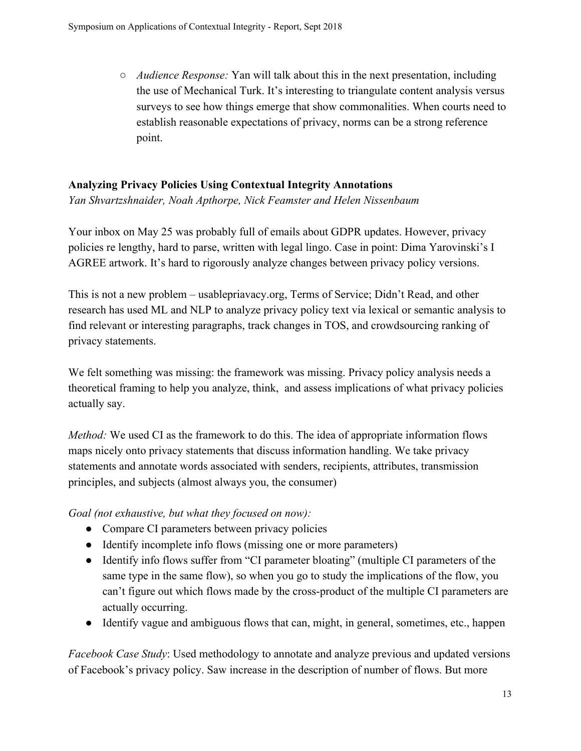- *Audience Response:* Yan will talk about this in the next presentation, including the use of Mechanical Turk. It's interesting to triangulate content analysis versus surveys to see how things emerge that show commonalities. When courts need to establish reasonable expectations of privacy, norms can be a strong reference point.

**Analyzing Privacy Policies Using Contextual Integrity Annotations**

*Yan Shvartzshnaider, Noah Apthorpe, Nick Feamster and Helen Nissenbaum*

Your inbox on May 25 was probably full of emails about GDPR updates. However, privacy policies re lengthy, hard to parse, written with legal lingo. Case in point: Dima Yarovinski's I AGREE artwork. It's hard to rigorously analyze changes between privacy policy versions.

This is not a new problem – usablepriavacy.org, Terms of Service; Didn't Read, and other research has used ML and NLP to analyze privacy policy text via lexical or semantic analysis to find relevant or interesting paragraphs, track changes in TOS, and crowdsourcing ranking of privacy statements.

We felt something was missing: the framework was missing. Privacy policy analysis needs a theoretical framing to help you analyze, think, and assess implications of what privacy policies actually say.

*Method:* We used CI as the framework to do this. The idea of appropriate information flows maps nicely onto privacy statements that discuss information handling. We take privacy statements and annotate words associated with senders, recipients, attributes, transmission principles, and subjects (almost always you, the consumer)

*Goal (not exhaustive, but what they focused on now):*

- Compare CI parameters between privacy policies
- Identify incomplete info flows (missing one or more parameters)
- Identify info flows suffer from "CI parameter bloating" (multiple CI parameters of the same type in the same flow), so when you go to study the implications of the flow, you can't figure out which flows made by the cross-product of the multiple CI parameters are actually occurring.
- Identify vague and ambiguous flows that can, might, in general, sometimes, etc., happen

*Facebook Case Study*: Used methodology to annotate and analyze previous and updated versions of Facebook's privacy policy. Saw increase in the description of number of flows. But more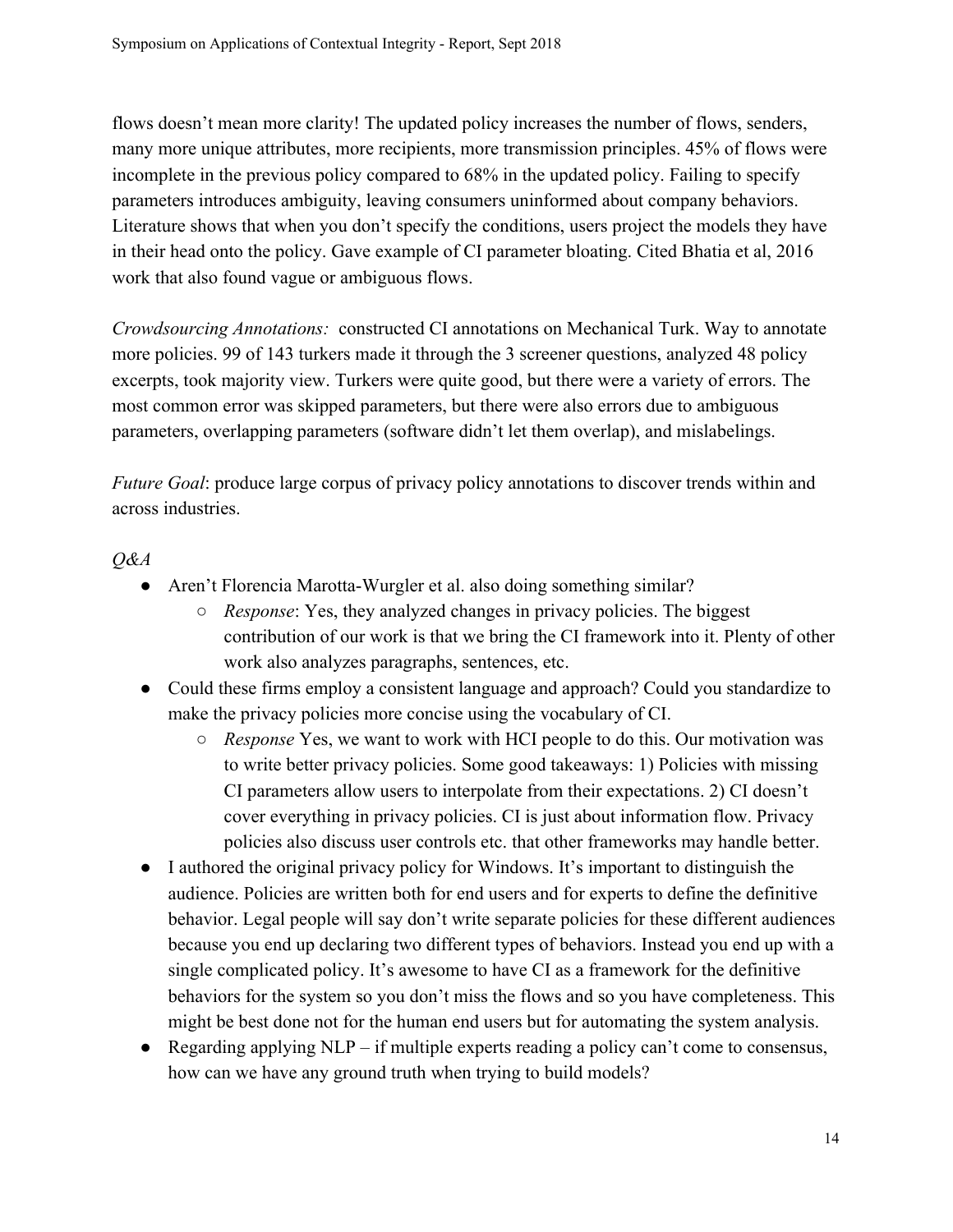flows doesn't mean more clarity! The updated policy increases the number of flows, senders, many more unique attributes, more recipients, more transmission principles. 45% of flows were incomplete in the previous policy compared to 68% in the updated policy. Failing to specify parameters introduces ambiguity, leaving consumers uninformed about company behaviors. Literature shows that when you don't specify the conditions, users project the models they have in their head onto the policy. Gave example of CI parameter bloating. Cited Bhatia et al, 2016 work that also found vague or ambiguous flows.

*Crowdsourcing Annotations:* constructed CI annotations on Mechanical Turk. Way to annotate more policies. 99 of 143 turkers made it through the 3 screener questions, analyzed 48 policy excerpts, took majority view. Turkers were quite good, but there were a variety of errors. The most common error was skipped parameters, but there were also errors due to ambiguous parameters, overlapping parameters (software didn't let them overlap), and mislabelings.

*Future Goal*: produce large corpus of privacy policy annotations to discover trends within and across industries.

*Q&A*

- Aren't Florencia Marotta-Wurgler et al. also doing something similar?
  - *Response*: Yes, they analyzed changes in privacy policies. The biggest contribution of our work is that we bring the CI framework into it. Plenty of other work also analyzes paragraphs, sentences, etc.
- Could these firms employ a consistent language and approach? Could you standardize to make the privacy policies more concise using the vocabulary of CI.
  - *Response* Yes, we want to work with HCI people to do this. Our motivation was to write better privacy policies. Some good takeaways: 1) Policies with missing CI parameters allow users to interpolate from their expectations. 2) CI doesn't cover everything in privacy policies. CI is just about information flow. Privacy policies also discuss user controls etc. that other frameworks may handle better.
- I authored the original privacy policy for Windows. It's important to distinguish the audience. Policies are written both for end users and for experts to define the definitive behavior. Legal people will say don't write separate policies for these different audiences because you end up declaring two different types of behaviors. Instead you end up with a single complicated policy. It's awesome to have CI as a framework for the definitive behaviors for the system so you don't miss the flows and so you have completeness. This might be best done not for the human end users but for automating the system analysis.
- Regarding applying NLP – if multiple experts reading a policy can't come to consensus, how can we have any ground truth when trying to build models?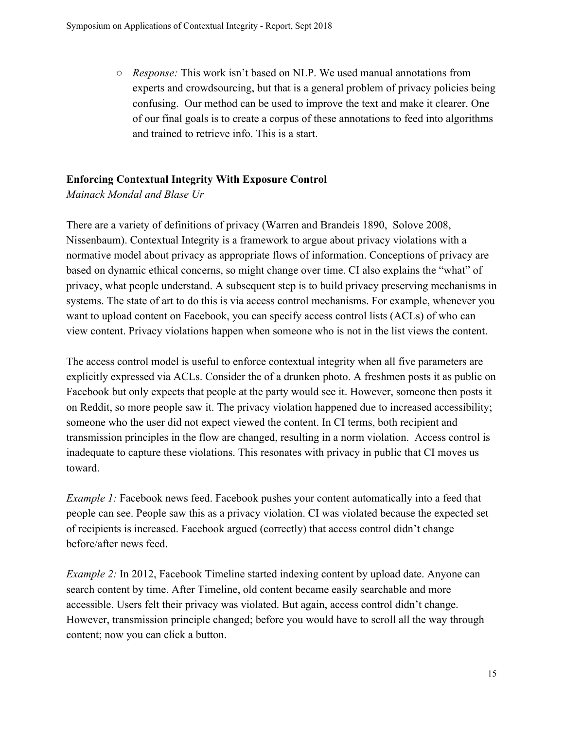- *Response:* This work isn't based on NLP. We used manual annotations from experts and crowdsourcing, but that is a general problem of privacy policies being confusing. Our method can be used to improve the text and make it clearer. One of our final goals is to create a corpus of these annotations to feed into algorithms and trained to retrieve info. This is a start.

**Enforcing Contextual Integrity With Exposure Control**

*Mainack Mondal and Blase Ur*

There are a variety of definitions of privacy (Warren and Brandeis 1890, Solove 2008, Nissenbaum). Contextual Integrity is a framework to argue about privacy violations with a normative model about privacy as appropriate flows of information. Conceptions of privacy are based on dynamic ethical concerns, so might change over time. CI also explains the "what" of privacy, what people understand. A subsequent step is to build privacy preserving mechanisms in systems. The state of art to do this is via access control mechanisms. For example, whenever you want to upload content on Facebook, you can specify access control lists (ACLs) of who can view content. Privacy violations happen when someone who is not in the list views the content.

The access control model is useful to enforce contextual integrity when all five parameters are explicitly expressed via ACLs. Consider the of a drunken photo. A freshmen posts it as public on Facebook but only expects that people at the party would see it. However, someone then posts it on Reddit, so more people saw it. The privacy violation happened due to increased accessibility; someone who the user did not expect viewed the content. In CI terms, both recipient and transmission principles in the flow are changed, resulting in a norm violation. Access control is inadequate to capture these violations. This resonates with privacy in public that CI moves us toward.

*Example 1:* Facebook news feed. Facebook pushes your content automatically into a feed that people can see. People saw this as a privacy violation. CI was violated because the expected set of recipients is increased. Facebook argued (correctly) that access control didn't change before/after news feed.

*Example 2:* In 2012, Facebook Timeline started indexing content by upload date. Anyone can search content by time. After Timeline, old content became easily searchable and more accessible. Users felt their privacy was violated. But again, access control didn't change. However, transmission principle changed; before you would have to scroll all the way through content; now you can click a button.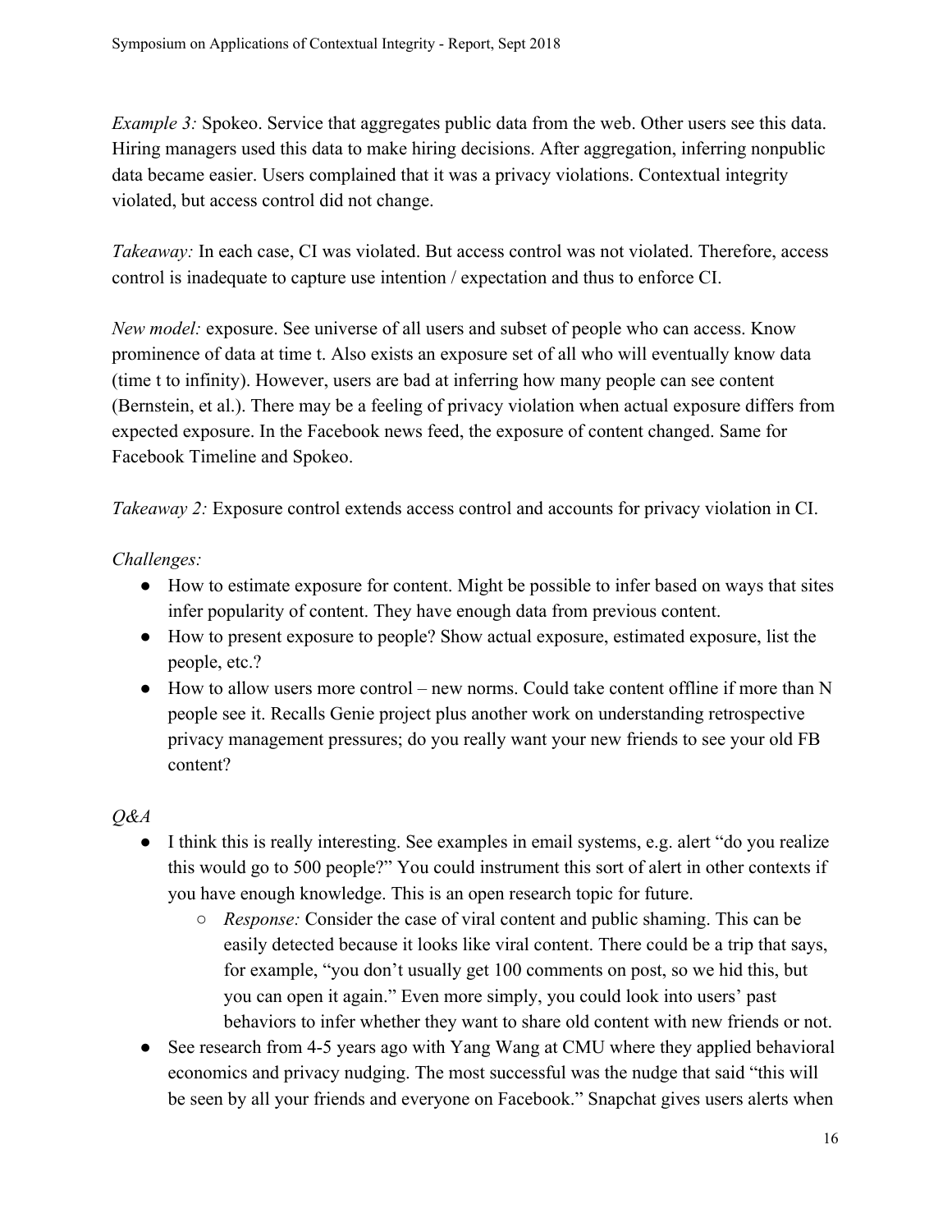*Example 3:* Spokeo. Service that aggregates public data from the web. Other users see this data. Hiring managers used this data to make hiring decisions. After aggregation, inferring nonpublic data became easier. Users complained that it was a privacy violations. Contextual integrity violated, but access control did not change.

*Takeaway:* In each case, CI was violated. But access control was not violated. Therefore, access control is inadequate to capture use intention / expectation and thus to enforce CI.

*New model:* exposure. See universe of all users and subset of people who can access. Know prominence of data at time t. Also exists an exposure set of all who will eventually know data (time t to infinity). However, users are bad at inferring how many people can see content (Bernstein, et al.). There may be a feeling of privacy violation when actual exposure differs from expected exposure. In the Facebook news feed, the exposure of content changed. Same for Facebook Timeline and Spokeo.

*Takeaway 2:* Exposure control extends access control and accounts for privacy violation in CI.

*Challenges:*

- How to estimate exposure for content. Might be possible to infer based on ways that sites infer popularity of content. They have enough data from previous content.
- How to present exposure to people? Show actual exposure, estimated exposure, list the people, etc.?
- How to allow users more control – new norms. Could take content offline if more than N people see it. Recalls Genie project plus another work on understanding retrospective privacy management pressures; do you really want your new friends to see your old FB content?

*Q&A*

- I think this is really interesting. See examples in email systems, e.g. alert "do you realize this would go to 500 people?" You could instrument this sort of alert in other contexts if you have enough knowledge. This is an open research topic for future.
    - *Response:* Consider the case of viral content and public shaming. This can be easily detected because it looks like viral content. There could be a trip that says, for example, "you don't usually get 100 comments on post, so we hid this, but you can open it again." Even more simply, you could look into users' past behaviors to infer whether they want to share old content with new friends or not.
- See research from 4-5 years ago with Yang Wang at CMU where they applied behavioral economics and privacy nudging. The most successful was the nudge that said "this will be seen by all your friends and everyone on Facebook." Snapchat gives users alerts when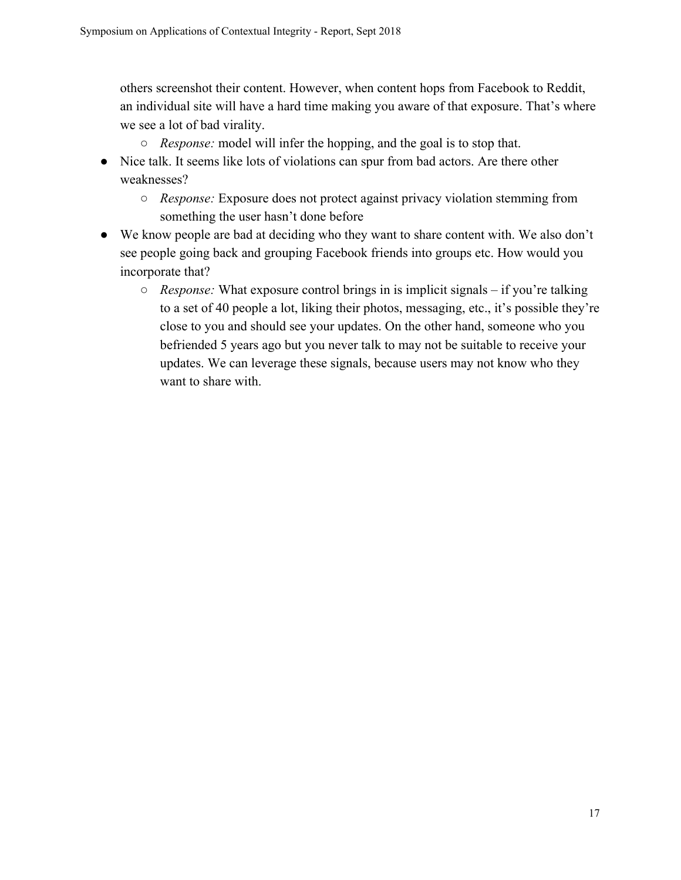others screenshot their content. However, when content hops from Facebook to Reddit, an individual site will have a hard time making you aware of that exposure. That's where we see a lot of bad virality.
    - *Response:* model will infer the hopping, and the goal is to stop that.
- Nice talk. It seems like lots of violations can spur from bad actors. Are there other weaknesses?
    - *Response:* Exposure does not protect against privacy violation stemming from something the user hasn't done before
- We know people are bad at deciding who they want to share content with. We also don't see people going back and grouping Facebook friends into groups etc. How would you incorporate that?
    - *Response:* What exposure control brings in is implicit signals – if you're talking to a set of 40 people a lot, liking their photos, messaging, etc., it's possible they're close to you and should see your updates. On the other hand, someone who you befriended 5 years ago but you never talk to may not be suitable to receive your updates. We can leverage these signals, because users may not know who they want to share with.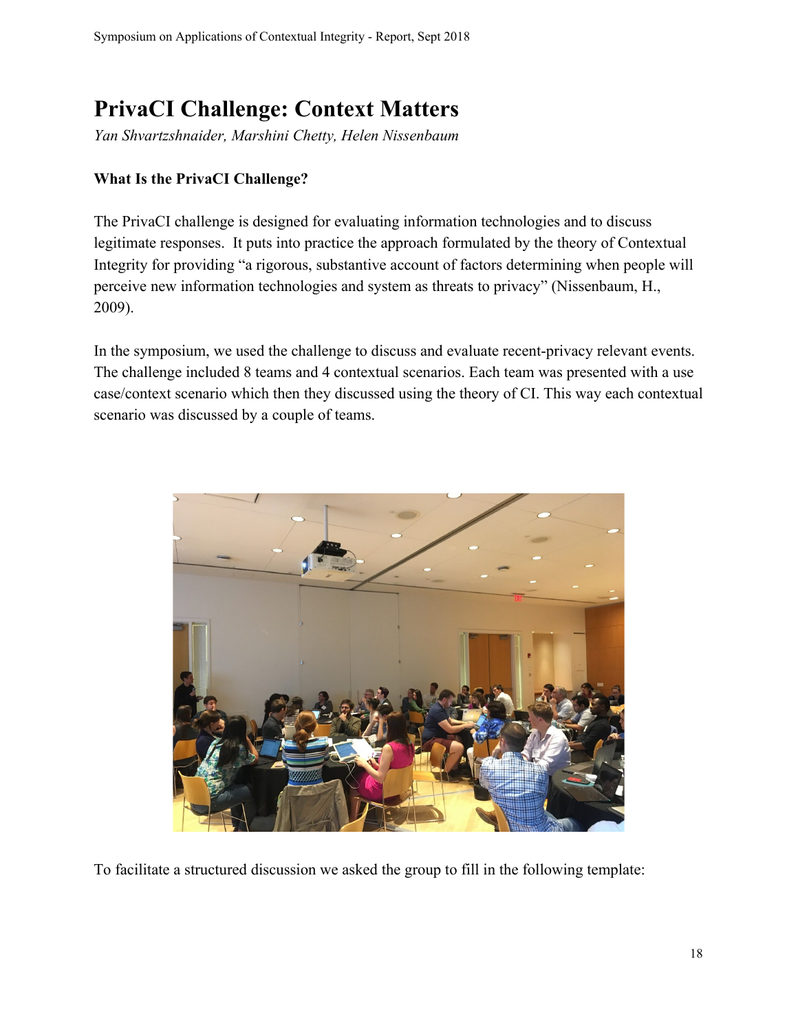# PrivaCI Challenge: Context Matters

*Yan Shvartzshnaider, Marshini Chetty, Helen Nissenbaum*

**What Is the PrivaCI Challenge?**

The PrivaCI challenge is designed for evaluating information technologies and to discuss legitimate responses. It puts into practice the approach formulated by the theory of Contextual Integrity for providing “a rigorous, substantive account of factors determining when people will perceive new information technologies and system as threats to privacy” (Nissenbaum, H., 2009).

In the symposium, we used the challenge to discuss and evaluate recent-privacy relevant events. The challenge included 8 teams and 4 contextual scenarios. Each team was presented with a use case/context scenario which then they discussed using the theory of CI. This way each contextual scenario was discussed by a couple of teams.

To facilitate a structured discussion we asked the group to fill in the following template: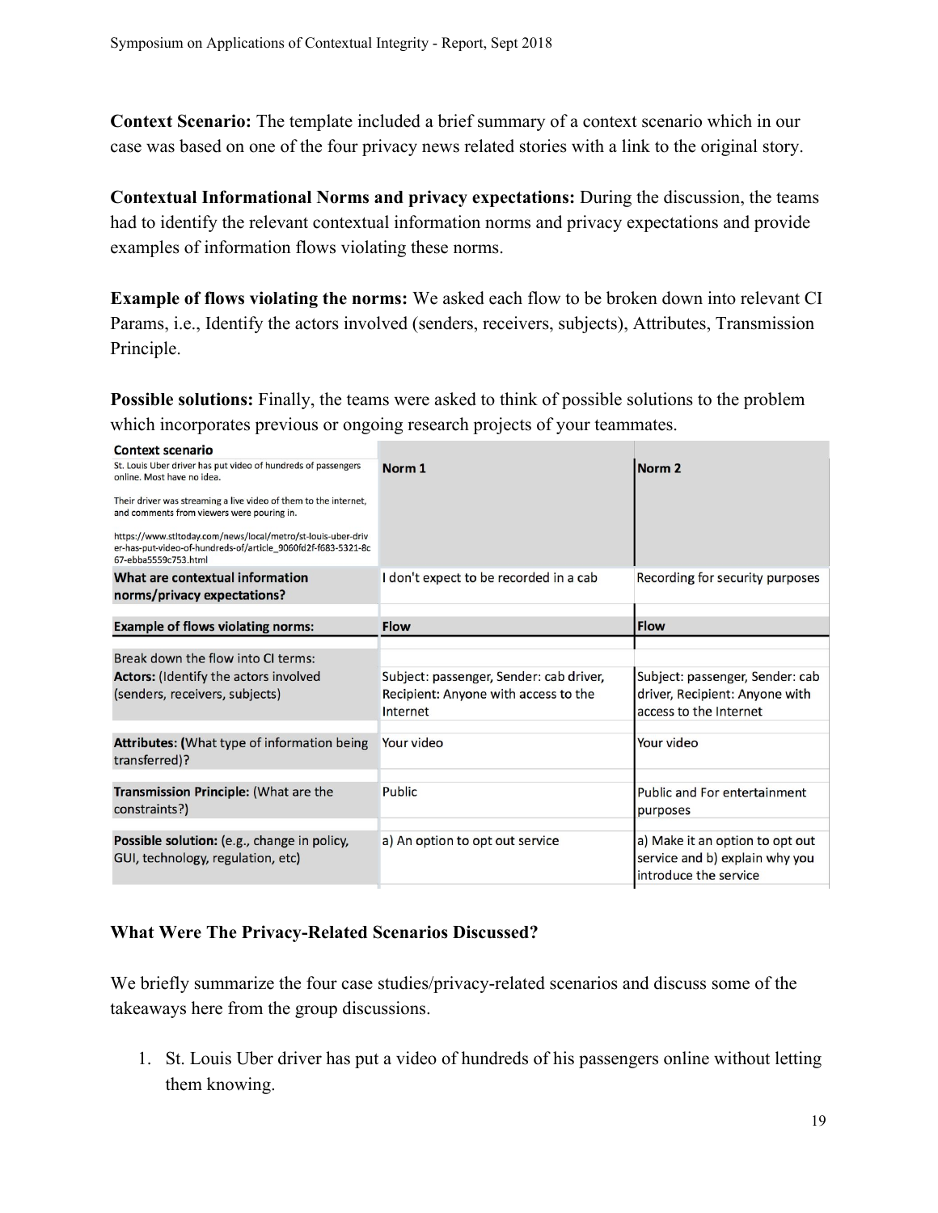**Context Scenario:** The template included a brief summary of a context scenario which in our case was based on one of the four privacy news related stories with a link to the original story.

**Contextual Informational Norms and privacy expectations:** During the discussion, the teams had to identify the relevant contextual information norms and privacy expectations and provide examples of information flows violating these norms.

**Example of flows violating the norms:** We asked each flow to be broken down into relevant CI Params, i.e., Identify the actors involved (senders, receivers, subjects), Attributes, Transmission Principle.

**Possible solutions:** Finally, the teams were asked to think of possible solutions to the problem which incorporates previous or ongoing research projects of your teammates.

| **Context scenario**<br>St. Louis Uber driver has put video of hundreds of passengers online. Most have no idea.<br>Their driver was streaming a live video of them to the internet, and comments from viewers were pouring in.<br>https://www.stltoday.com/news/local/metro/st-louis-uber-driver-has-put-video-of-hundreds-of/article_9060fd2f-f683-5321-8c67-ebba5559c753.html | **Norm 1** | **Norm 2** |
|---|---|---|
| **What are contextual information norms/privacy expectations?** | I don't expect to be recorded in a cab | Recording for security purposes |
| **Example of flows violating norms:** | **Flow** | **Flow** |
| Break down the flow into CI terms:<br>**Actors:** (Identify the actors involved (senders, receivers, subjects) | Subject: passenger, Sender: cab driver, Recipient: Anyone with access to the Internet | Subject: passenger, Sender: cab driver, Recipient: Anyone with access to the Internet |
| **Attributes: (**What type of information being transferred)? | Your video | Your video |
| **Transmission Principle:** (What are the constraints?) | Public | Public and For entertainment purposes |
| **Possible solution:** (e.g., change in policy, GUI, technology, regulation, etc) | a) An option to opt out service | a) Make it an option to opt out service and b) explain why you introduce the service |

### What Were The Privacy-Related Scenarios Discussed?

We briefly summarize the four case studies/privacy-related scenarios and discuss some of the takeaways here from the group discussions.

1. St. Louis Uber driver has put a video of hundreds of his passengers online without letting them knowing.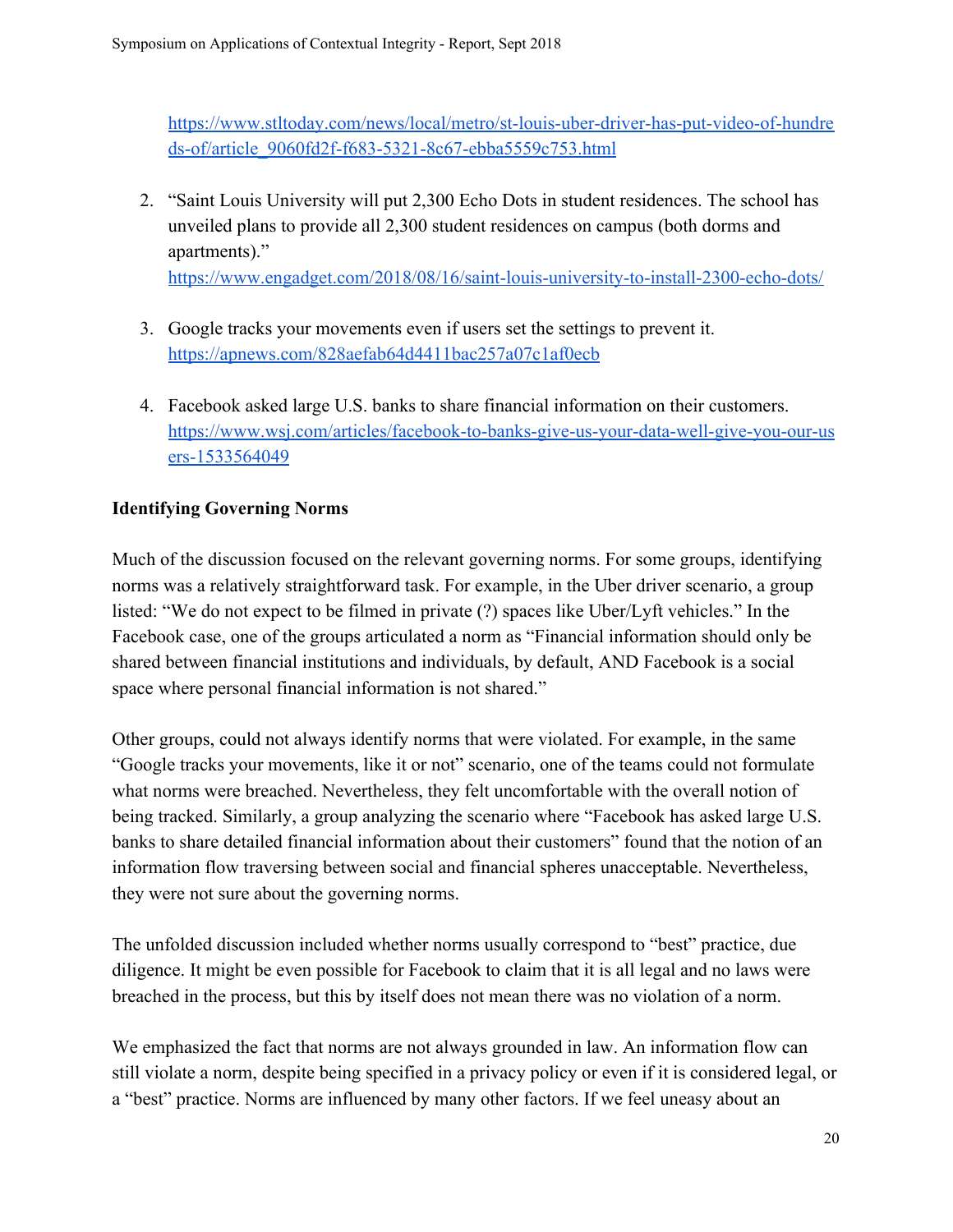https://www.stltoday.com/news/local/metro/st-louis-uber-driver-has-put-video-of-hundreds-of/article_9060fd2f-f683-5321-8c67-ebba5559c753.html

2. "Saint Louis University will put 2,300 Echo Dots in student residences. The school has unveiled plans to provide all 2,300 student residences on campus (both dorms and apartments)."
   https://www.engadget.com/2018/08/16/saint-louis-university-to-install-2300-echo-dots/

3. Google tracks your movements even if users set the settings to prevent it.
   https://apnews.com/828aefab64d4411bac257a07c1af0ecb

4. Facebook asked large U.S. banks to share financial information on their customers.
   https://www.wsj.com/articles/facebook-to-banks-give-us-your-data-well-give-you-our-users-1533564049

**Identifying Governing Norms**

Much of the discussion focused on the relevant governing norms. For some groups, identifying norms was a relatively straightforward task. For example, in the Uber driver scenario, a group listed: "We do not expect to be filmed in private (?) spaces like Uber/Lyft vehicles." In the Facebook case, one of the groups articulated a norm as "Financial information should only be shared between financial institutions and individuals, by default, AND Facebook is a social space where personal financial information is not shared."

Other groups, could not always identify norms that were violated. For example, in the same "Google tracks your movements, like it or not" scenario, one of the teams could not formulate what norms were breached. Nevertheless, they felt uncomfortable with the overall notion of being tracked. Similarly, a group analyzing the scenario where "Facebook has asked large U.S. banks to share detailed financial information about their customers" found that the notion of an information flow traversing between social and financial spheres unacceptable. Nevertheless, they were not sure about the governing norms.

The unfolded discussion included whether norms usually correspond to "best" practice, due diligence. It might be even possible for Facebook to claim that it is all legal and no laws were breached in the process, but this by itself does not mean there was no violation of a norm.

We emphasized the fact that norms are not always grounded in law. An information flow can still violate a norm, despite being specified in a privacy policy or even if it is considered legal, or a "best" practice. Norms are influenced by many other factors. If we feel uneasy about an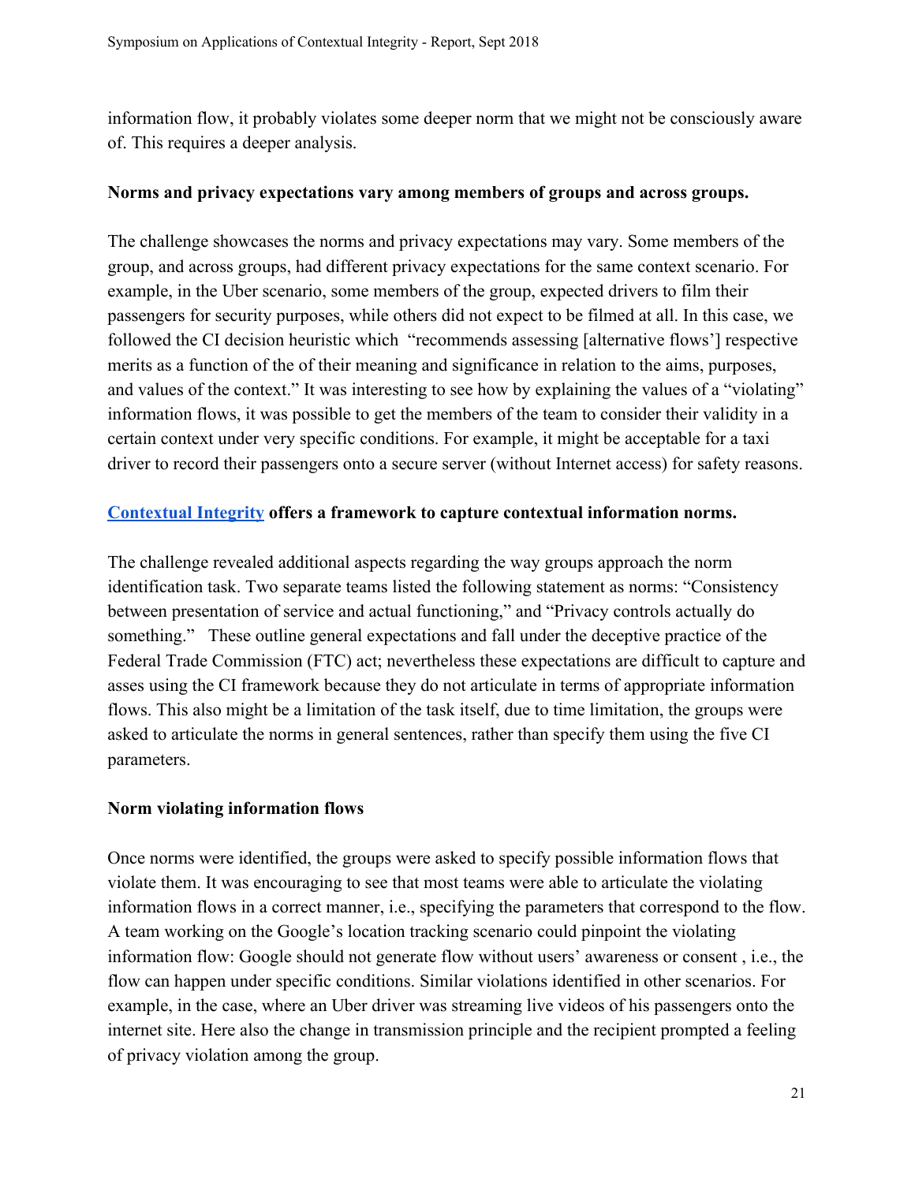information flow, it probably violates some deeper norm that we might not be consciously aware of. This requires a deeper analysis.

**Norms and privacy expectations vary among members of groups and across groups.**

The challenge showcases the norms and privacy expectations may vary. Some members of the group, and across groups, had different privacy expectations for the same context scenario. For example, in the Uber scenario, some members of the group, expected drivers to film their passengers for security purposes, while others did not expect to be filmed at all. In this case, we followed the CI decision heuristic which "recommends assessing [alternative flows'] respective merits as a function of the of their meaning and significance in relation to the aims, purposes, and values of the context." It was interesting to see how by explaining the values of a "violating" information flows, it was possible to get the members of the team to consider their validity in a certain context under very specific conditions. For example, it might be acceptable for a taxi driver to record their passengers onto a secure server (without Internet access) for safety reasons.

**Contextual Integrity offers a framework to capture contextual information norms.**

The challenge revealed additional aspects regarding the way groups approach the norm identification task. Two separate teams listed the following statement as norms: "Consistency between presentation of service and actual functioning," and "Privacy controls actually do something." These outline general expectations and fall under the deceptive practice of the Federal Trade Commission (FTC) act; nevertheless these expectations are difficult to capture and asses using the CI framework because they do not articulate in terms of appropriate information flows. This also might be a limitation of the task itself, due to time limitation, the groups were asked to articulate the norms in general sentences, rather than specify them using the five CI parameters.

**Norm violating information flows**

Once norms were identified, the groups were asked to specify possible information flows that violate them. It was encouraging to see that most teams were able to articulate the violating information flows in a correct manner, i.e., specifying the parameters that correspond to the flow. A team working on the Google's location tracking scenario could pinpoint the violating information flow: Google should not generate flow without users' awareness or consent , i.e., the flow can happen under specific conditions. Similar violations identified in other scenarios. For example, in the case, where an Uber driver was streaming live videos of his passengers onto the internet site. Here also the change in transmission principle and the recipient prompted a feeling of privacy violation among the group.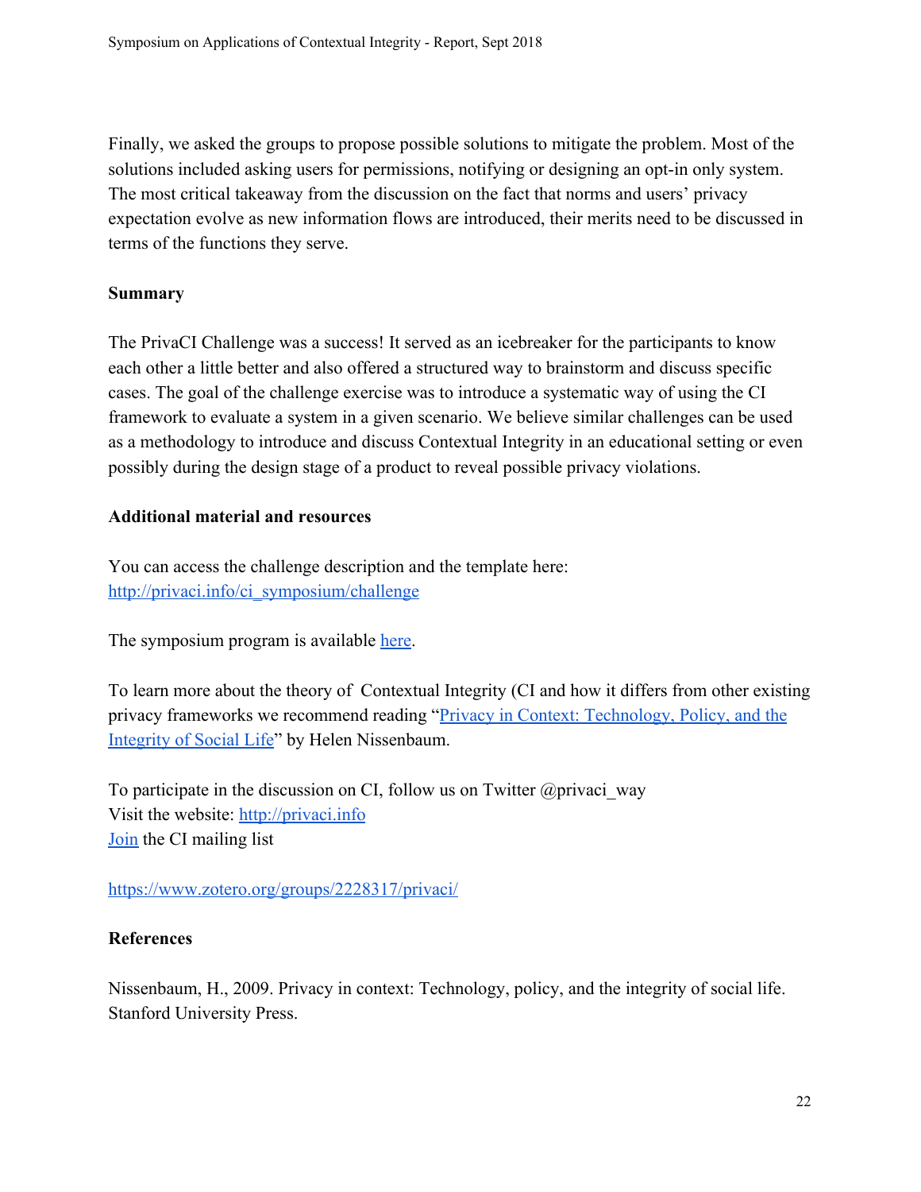Finally, we asked the groups to propose possible solutions to mitigate the problem. Most of the solutions included asking users for permissions, notifying or designing an opt-in only system. The most critical takeaway from the discussion on the fact that norms and users' privacy expectation evolve as new information flows are introduced, their merits need to be discussed in terms of the functions they serve.

### Summary

The PrivaCI Challenge was a success! It served as an icebreaker for the participants to know each other a little better and also offered a structured way to brainstorm and discuss specific cases. The goal of the challenge exercise was to introduce a systematic way of using the CI framework to evaluate a system in a given scenario. We believe similar challenges can be used as a methodology to introduce and discuss Contextual Integrity in an educational setting or even possibly during the design stage of a product to reveal possible privacy violations.

### Additional material and resources

You can access the challenge description and the template here:
[http://privaci.info/ci_symposium/challenge](http://privaci.info/ci_symposium/challenge)

The symposium program is available here.

To learn more about the theory of Contextual Integrity (CI and how it differs from other existing privacy frameworks we recommend reading "Privacy in Context: Technology, Policy, and the Integrity of Social Life" by Helen Nissenbaum.

To participate in the discussion on CI, follow us on Twitter @privaci_way
Visit the website: [http://privaci.info](http://privaci.info)
Join the CI mailing list

[https://www.zotero.org/groups/2228317/privaci/](https://www.zotero.org/groups/2228317/privaci/)

### References

Nissenbaum, H., 2009. Privacy in context: Technology, policy, and the integrity of social life. Stanford University Press.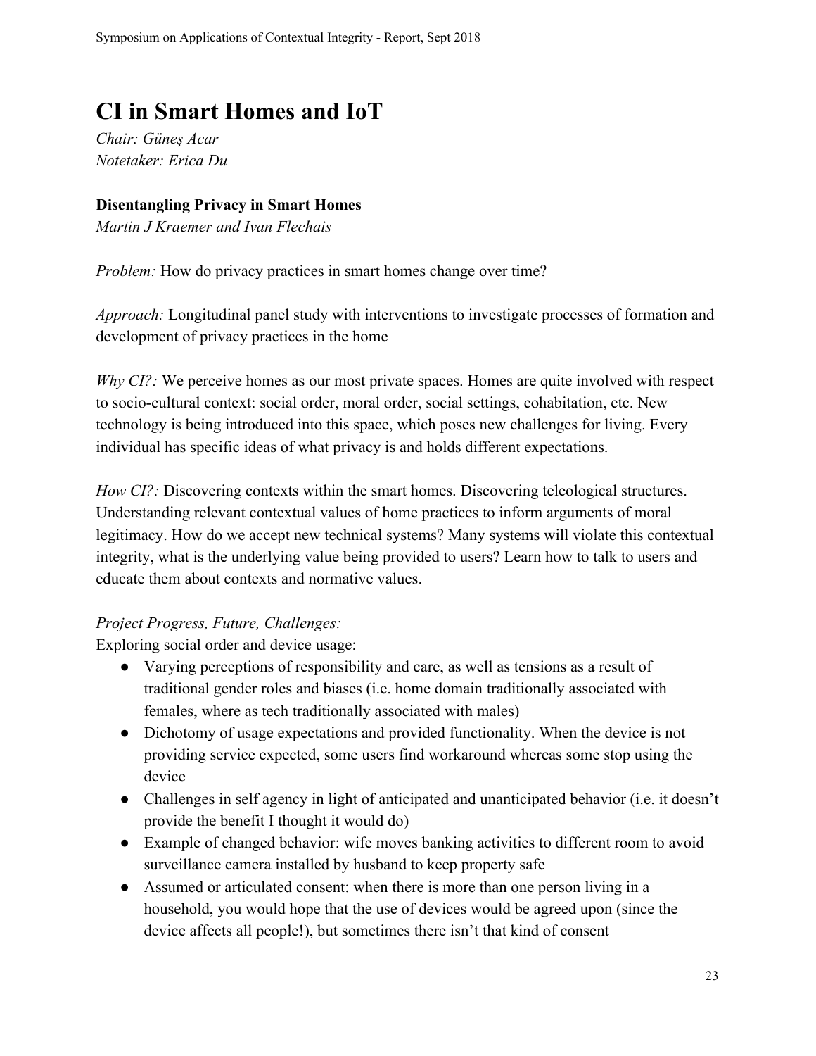# CI in Smart Homes and IoT

*Chair: Güneş Acar*
*Notetaker: Erica Du*

**Disentangling Privacy in Smart Homes**
*Martin J Kraemer and Ivan Flechais*

*Problem:* How do privacy practices in smart homes change over time?

*Approach:* Longitudinal panel study with interventions to investigate processes of formation and development of privacy practices in the home

*Why CI?:* We perceive homes as our most private spaces. Homes are quite involved with respect to socio-cultural context: social order, moral order, social settings, cohabitation, etc. New technology is being introduced into this space, which poses new challenges for living. Every individual has specific ideas of what privacy is and holds different expectations.

*How CI?:* Discovering contexts within the smart homes. Discovering teleological structures. Understanding relevant contextual values of home practices to inform arguments of moral legitimacy. How do we accept new technical systems? Many systems will violate this contextual integrity, what is the underlying value being provided to users? Learn how to talk to users and educate them about contexts and normative values.

*Project Progress, Future, Challenges:*
Exploring social order and device usage:

- Varying perceptions of responsibility and care, as well as tensions as a result of traditional gender roles and biases (i.e. home domain traditionally associated with females, where as tech traditionally associated with males)
- Dichotomy of usage expectations and provided functionality. When the device is not providing service expected, some users find workaround whereas some stop using the device
- Challenges in self agency in light of anticipated and unanticipated behavior (i.e. it doesn't provide the benefit I thought it would do)
- Example of changed behavior: wife moves banking activities to different room to avoid surveillance camera installed by husband to keep property safe
- Assumed or articulated consent: when there is more than one person living in a household, you would hope that the use of devices would be agreed upon (since the device affects all people!), but sometimes there isn't that kind of consent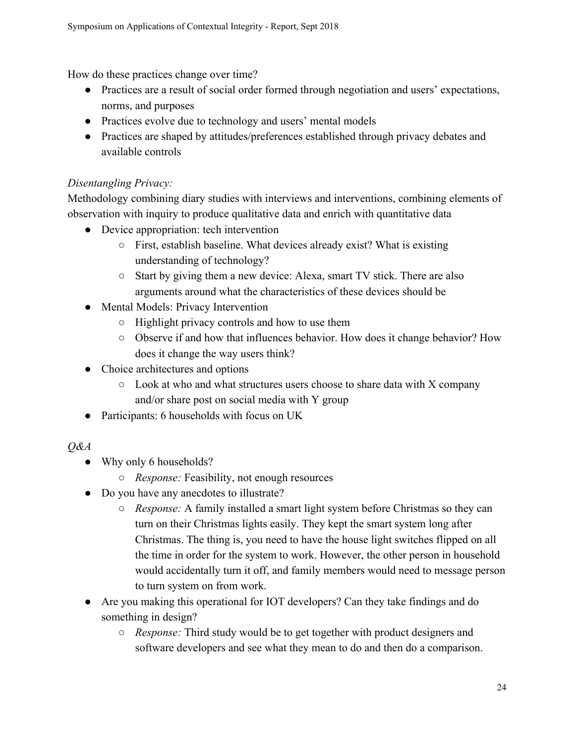How do these practices change over time?

- Practices are a result of social order formed through negotiation and users' expectations, norms, and purposes
- Practices evolve due to technology and users' mental models
- Practices are shaped by attitudes/preferences established through privacy debates and available controls

*Disentangling Privacy:*

Methodology combining diary studies with interviews and interventions, combining elements of observation with inquiry to produce qualitative data and enrich with quantitative data

- Device appropriation: tech intervention
  - First, establish baseline. What devices already exist? What is existing understanding of technology?
  - Start by giving them a new device: Alexa, smart TV stick. There are also arguments around what the characteristics of these devices should be
- Mental Models: Privacy Intervention
  - Highlight privacy controls and how to use them
  - Observe if and how that influences behavior. How does it change behavior? How does it change the way users think?
- Choice architectures and options
  - Look at who and what structures users choose to share data with X company and/or share post on social media with Y group
- Participants: 6 households with focus on UK

*Q&A*

- Why only 6 households?
  - *Response:* Feasibility, not enough resources
- Do you have any anecdotes to illustrate?
  - *Response:* A family installed a smart light system before Christmas so they can turn on their Christmas lights easily. They kept the smart system long after Christmas. The thing is, you need to have the house light switches flipped on all the time in order for the system to work. However, the other person in household would accidentally turn it off, and family members would need to message person to turn system on from work.
- Are you making this operational for IOT developers? Can they take findings and do something in design?
  - *Response:* Third study would be to get together with product designers and software developers and see what they mean to do and then do a comparison.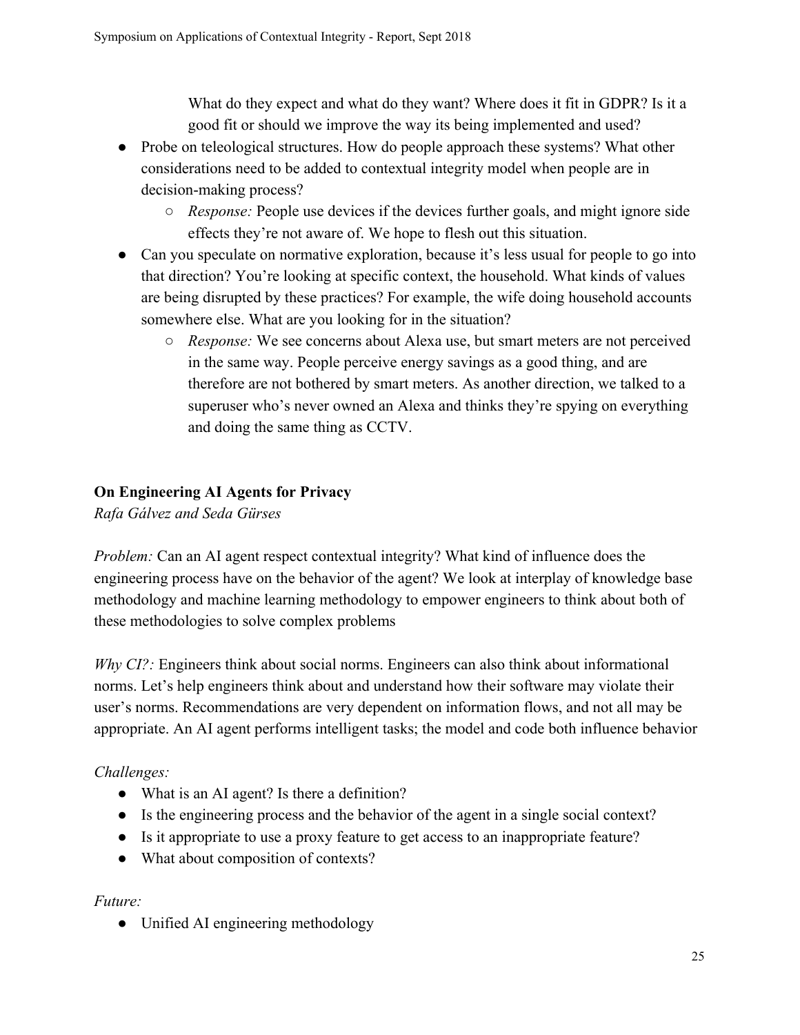What do they expect and what do they want? Where does it fit in GDPR? Is it a good fit or should we improve the way its being implemented and used?

- Probe on teleological structures. How do people approach these systems? What other considerations need to be added to contextual integrity model when people are in decision-making process?
    - *Response:* People use devices if the devices further goals, and might ignore side effects they're not aware of. We hope to flesh out this situation.
- Can you speculate on normative exploration, because it's less usual for people to go into that direction? You're looking at specific context, the household. What kinds of values are being disrupted by these practices? For example, the wife doing household accounts somewhere else. What are you looking for in the situation?
    - *Response:* We see concerns about Alexa use, but smart meters are not perceived in the same way. People perceive energy savings as a good thing, and are therefore are not bothered by smart meters. As another direction, we talked to a superuser who's never owned an Alexa and thinks they're spying on everything and doing the same thing as CCTV.

**On Engineering AI Agents for Privacy**

*Rafa Gálvez and Seda Gürses*

*Problem:* Can an AI agent respect contextual integrity? What kind of influence does the engineering process have on the behavior of the agent? We look at interplay of knowledge base methodology and machine learning methodology to empower engineers to think about both of these methodologies to solve complex problems

*Why CI?:* Engineers think about social norms. Engineers can also think about informational norms. Let's help engineers think about and understand how their software may violate their user's norms. Recommendations are very dependent on information flows, and not all may be appropriate. An AI agent performs intelligent tasks; the model and code both influence behavior

*Challenges:*

- What is an AI agent? Is there a definition?
- Is the engineering process and the behavior of the agent in a single social context?
- Is it appropriate to use a proxy feature to get access to an inappropriate feature?
- What about composition of contexts?

*Future:*

- Unified AI engineering methodology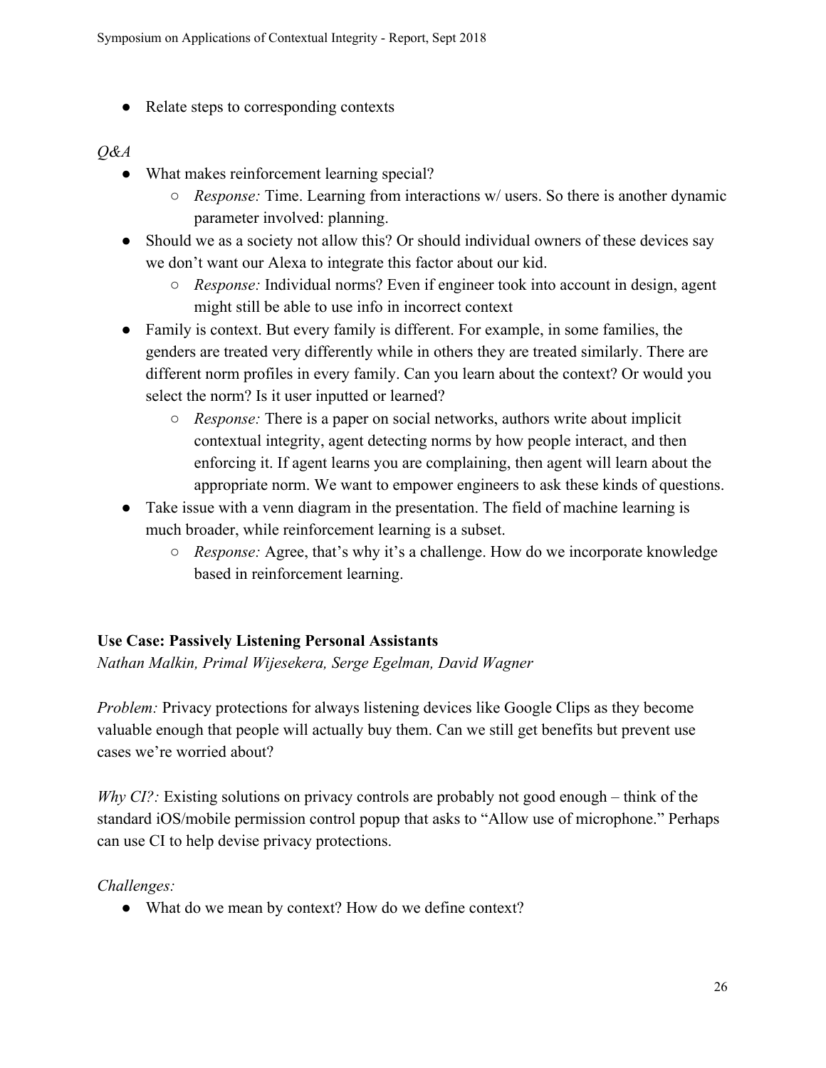- Relate steps to corresponding contexts

*Q&A*

- What makes reinforcement learning special?
    - *Response:* Time. Learning from interactions w/ users. So there is another dynamic parameter involved: planning.
- Should we as a society not allow this? Or should individual owners of these devices say we don't want our Alexa to integrate this factor about our kid.
    - *Response:* Individual norms? Even if engineer took into account in design, agent might still be able to use info in incorrect context
- Family is context. But every family is different. For example, in some families, the genders are treated very differently while in others they are treated similarly. There are different norm profiles in every family. Can you learn about the context? Or would you select the norm? Is it user inputted or learned?
    - *Response:* There is a paper on social networks, authors write about implicit contextual integrity, agent detecting norms by how people interact, and then enforcing it. If agent learns you are complaining, then agent will learn about the appropriate norm. We want to empower engineers to ask these kinds of questions.
- Take issue with a venn diagram in the presentation. The field of machine learning is much broader, while reinforcement learning is a subset.
    - *Response:* Agree, that's why it's a challenge. How do we incorporate knowledge based in reinforcement learning.

**Use Case: Passively Listening Personal Assistants**

*Nathan Malkin, Primal Wijesekera, Serge Egelman, David Wagner*

*Problem:* Privacy protections for always listening devices like Google Clips as they become valuable enough that people will actually buy them. Can we still get benefits but prevent use cases we're worried about?

*Why CI?:* Existing solutions on privacy controls are probably not good enough – think of the standard iOS/mobile permission control popup that asks to "Allow use of microphone." Perhaps can use CI to help devise privacy protections.

*Challenges:*

- What do we mean by context? How do we define context?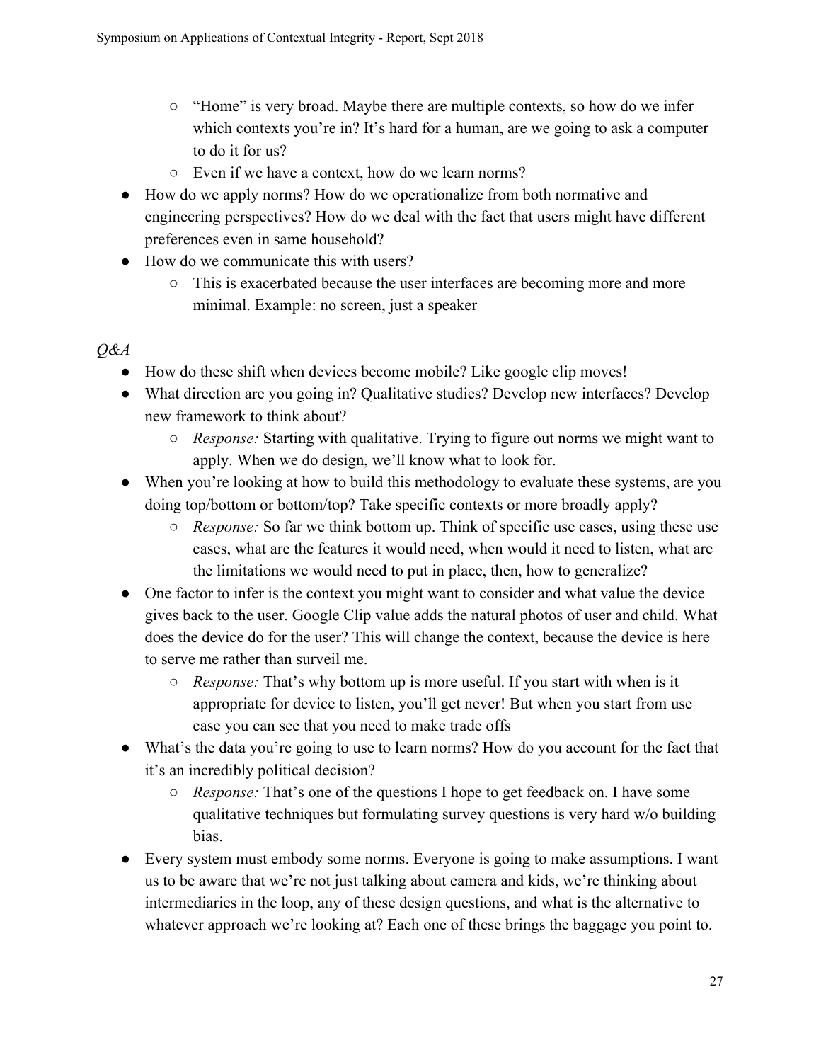- "Home" is very broad. Maybe there are multiple contexts, so how do we infer which contexts you're in? It's hard for a human, are we going to ask a computer to do it for us?
    - Even if we have a context, how do we learn norms?
- How do we apply norms? How do we operationalize from both normative and engineering perspectives? How do we deal with the fact that users might have different preferences even in same household?
- How do we communicate this with users?
    - This is exacerbated because the user interfaces are becoming more and more minimal. Example: no screen, just a speaker

*Q&A*

- How do these shift when devices become mobile? Like google clip moves!
- What direction are you going in? Qualitative studies? Develop new interfaces? Develop new framework to think about?
    - *Response:* Starting with qualitative. Trying to figure out norms we might want to apply. When we do design, we'll know what to look for.
- When you're looking at how to build this methodology to evaluate these systems, are you doing top/bottom or bottom/top? Take specific contexts or more broadly apply?
    - *Response:* So far we think bottom up. Think of specific use cases, using these use cases, what are the features it would need, when would it need to listen, what are the limitations we would need to put in place, then, how to generalize?
- One factor to infer is the context you might want to consider and what value the device gives back to the user. Google Clip value adds the natural photos of user and child. What does the device do for the user? This will change the context, because the device is here to serve me rather than surveil me.
    - *Response:* That's why bottom up is more useful. If you start with when is it appropriate for device to listen, you'll get never! But when you start from use case you can see that you need to make trade offs
- What's the data you're going to use to learn norms? How do you account for the fact that it's an incredibly political decision?
    - *Response:* That's one of the questions I hope to get feedback on. I have some qualitative techniques but formulating survey questions is very hard w/o building bias.
- Every system must embody some norms. Everyone is going to make assumptions. I want us to be aware that we're not just talking about camera and kids, we're thinking about intermediaries in the loop, any of these design questions, and what is the alternative to whatever approach we're looking at? Each one of these brings the baggage you point to.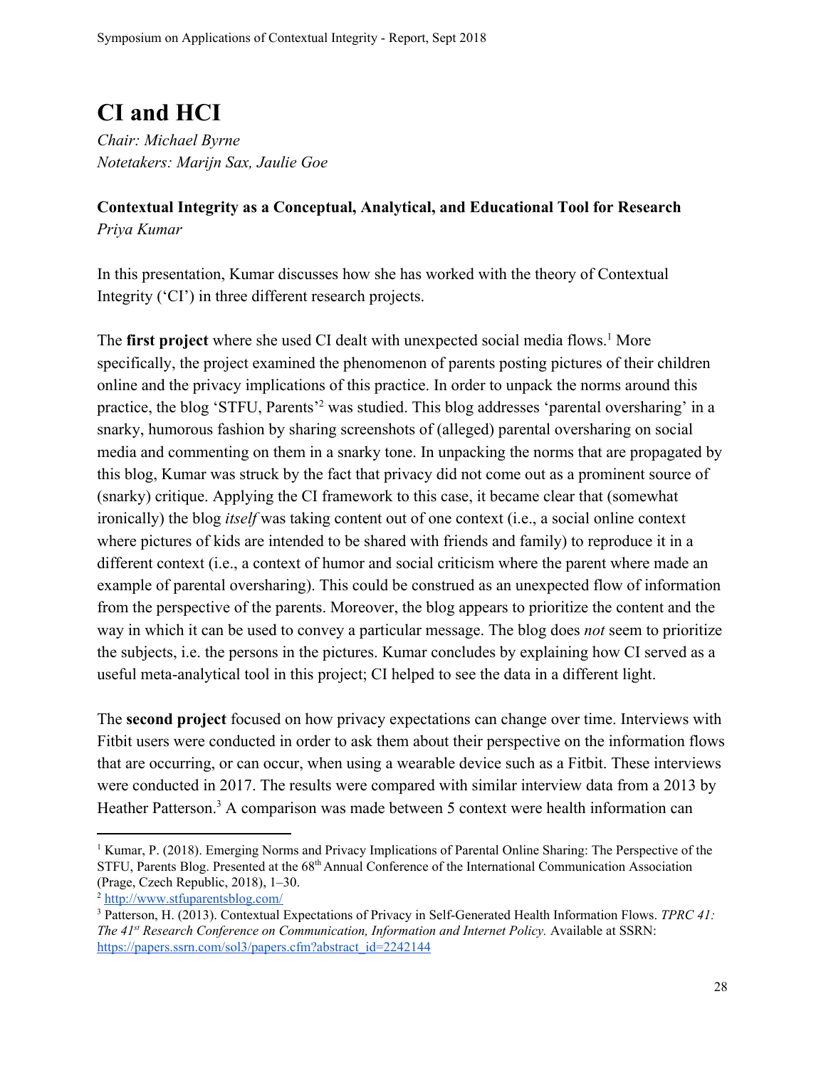# CI and HCI

*Chair: Michael Byrne*
*Notetakers: Marijn Sax, Jaulie Goe*

**Contextual Integrity as a Conceptual, Analytical, and Educational Tool for Research**
*Priya Kumar*

In this presentation, Kumar discusses how she has worked with the theory of Contextual Integrity ('CI') in three different research projects.

The **first project** where she used CI dealt with unexpected social media flows.[1] More specifically, the project examined the phenomenon of parents posting pictures of their children online and the privacy implications of this practice. In order to unpack the norms around this practice, the blog 'STFU, Parents'[2] was studied. This blog addresses 'parental oversharing' in a snarky, humorous fashion by sharing screenshots of (alleged) parental oversharing on social media and commenting on them in a snarky tone. In unpacking the norms that are propagated by this blog, Kumar was struck by the fact that privacy did not come out as a prominent source of (snarky) critique. Applying the CI framework to this case, it became clear that (somewhat ironically) the blog *itself* was taking content out of one context (i.e., a social online context where pictures of kids are intended to be shared with friends and family) to reproduce it in a different context (i.e., a context of humor and social criticism where the parent where made an example of parental oversharing). This could be construed as an unexpected flow of information from the perspective of the parents. Moreover, the blog appears to prioritize the content and the way in which it can be used to convey a particular message. The blog does *not* seem to prioritize the subjects, i.e. the persons in the pictures. Kumar concludes by explaining how CI served as a useful meta-analytical tool in this project; CI helped to see the data in a different light.

The **second project** focused on how privacy expectations can change over time. Interviews with Fitbit users were conducted in order to ask them about their perspective on the information flows that are occurring, or can occur, when using a wearable device such as a Fitbit. These interviews were conducted in 2017. The results were compared with similar interview data from a 2013 by Heather Patterson.[3] A comparison was made between 5 context were health information can

---

[1] Kumar, P. (2018). Emerging Norms and Privacy Implications of Parental Online Sharing: The Perspective of the STFU, Parents Blog. Presented at the 68th Annual Conference of the International Communication Association (Prage, Czech Republic, 2018), 1–30.

[2] http://www.stfuparentsblog.com/

[3] Patterson, H. (2013). Contextual Expectations of Privacy in Self-Generated Health Information Flows. *TPRC 41: The 41st Research Conference on Communication, Information and Internet Policy.* Available at SSRN: https://papers.ssrn.com/sol3/papers.cfm?abstract_id=2242144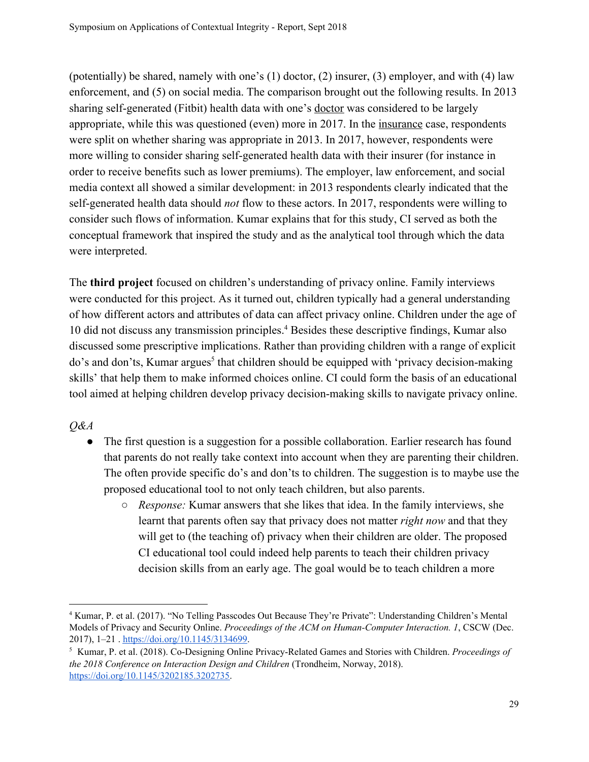(potentially) be shared, namely with one's (1) doctor, (2) insurer, (3) employer, and with (4) law enforcement, and (5) on social media. The comparison brought out the following results. In 2013 sharing self-generated (Fitbit) health data with one's doctor was considered to be largely appropriate, while this was questioned (even) more in 2017. In the insurance case, respondents were split on whether sharing was appropriate in 2013. In 2017, however, respondents were more willing to consider sharing self-generated health data with their insurer (for instance in order to receive benefits such as lower premiums). The employer, law enforcement, and social media context all showed a similar development: in 2013 respondents clearly indicated that the self-generated health data should *not* flow to these actors. In 2017, respondents were willing to consider such flows of information. Kumar explains that for this study, CI served as both the conceptual framework that inspired the study and as the analytical tool through which the data were interpreted.

The **third project** focused on children's understanding of privacy online. Family interviews were conducted for this project. As it turned out, children typically had a general understanding of how different actors and attributes of data can affect privacy online. Children under the age of 10 did not discuss any transmission principles.[4] Besides these descriptive findings, Kumar also discussed some prescriptive implications. Rather than providing children with a range of explicit do's and don'ts, Kumar argues[5] that children should be equipped with 'privacy decision-making skills' that help them to make informed choices online. CI could form the basis of an educational tool aimed at helping children develop privacy decision-making skills to navigate privacy online.

*Q&A*

- The first question is a suggestion for a possible collaboration. Earlier research has found that parents do not really take context into account when they are parenting their children. The often provide specific do's and don'ts to children. The suggestion is to maybe use the proposed educational tool to not only teach children, but also parents.
    - *Response:* Kumar answers that she likes that idea. In the family interviews, she learnt that parents often say that privacy does not matter *right now* and that they will get to (the teaching of) privacy when their children are older. The proposed CI educational tool could indeed help parents to teach their children privacy decision skills from an early age. The goal would be to teach children a more

[4] Kumar, P. et al. (2017). "No Telling Passcodes Out Because They're Private": Understanding Children's Mental Models of Privacy and Security Online. *Proceedings of the ACM on Human-Computer Interaction. 1*, CSCW (Dec. 2017), 1–21 . https://doi.org/10.1145/3134699.

[5] Kumar, P. et al. (2018). Co-Designing Online Privacy-Related Games and Stories with Children. *Proceedings of the 2018 Conference on Interaction Design and Children* (Trondheim, Norway, 2018). https://doi.org/10.1145/3202185.3202735.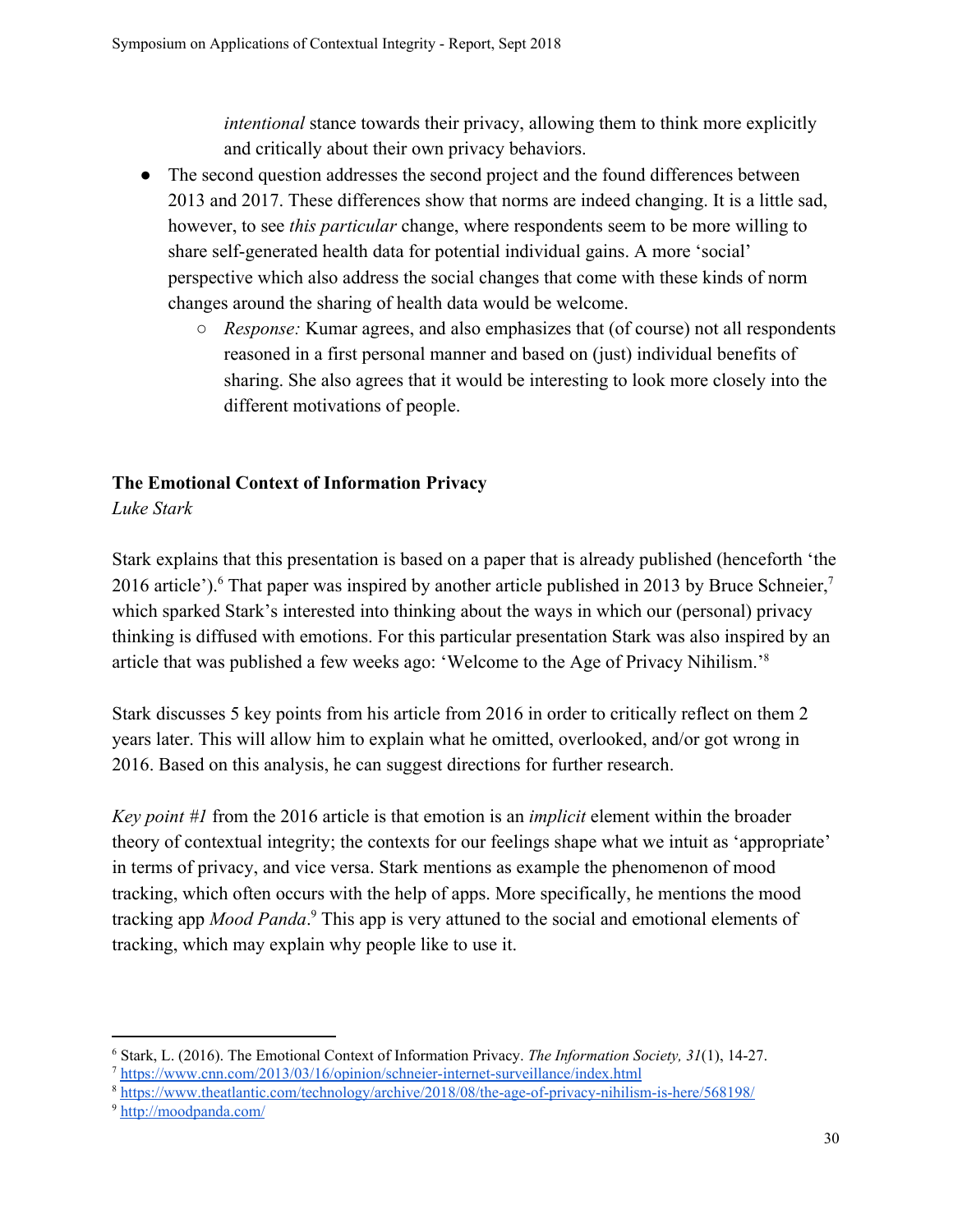*intentional* stance towards their privacy, allowing them to think more explicitly and critically about their own privacy behaviors.

- The second question addresses the second project and the found differences between 2013 and 2017. These differences show that norms are indeed changing. It is a little sad, however, to see *this particular* change, where respondents seem to be more willing to share self-generated health data for potential individual gains. A more 'social' perspective which also address the social changes that come with these kinds of norm changes around the sharing of health data would be welcome.
  - *Response:* Kumar agrees, and also emphasizes that (of course) not all respondents reasoned in a first personal manner and based on (just) individual benefits of sharing. She also agrees that it would be interesting to look more closely into the different motivations of people.

### The Emotional Context of Information Privacy

*Luke Stark*

Stark explains that this presentation is based on a paper that is already published (henceforth 'the 2016 article').[6] That paper was inspired by another article published in 2013 by Bruce Schneier,[7] which sparked Stark's interested into thinking about the ways in which our (personal) privacy thinking is diffused with emotions. For this particular presentation Stark was also inspired by an article that was published a few weeks ago: 'Welcome to the Age of Privacy Nihilism.'[8]

Stark discusses 5 key points from his article from 2016 in order to critically reflect on them 2 years later. This will allow him to explain what he omitted, overlooked, and/or got wrong in 2016. Based on this analysis, he can suggest directions for further research.

*Key point #1* from the 2016 article is that emotion is an *implicit* element within the broader theory of contextual integrity; the contexts for our feelings shape what we intuit as 'appropriate' in terms of privacy, and vice versa. Stark mentions as example the phenomenon of mood tracking, which often occurs with the help of apps. More specifically, he mentions the mood tracking app *Mood Panda*.[9] This app is very attuned to the social and emotional elements of tracking, which may explain why people like to use it.

---

[6] Stark, L. (2016). The Emotional Context of Information Privacy. *The Information Society, 31*(1), 14-27.

[7] https://www.cnn.com/2013/03/16/opinion/schneier-internet-surveillance/index.html

[8] https://www.theatlantic.com/technology/archive/2018/08/the-age-of-privacy-nihilism-is-here/568198/

[9] http://moodpanda.com/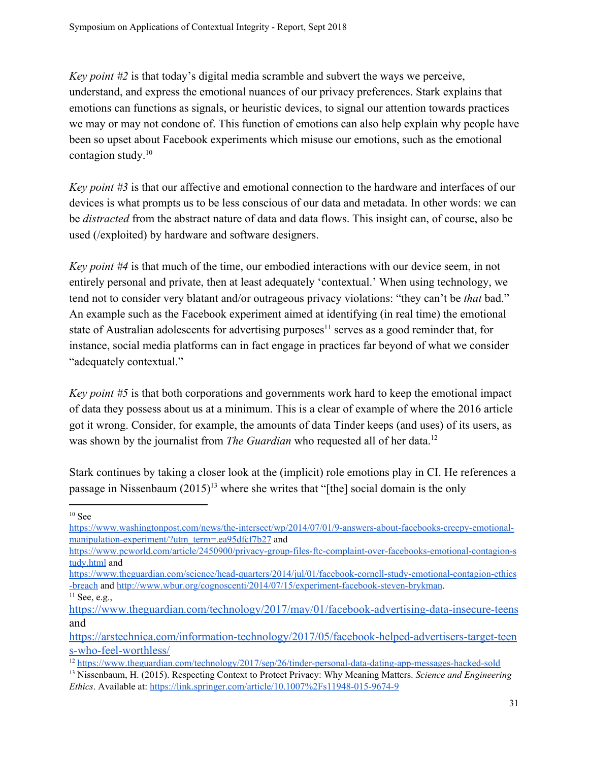*Key point #2* is that today's digital media scramble and subvert the ways we perceive, understand, and express the emotional nuances of our privacy preferences. Stark explains that emotions can functions as signals, or heuristic devices, to signal our attention towards practices we may or may not condone of. This function of emotions can also help explain why people have been so upset about Facebook experiments which misuse our emotions, such as the emotional contagion study.[10]

*Key point #3* is that our affective and emotional connection to the hardware and interfaces of our devices is what prompts us to be less conscious of our data and metadata. In other words: we can be *distracted* from the abstract nature of data and data flows. This insight can, of course, also be used (/exploited) by hardware and software designers.

*Key point #4* is that much of the time, our embodied interactions with our device seem, in not entirely personal and private, then at least adequately 'contextual.' When using technology, we tend not to consider very blatant and/or outrageous privacy violations: "they can't be *that* bad." An example such as the Facebook experiment aimed at identifying (in real time) the emotional state of Australian adolescents for advertising purposes[11] serves as a good reminder that, for instance, social media platforms can in fact engage in practices far beyond of what we consider "adequately contextual."

*Key point #5* is that both corporations and governments work hard to keep the emotional impact of data they possess about us at a minimum. This is a clear of example of where the 2016 article got it wrong. Consider, for example, the amounts of data Tinder keeps (and uses) of its users, as was shown by the journalist from *The Guardian* who requested all of her data.[12]

Stark continues by taking a closer look at the (implicit) role emotions play in CI. He references a passage in Nissenbaum (2015)[13] where she writes that "[the] social domain is the only

---

[10] See https://www.washingtonpost.com/news/the-intersect/wp/2014/07/01/9-answers-about-facebooks-creepy-emotional-manipulation-experiment/?utm_term=.ea95dfcf7b27 and https://www.pcworld.com/article/2450900/privacy-group-files-ftc-complaint-over-facebooks-emotional-contagion-study.html and https://www.theguardian.com/science/head-quarters/2014/jul/01/facebook-cornell-study-emotional-contagion-ethics-breach and http://www.wbur.org/cognoscenti/2014/07/15/experiment-facebook-steven-brykman.

[11] See, e.g., https://www.theguardian.com/technology/2017/may/01/facebook-advertising-data-insecure-teens and https://arstechnica.com/information-technology/2017/05/facebook-helped-advertisers-target-teens-who-feel-worthless/

[12] https://www.theguardian.com/technology/2017/sep/26/tinder-personal-data-dating-app-messages-hacked-sold

[13] Nissenbaum, H. (2015). Respecting Context to Protect Privacy: Why Meaning Matters. *Science and Engineering Ethics*. Available at: https://link.springer.com/article/10.1007%2Fs11948-015-9674-9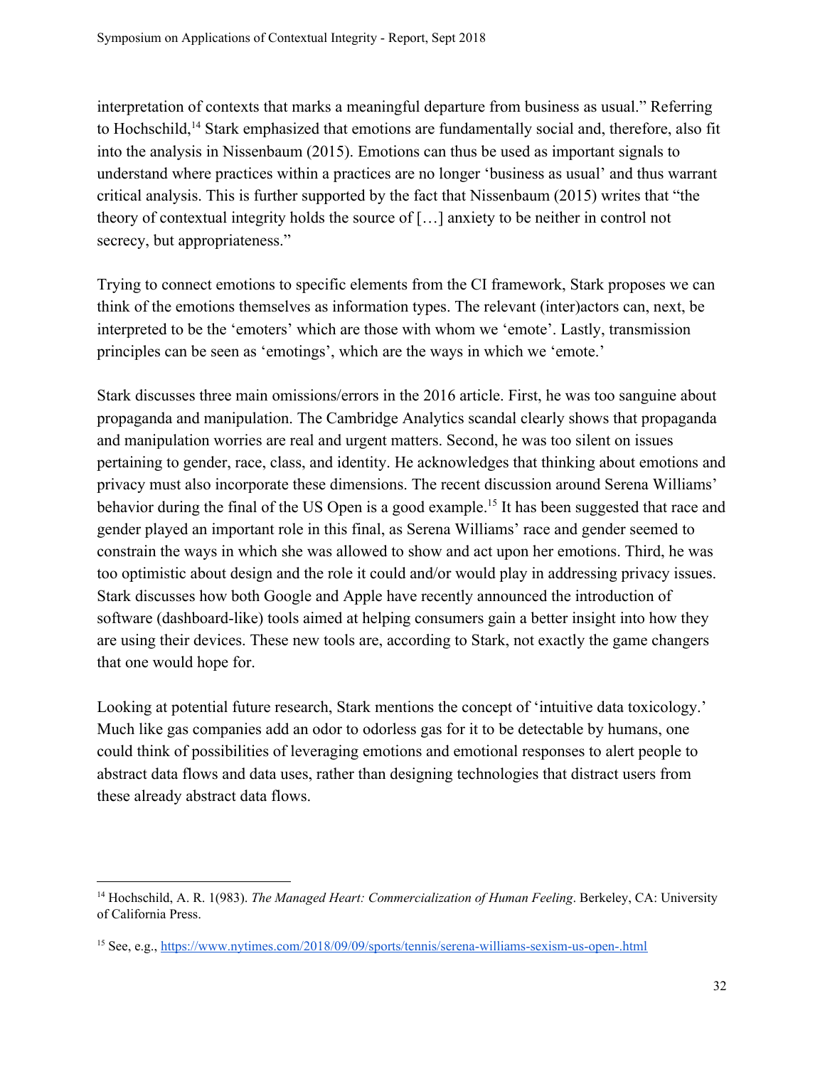interpretation of contexts that marks a meaningful departure from business as usual." Referring to Hochschild,[14] Stark emphasized that emotions are fundamentally social and, therefore, also fit into the analysis in Nissenbaum (2015). Emotions can thus be used as important signals to understand where practices within a practices are no longer 'business as usual' and thus warrant critical analysis. This is further supported by the fact that Nissenbaum (2015) writes that "the theory of contextual integrity holds the source of […] anxiety to be neither in control not secrecy, but appropriateness."

Trying to connect emotions to specific elements from the CI framework, Stark proposes we can think of the emotions themselves as information types. The relevant (inter)actors can, next, be interpreted to be the 'emoters' which are those with whom we 'emote'. Lastly, transmission principles can be seen as 'emotings', which are the ways in which we 'emote.'

Stark discusses three main omissions/errors in the 2016 article. First, he was too sanguine about propaganda and manipulation. The Cambridge Analytics scandal clearly shows that propaganda and manipulation worries are real and urgent matters. Second, he was too silent on issues pertaining to gender, race, class, and identity. He acknowledges that thinking about emotions and privacy must also incorporate these dimensions. The recent discussion around Serena Williams' behavior during the final of the US Open is a good example.[15] It has been suggested that race and gender played an important role in this final, as Serena Williams' race and gender seemed to constrain the ways in which she was allowed to show and act upon her emotions. Third, he was too optimistic about design and the role it could and/or would play in addressing privacy issues. Stark discusses how both Google and Apple have recently announced the introduction of software (dashboard-like) tools aimed at helping consumers gain a better insight into how they are using their devices. These new tools are, according to Stark, not exactly the game changers that one would hope for.

Looking at potential future research, Stark mentions the concept of 'intuitive data toxicology.' Much like gas companies add an odor to odorless gas for it to be detectable by humans, one could think of possibilities of leveraging emotions and emotional responses to alert people to abstract data flows and data uses, rather than designing technologies that distract users from these already abstract data flows.

---

[14] Hochschild, A. R. 1(983). *The Managed Heart: Commercialization of Human Feeling*. Berkeley, CA: University of California Press.

[15] See, e.g., https://www.nytimes.com/2018/09/09/sports/tennis/serena-williams-sexism-us-open-.html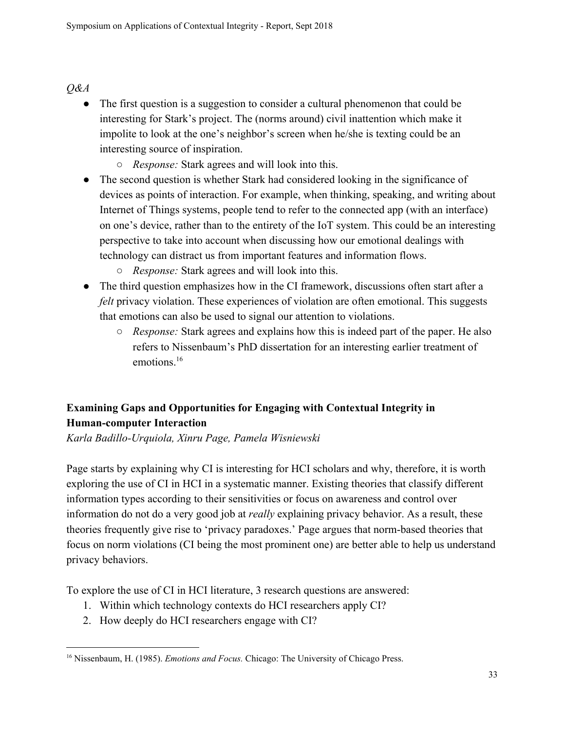*Q&A*

- The first question is a suggestion to consider a cultural phenomenon that could be interesting for Stark's project. The (norms around) civil inattention which make it impolite to look at the one's neighbor's screen when he/she is texting could be an interesting source of inspiration.
    - *Response:* Stark agrees and will look into this.
- The second question is whether Stark had considered looking in the significance of devices as points of interaction. For example, when thinking, speaking, and writing about Internet of Things systems, people tend to refer to the connected app (with an interface) on one's device, rather than to the entirety of the IoT system. This could be an interesting perspective to take into account when discussing how our emotional dealings with technology can distract us from important features and information flows.
    - *Response:* Stark agrees and will look into this.
- The third question emphasizes how in the CI framework, discussions often start after a *felt* privacy violation. These experiences of violation are often emotional. This suggests that emotions can also be used to signal our attention to violations.
    - *Response:* Stark agrees and explains how this is indeed part of the paper. He also refers to Nissenbaum's PhD dissertation for an interesting earlier treatment of emotions.[16]

**Examining Gaps and Opportunities for Engaging with Contextual Integrity in Human-computer Interaction**

*Karla Badillo-Urquiola, Xinru Page, Pamela Wisniewski*

Page starts by explaining why CI is interesting for HCI scholars and why, therefore, it is worth exploring the use of CI in HCI in a systematic manner. Existing theories that classify different information types according to their sensitivities or focus on awareness and control over information do not do a very good job at *really* explaining privacy behavior. As a result, these theories frequently give rise to 'privacy paradoxes.' Page argues that norm-based theories that focus on norm violations (CI being the most prominent one) are better able to help us understand privacy behaviors.

To explore the use of CI in HCI literature, 3 research questions are answered:

1. Within which technology contexts do HCI researchers apply CI?
2. How deeply do HCI researchers engage with CI?

[16] Nissenbaum, H. (1985). *Emotions and Focus.* Chicago: The University of Chicago Press.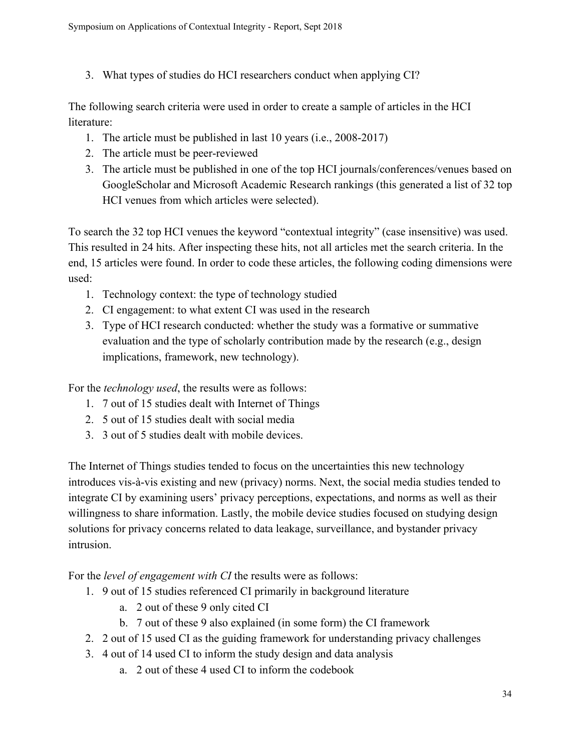3. What types of studies do HCI researchers conduct when applying CI?

The following search criteria were used in order to create a sample of articles in the HCI literature:

1. The article must be published in last 10 years (i.e., 2008-2017)
2. The article must be peer-reviewed
3. The article must be published in one of the top HCI journals/conferences/venues based on GoogleScholar and Microsoft Academic Research rankings (this generated a list of 32 top HCI venues from which articles were selected).

To search the 32 top HCI venues the keyword "contextual integrity" (case insensitive) was used. This resulted in 24 hits. After inspecting these hits, not all articles met the search criteria. In the end, 15 articles were found. In order to code these articles, the following coding dimensions were used:

1. Technology context: the type of technology studied
2. CI engagement: to what extent CI was used in the research
3. Type of HCI research conducted: whether the study was a formative or summative evaluation and the type of scholarly contribution made by the research (e.g., design implications, framework, new technology).

For the *technology used*, the results were as follows:

1. 7 out of 15 studies dealt with Internet of Things
2. 5 out of 15 studies dealt with social media
3. 3 out of 5 studies dealt with mobile devices.

The Internet of Things studies tended to focus on the uncertainties this new technology introduces vis-à-vis existing and new (privacy) norms. Next, the social media studies tended to integrate CI by examining users' privacy perceptions, expectations, and norms as well as their willingness to share information. Lastly, the mobile device studies focused on studying design solutions for privacy concerns related to data leakage, surveillance, and bystander privacy intrusion.

For the *level of engagement with CI* the results were as follows:

1. 9 out of 15 studies referenced CI primarily in background literature
    a. 2 out of these 9 only cited CI
    b. 7 out of these 9 also explained (in some form) the CI framework
2. 2 out of 15 used CI as the guiding framework for understanding privacy challenges
3. 4 out of 14 used CI to inform the study design and data analysis
    a. 2 out of these 4 used CI to inform the codebook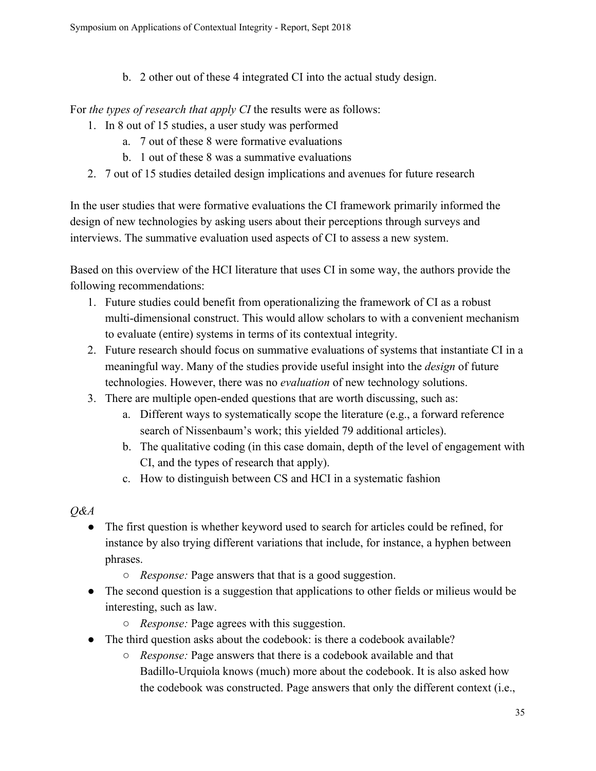b. 2 other out of these 4 integrated CI into the actual study design.

For *the types of research that apply CI* the results were as follows:

1. In 8 out of 15 studies, a user study was performed
   a. 7 out of these 8 were formative evaluations
   b. 1 out of these 8 was a summative evaluations
2. 7 out of 15 studies detailed design implications and avenues for future research

In the user studies that were formative evaluations the CI framework primarily informed the design of new technologies by asking users about their perceptions through surveys and interviews. The summative evaluation used aspects of CI to assess a new system.

Based on this overview of the HCI literature that uses CI in some way, the authors provide the following recommendations:

1. Future studies could benefit from operationalizing the framework of CI as a robust multi-dimensional construct. This would allow scholars to with a convenient mechanism to evaluate (entire) systems in terms of its contextual integrity.
2. Future research should focus on summative evaluations of systems that instantiate CI in a meaningful way. Many of the studies provide useful insight into the *design* of future technologies. However, there was no *evaluation* of new technology solutions.
3. There are multiple open-ended questions that are worth discussing, such as:
   a. Different ways to systematically scope the literature (e.g., a forward reference search of Nissenbaum's work; this yielded 79 additional articles).
   b. The qualitative coding (in this case domain, depth of the level of engagement with CI, and the types of research that apply).
   c. How to distinguish between CS and HCI in a systematic fashion

*Q&A*

- The first question is whether keyword used to search for articles could be refined, for instance by also trying different variations that include, for instance, a hyphen between phrases.
  - *Response:* Page answers that that is a good suggestion.
- The second question is a suggestion that applications to other fields or milieus would be interesting, such as law.
  - *Response:* Page agrees with this suggestion.
- The third question asks about the codebook: is there a codebook available?
  - *Response:* Page answers that there is a codebook available and that Badillo-Urquiola knows (much) more about the codebook. It is also asked how the codebook was constructed. Page answers that only the different context (i.e.,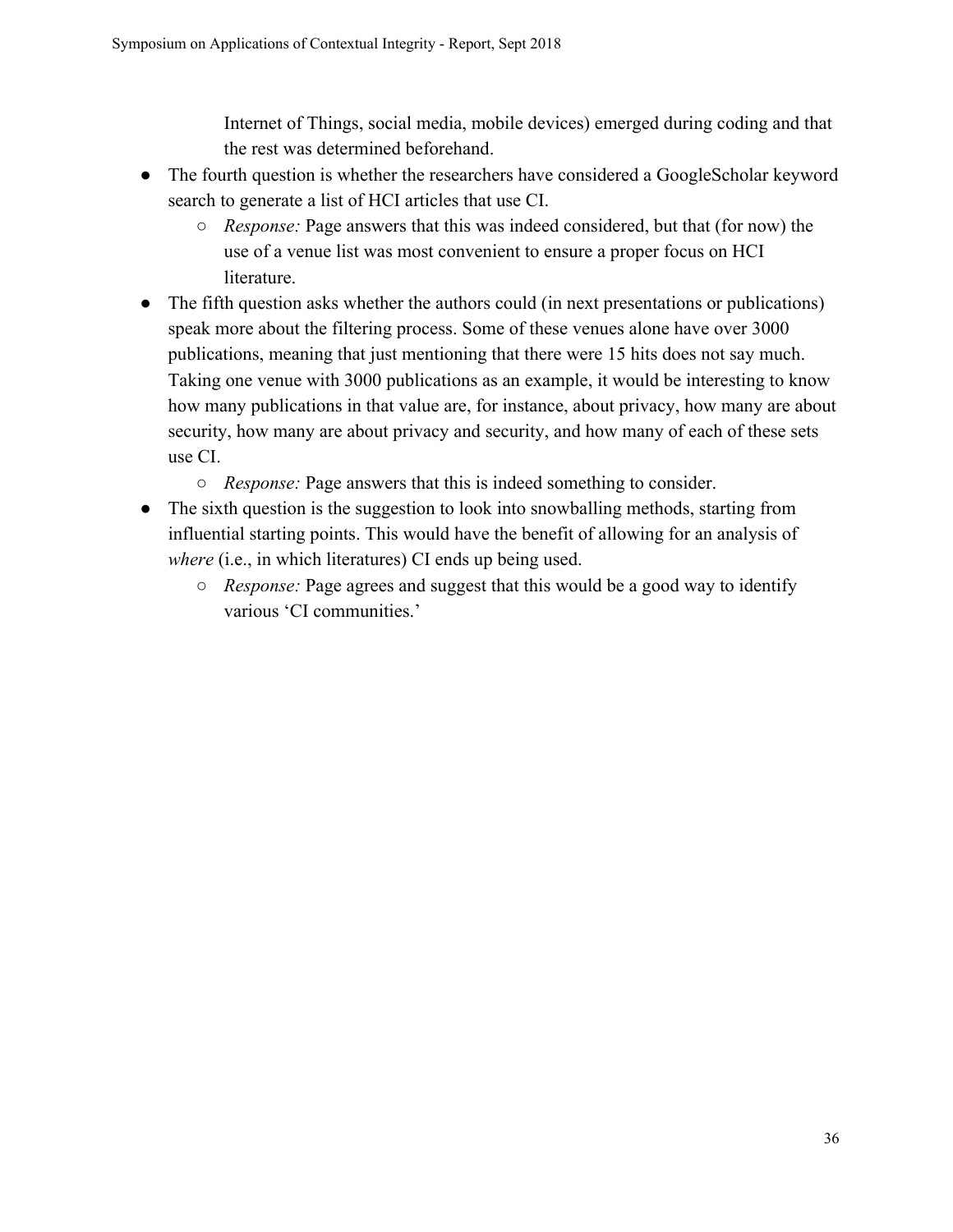Internet of Things, social media, mobile devices) emerged during coding and that the rest was determined beforehand.

- The fourth question is whether the researchers have considered a GoogleScholar keyword search to generate a list of HCI articles that use CI.
  - *Response:* Page answers that this was indeed considered, but that (for now) the use of a venue list was most convenient to ensure a proper focus on HCI literature.
- The fifth question asks whether the authors could (in next presentations or publications) speak more about the filtering process. Some of these venues alone have over 3000 publications, meaning that just mentioning that there were 15 hits does not say much. Taking one venue with 3000 publications as an example, it would be interesting to know how many publications in that value are, for instance, about privacy, how many are about security, how many are about privacy and security, and how many of each of these sets use CI.
  - *Response:* Page answers that this is indeed something to consider.
- The sixth question is the suggestion to look into snowballing methods, starting from influential starting points. This would have the benefit of allowing for an analysis of *where* (i.e., in which literatures) CI ends up being used.
  - *Response:* Page agrees and suggest that this would be a good way to identify various 'CI communities.'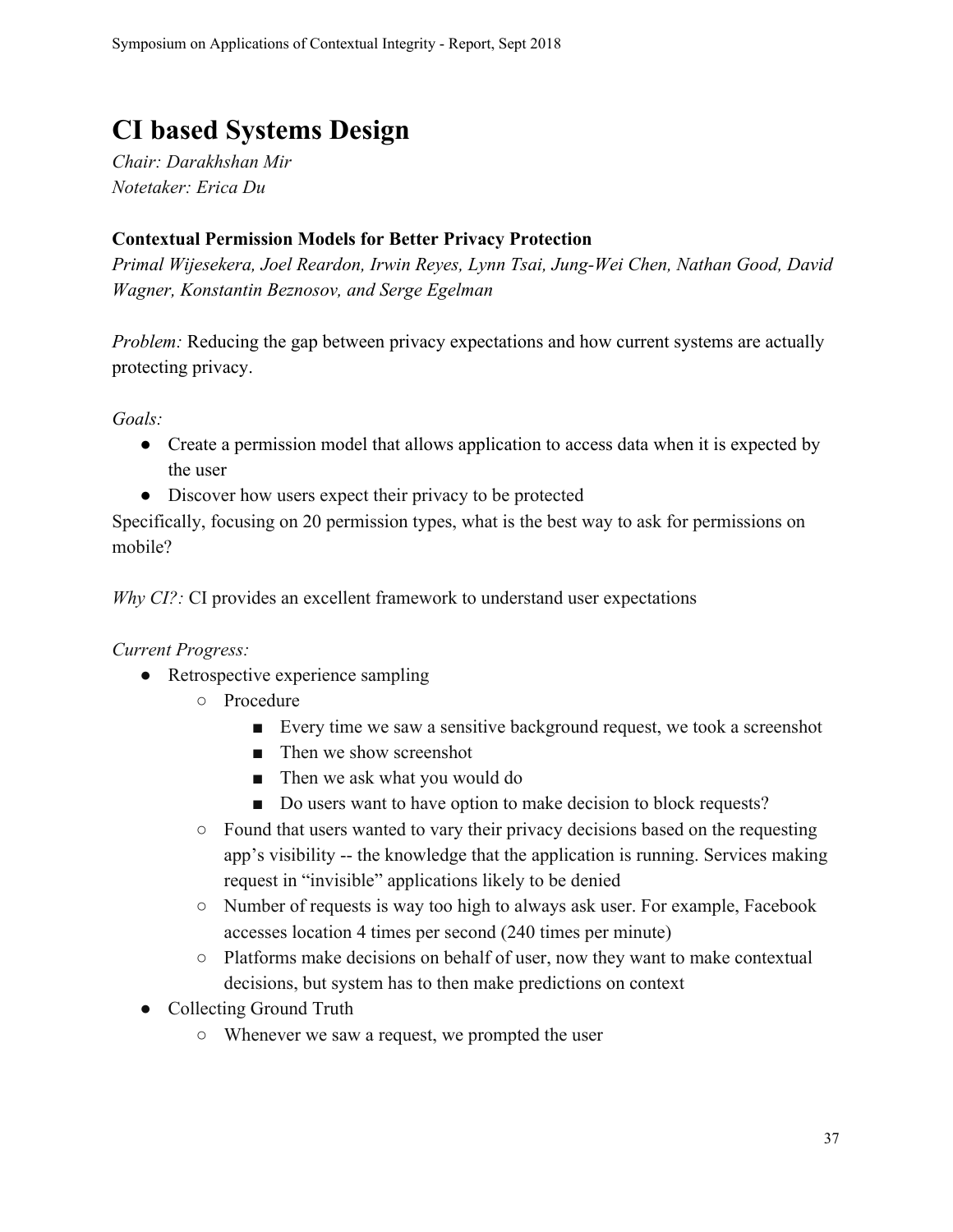# CI based Systems Design

*Chair: Darakhshan Mir*
*Notetaker: Erica Du*

### Contextual Permission Models for Better Privacy Protection

*Primal Wijesekera, Joel Reardon, Irwin Reyes, Lynn Tsai, Jung-Wei Chen, Nathan Good, David Wagner, Konstantin Beznosov, and Serge Egelman*

*Problem:* Reducing the gap between privacy expectations and how current systems are actually protecting privacy.

*Goals:*

- Create a permission model that allows application to access data when it is expected by the user
- Discover how users expect their privacy to be protected

Specifically, focusing on 20 permission types, what is the best way to ask for permissions on mobile?

*Why CI?:* CI provides an excellent framework to understand user expectations

*Current Progress:*

- Retrospective experience sampling
  - Procedure
    - Every time we saw a sensitive background request, we took a screenshot
    - Then we show screenshot
    - Then we ask what you would do
    - Do users want to have option to make decision to block requests?
  - Found that users wanted to vary their privacy decisions based on the requesting app's visibility -- the knowledge that the application is running. Services making request in "invisible" applications likely to be denied
  - Number of requests is way too high to always ask user. For example, Facebook accesses location 4 times per second (240 times per minute)
  - Platforms make decisions on behalf of user, now they want to make contextual decisions, but system has to then make predictions on context
- Collecting Ground Truth
  - Whenever we saw a request, we prompted the user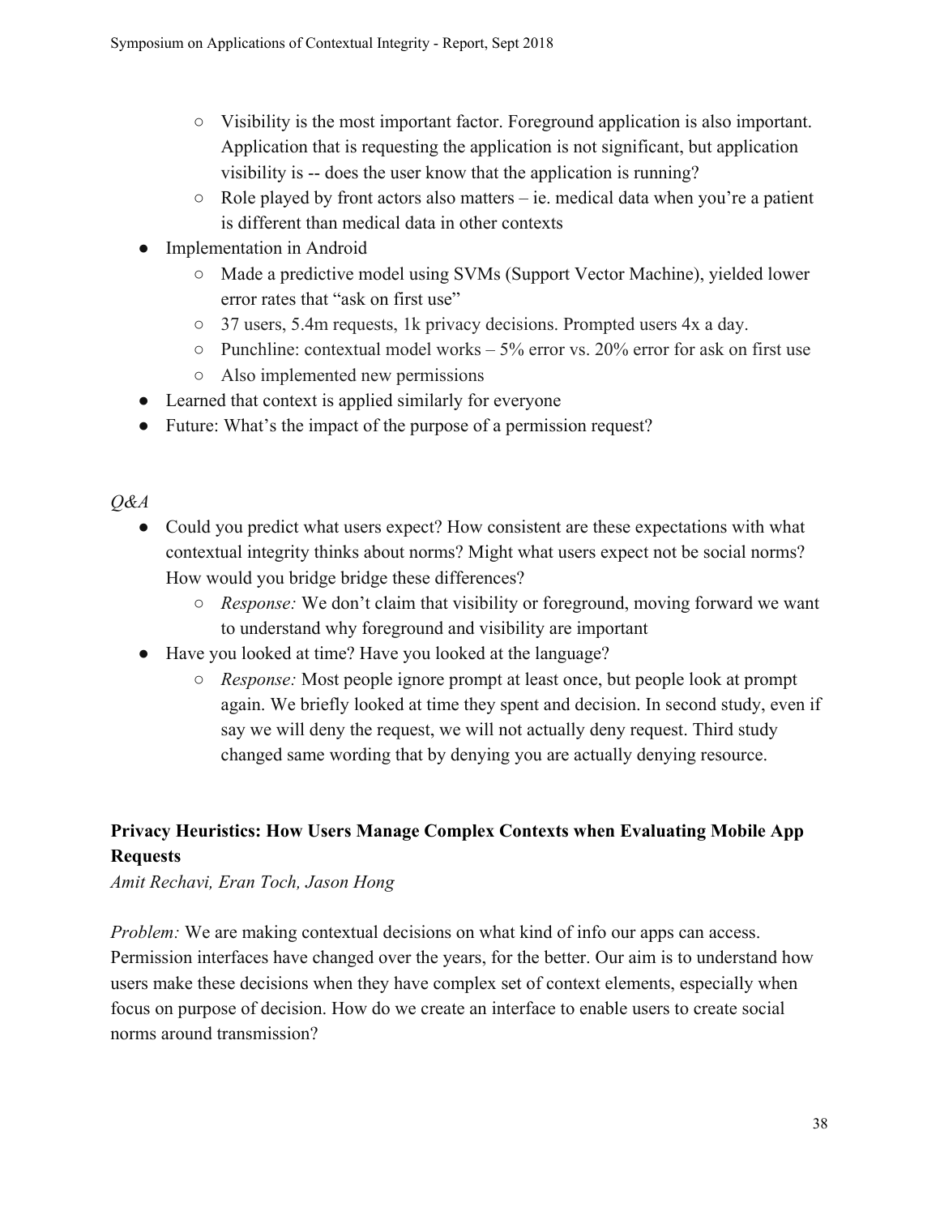- Visibility is the most important factor. Foreground application is also important. Application that is requesting the application is not significant, but application visibility is -- does the user know that the application is running?
    - Role played by front actors also matters – ie. medical data when you're a patient is different than medical data in other contexts
- Implementation in Android
    - Made a predictive model using SVMs (Support Vector Machine), yielded lower error rates that "ask on first use"
    - 37 users, 5.4m requests, 1k privacy decisions. Prompted users 4x a day.
    - Punchline: contextual model works – 5% error vs. 20% error for ask on first use
    - Also implemented new permissions
- Learned that context is applied similarly for everyone
- Future: What's the impact of the purpose of a permission request?

*Q&A*

- Could you predict what users expect? How consistent are these expectations with what contextual integrity thinks about norms? Might what users expect not be social norms? How would you bridge bridge these differences?
    - *Response:* We don't claim that visibility or foreground, moving forward we want to understand why foreground and visibility are important
- Have you looked at time? Have you looked at the language?
    - *Response:* Most people ignore prompt at least once, but people look at prompt again. We briefly looked at time they spent and decision. In second study, even if say we will deny the request, we will not actually deny request. Third study changed same wording that by denying you are actually denying resource.

**Privacy Heuristics: How Users Manage Complex Contexts when Evaluating Mobile App Requests**

*Amit Rechavi, Eran Toch, Jason Hong*

*Problem:* We are making contextual decisions on what kind of info our apps can access. Permission interfaces have changed over the years, for the better. Our aim is to understand how users make these decisions when they have complex set of context elements, especially when focus on purpose of decision. How do we create an interface to enable users to create social norms around transmission?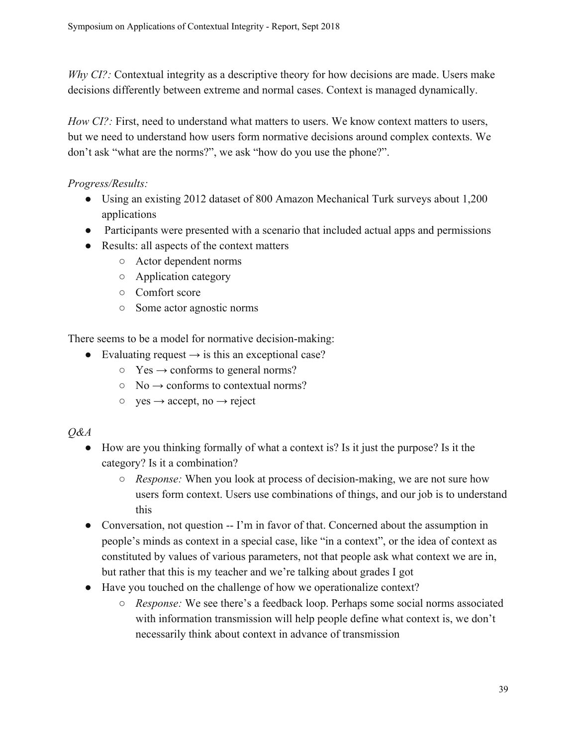*Why CI?:* Contextual integrity as a descriptive theory for how decisions are made. Users make decisions differently between extreme and normal cases. Context is managed dynamically.

*How CI?:* First, need to understand what matters to users. We know context matters to users, but we need to understand how users form normative decisions around complex contexts. We don't ask "what are the norms?", we ask "how do you use the phone?".

*Progress/Results:*

- Using an existing 2012 dataset of 800 Amazon Mechanical Turk surveys about 1,200 applications
- Participants were presented with a scenario that included actual apps and permissions
- Results: all aspects of the context matters
  - Actor dependent norms
  - Application category
  - Comfort score
  - Some actor agnostic norms

There seems to be a model for normative decision-making:

- Evaluating request → is this an exceptional case?
  - Yes → conforms to general norms?
  - No → conforms to contextual norms?
  - yes → accept, no → reject

*Q&A*

- How are you thinking formally of what a context is? Is it just the purpose? Is it the category? Is it a combination?
  - *Response:* When you look at process of decision-making, we are not sure how users form context. Users use combinations of things, and our job is to understand this
- Conversation, not question -- I'm in favor of that. Concerned about the assumption in people's minds as context in a special case, like "in a context", or the idea of context as constituted by values of various parameters, not that people ask what context we are in, but rather that this is my teacher and we're talking about grades I got
- Have you touched on the challenge of how we operationalize context?
  - *Response:* We see there's a feedback loop. Perhaps some social norms associated with information transmission will help people define what context is, we don't necessarily think about context in advance of transmission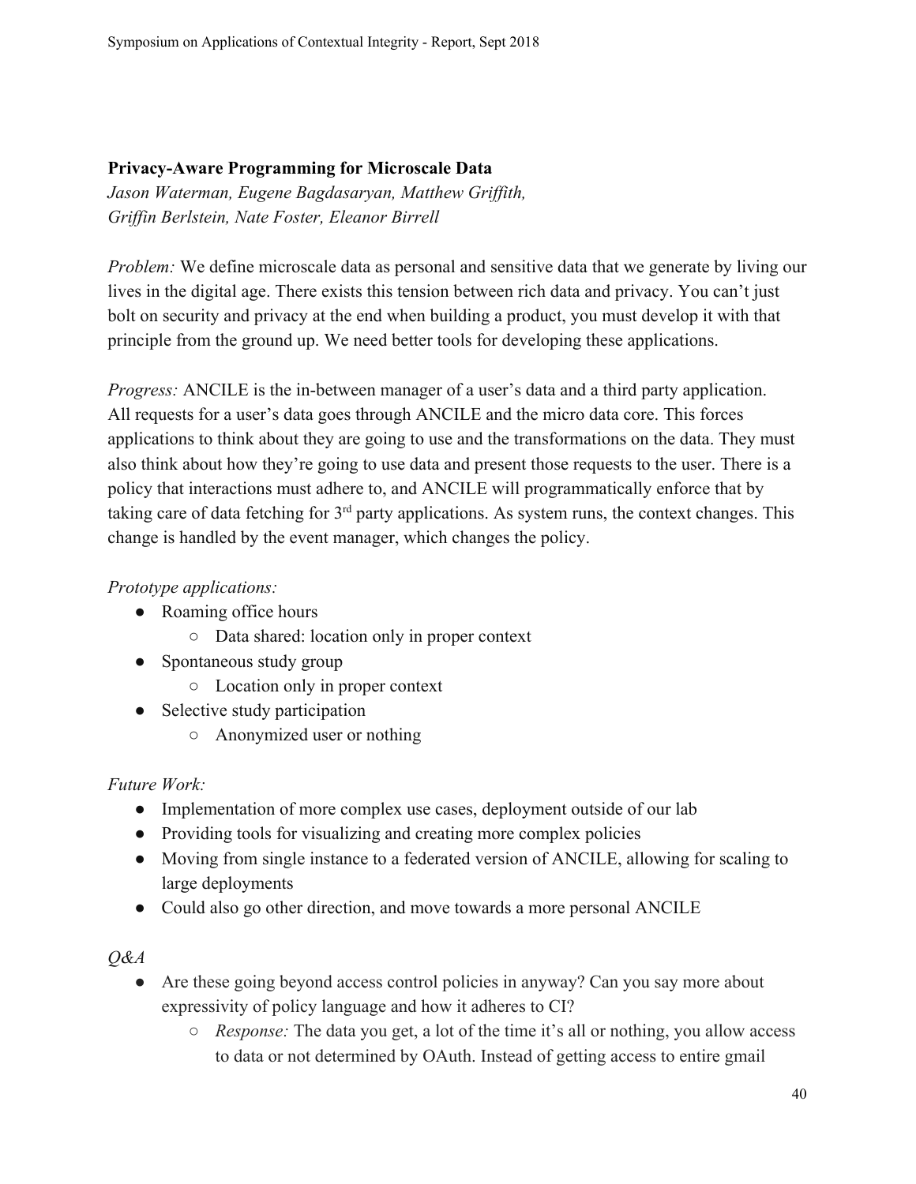**Privacy-Aware Programming for Microscale Data**

*Jason Waterman, Eugene Bagdasaryan, Matthew Griffith, Griffin Berlstein, Nate Foster, Eleanor Birrell*

*Problem:* We define microscale data as personal and sensitive data that we generate by living our lives in the digital age. There exists this tension between rich data and privacy. You can't just bolt on security and privacy at the end when building a product, you must develop it with that principle from the ground up. We need better tools for developing these applications.

*Progress:* ANCILE is the in-between manager of a user's data and a third party application. All requests for a user's data goes through ANCILE and the micro data core. This forces applications to think about they are going to use and the transformations on the data. They must also think about how they're going to use data and present those requests to the user. There is a policy that interactions must adhere to, and ANCILE will programmatically enforce that by taking care of data fetching for 3rd party applications. As system runs, the context changes. This change is handled by the event manager, which changes the policy.

*Prototype applications:*

- Roaming office hours
  - Data shared: location only in proper context
- Spontaneous study group
  - Location only in proper context
- Selective study participation
  - Anonymized user or nothing

*Future Work:*

- Implementation of more complex use cases, deployment outside of our lab
- Providing tools for visualizing and creating more complex policies
- Moving from single instance to a federated version of ANCILE, allowing for scaling to large deployments
- Could also go other direction, and move towards a more personal ANCILE

*Q&A*

- Are these going beyond access control policies in anyway? Can you say more about expressivity of policy language and how it adheres to CI?
  - *Response:* The data you get, a lot of the time it's all or nothing, you allow access to data or not determined by OAuth. Instead of getting access to entire gmail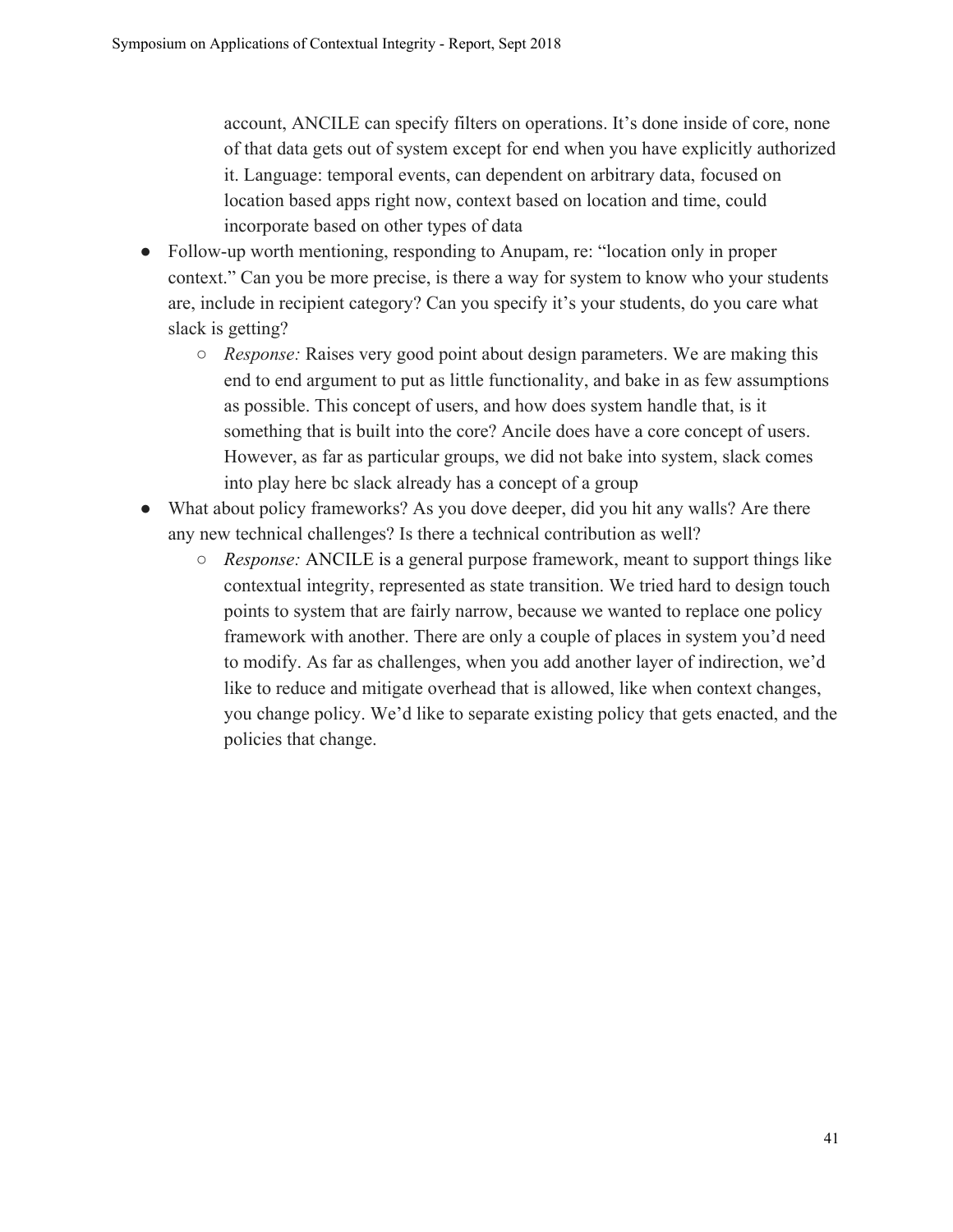account, ANCILE can specify filters on operations. It's done inside of core, none of that data gets out of system except for end when you have explicitly authorized it. Language: temporal events, can dependent on arbitrary data, focused on location based apps right now, context based on location and time, could incorporate based on other types of data

- Follow-up worth mentioning, responding to Anupam, re: "location only in proper context." Can you be more precise, is there a way for system to know who your students are, include in recipient category? Can you specify it's your students, do you care what slack is getting?
  - *Response:* Raises very good point about design parameters. We are making this end to end argument to put as little functionality, and bake in as few assumptions as possible. This concept of users, and how does system handle that, is it something that is built into the core? Ancile does have a core concept of users. However, as far as particular groups, we did not bake into system, slack comes into play here bc slack already has a concept of a group
- What about policy frameworks? As you dove deeper, did you hit any walls? Are there any new technical challenges? Is there a technical contribution as well?
  - *Response:* ANCILE is a general purpose framework, meant to support things like contextual integrity, represented as state transition. We tried hard to design touch points to system that are fairly narrow, because we wanted to replace one policy framework with another. There are only a couple of places in system you'd need to modify. As far as challenges, when you add another layer of indirection, we'd like to reduce and mitigate overhead that is allowed, like when context changes, you change policy. We'd like to separate existing policy that gets enacted, and the policies that change.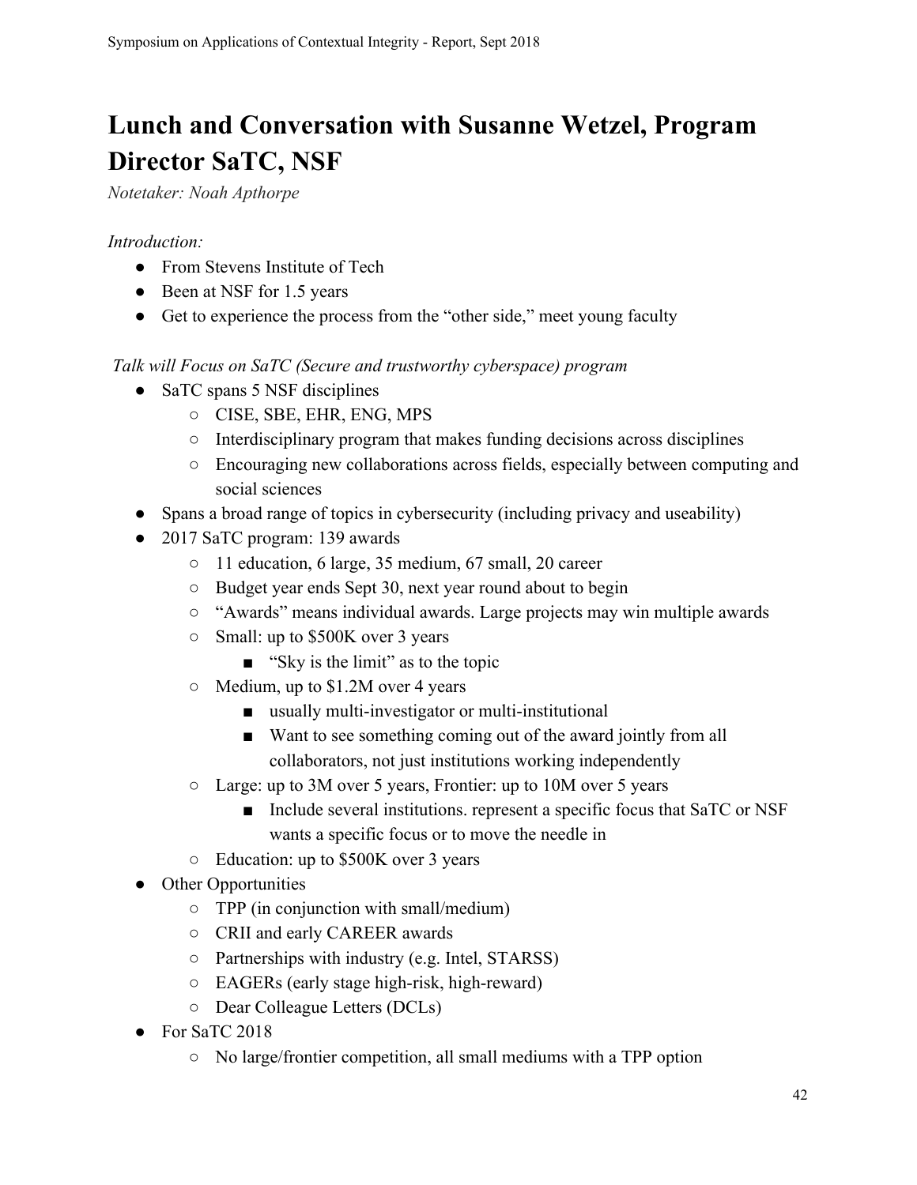# Lunch and Conversation with Susanne Wetzel, Program Director SaTC, NSF

*Notetaker: Noah Apthorpe*

*Introduction:*

- From Stevens Institute of Tech
- Been at NSF for 1.5 years
- Get to experience the process from the "other side," meet young faculty

*Talk will Focus on SaTC (Secure and trustworthy cyberspace) program*

- SaTC spans 5 NSF disciplines
  - CISE, SBE, EHR, ENG, MPS
  - Interdisciplinary program that makes funding decisions across disciplines
  - Encouraging new collaborations across fields, especially between computing and social sciences
- Spans a broad range of topics in cybersecurity (including privacy and useability)
- 2017 SaTC program: 139 awards
  - 11 education, 6 large, 35 medium, 67 small, 20 career
  - Budget year ends Sept 30, next year round about to begin
  - "Awards" means individual awards. Large projects may win multiple awards
  - Small: up to $500K over 3 years
    - "Sky is the limit" as to the topic
  - Medium, up to $1.2M over 4 years
    - usually multi-investigator or multi-institutional
    - Want to see something coming out of the award jointly from all collaborators, not just institutions working independently
  - Large: up to 3M over 5 years, Frontier: up to 10M over 5 years
    - Include several institutions. represent a specific focus that SaTC or NSF wants a specific focus or to move the needle in
  - Education: up to $500K over 3 years
- Other Opportunities
  - TPP (in conjunction with small/medium)
  - CRII and early CAREER awards
  - Partnerships with industry (e.g. Intel, STARSS)
  - EAGERs (early stage high-risk, high-reward)
  - Dear Colleague Letters (DCLs)
- For SaTC 2018
  - No large/frontier competition, all small mediums with a TPP option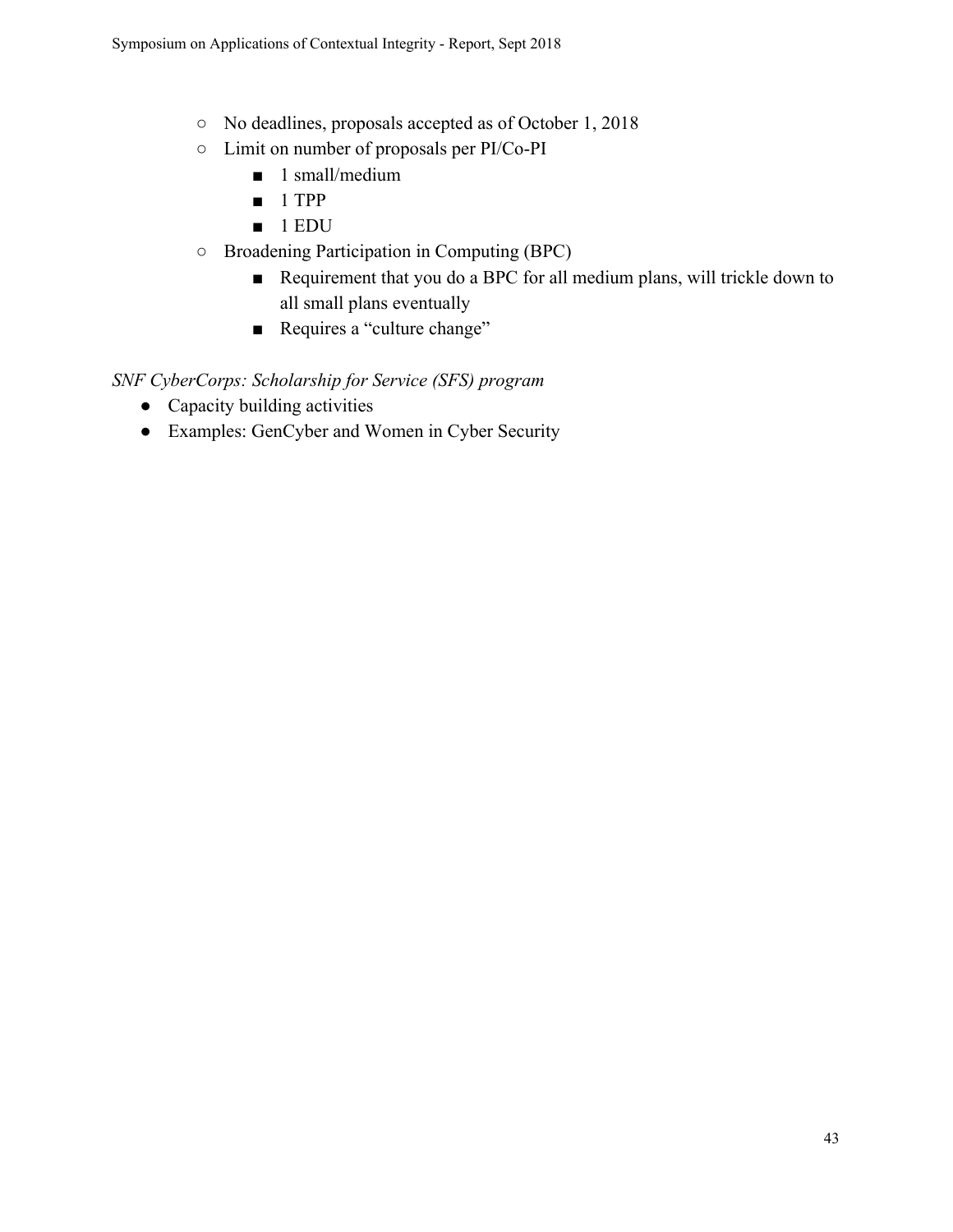- No deadlines, proposals accepted as of October 1, 2018
- Limit on number of proposals per PI/Co-PI
  - 1 small/medium
  - 1 TPP
  - 1 EDU
- Broadening Participation in Computing (BPC)
  - Requirement that you do a BPC for all medium plans, will trickle down to all small plans eventually
  - Requires a "culture change"

*SNF CyberCorps: Scholarship for Service (SFS) program*

- Capacity building activities
- Examples: GenCyber and Women in Cyber Security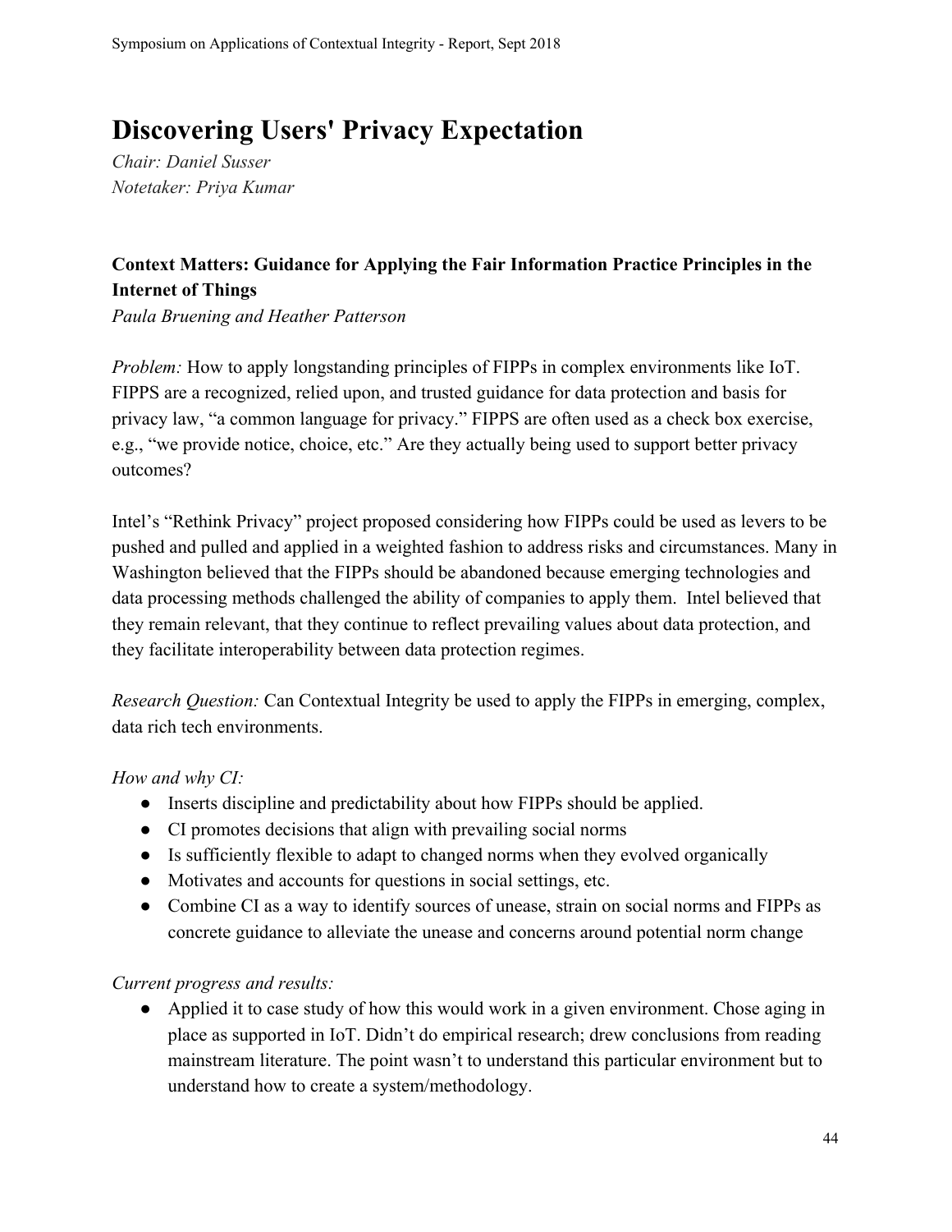# Discovering Users' Privacy Expectation

*Chair: Daniel Susser*
*Notetaker: Priya Kumar*

### Context Matters: Guidance for Applying the Fair Information Practice Principles in the Internet of Things

*Paula Bruening and Heather Patterson*

*Problem:* How to apply longstanding principles of FIPPs in complex environments like IoT. FIPPS are a recognized, relied upon, and trusted guidance for data protection and basis for privacy law, "a common language for privacy." FIPPS are often used as a check box exercise, e.g., "we provide notice, choice, etc." Are they actually being used to support better privacy outcomes?

Intel's "Rethink Privacy" project proposed considering how FIPPs could be used as levers to be pushed and pulled and applied in a weighted fashion to address risks and circumstances. Many in Washington believed that the FIPPs should be abandoned because emerging technologies and data processing methods challenged the ability of companies to apply them. Intel believed that they remain relevant, that they continue to reflect prevailing values about data protection, and they facilitate interoperability between data protection regimes.

*Research Question:* Can Contextual Integrity be used to apply the FIPPs in emerging, complex, data rich tech environments.

*How and why CI:*

- Inserts discipline and predictability about how FIPPs should be applied.
- CI promotes decisions that align with prevailing social norms
- Is sufficiently flexible to adapt to changed norms when they evolved organically
- Motivates and accounts for questions in social settings, etc.
- Combine CI as a way to identify sources of unease, strain on social norms and FIPPs as concrete guidance to alleviate the unease and concerns around potential norm change

*Current progress and results:*

- Applied it to case study of how this would work in a given environment. Chose aging in place as supported in IoT. Didn't do empirical research; drew conclusions from reading mainstream literature. The point wasn't to understand this particular environment but to understand how to create a system/methodology.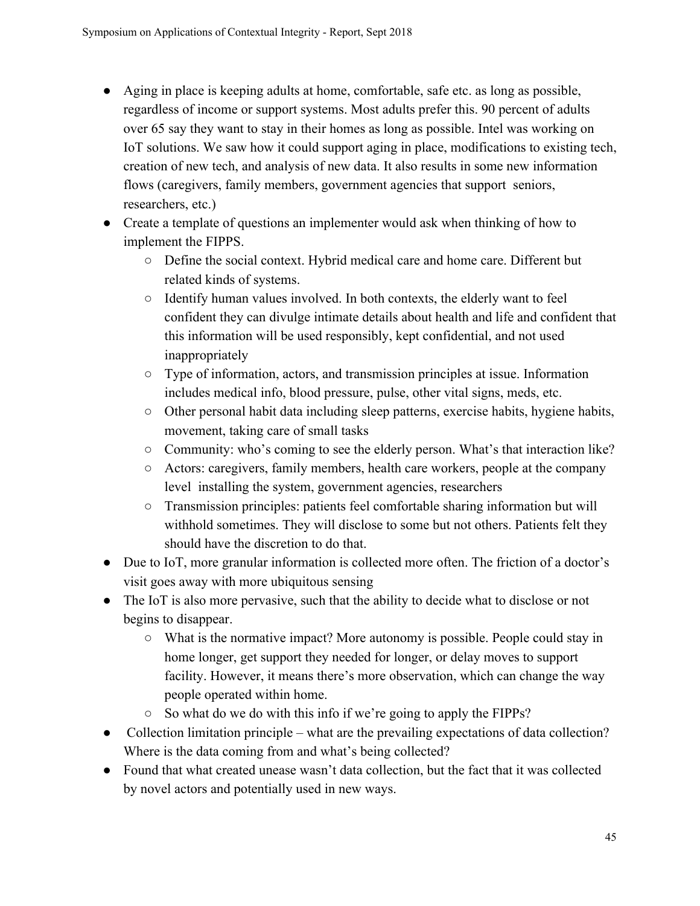- Aging in place is keeping adults at home, comfortable, safe etc. as long as possible, regardless of income or support systems. Most adults prefer this. 90 percent of adults over 65 say they want to stay in their homes as long as possible. Intel was working on IoT solutions. We saw how it could support aging in place, modifications to existing tech, creation of new tech, and analysis of new data. It also results in some new information flows (caregivers, family members, government agencies that support seniors, researchers, etc.)
- Create a template of questions an implementer would ask when thinking of how to implement the FIPPS.
    - Define the social context. Hybrid medical care and home care. Different but related kinds of systems.
    - Identify human values involved. In both contexts, the elderly want to feel confident they can divulge intimate details about health and life and confident that this information will be used responsibly, kept confidential, and not used inappropriately
    - Type of information, actors, and transmission principles at issue. Information includes medical info, blood pressure, pulse, other vital signs, meds, etc.
    - Other personal habit data including sleep patterns, exercise habits, hygiene habits, movement, taking care of small tasks
    - Community: who's coming to see the elderly person. What's that interaction like?
    - Actors: caregivers, family members, health care workers, people at the company level installing the system, government agencies, researchers
    - Transmission principles: patients feel comfortable sharing information but will withhold sometimes. They will disclose to some but not others. Patients felt they should have the discretion to do that.
- Due to IoT, more granular information is collected more often. The friction of a doctor's visit goes away with more ubiquitous sensing
- The IoT is also more pervasive, such that the ability to decide what to disclose or not begins to disappear.
    - What is the normative impact? More autonomy is possible. People could stay in home longer, get support they needed for longer, or delay moves to support facility. However, it means there's more observation, which can change the way people operated within home.
    - So what do we do with this info if we're going to apply the FIPPs?
- Collection limitation principle – what are the prevailing expectations of data collection? Where is the data coming from and what's being collected?
- Found that what created unease wasn't data collection, but the fact that it was collected by novel actors and potentially used in new ways.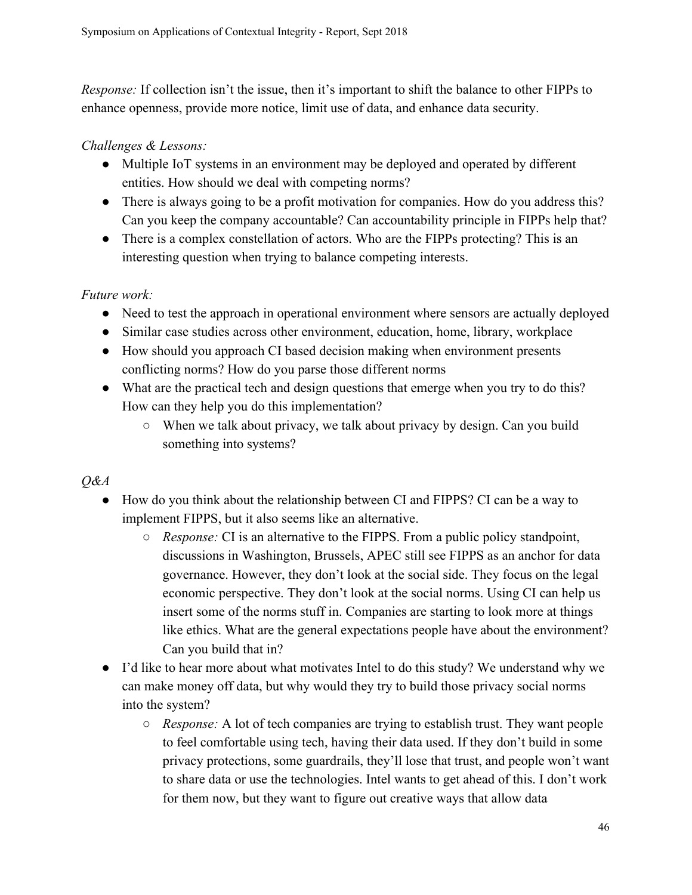*Response:* If collection isn't the issue, then it's important to shift the balance to other FIPPs to enhance openness, provide more notice, limit use of data, and enhance data security.

*Challenges & Lessons:*

- Multiple IoT systems in an environment may be deployed and operated by different entities. How should we deal with competing norms?
- There is always going to be a profit motivation for companies. How do you address this? Can you keep the company accountable? Can accountability principle in FIPPs help that?
- There is a complex constellation of actors. Who are the FIPPs protecting? This is an interesting question when trying to balance competing interests.

*Future work:*

- Need to test the approach in operational environment where sensors are actually deployed
- Similar case studies across other environment, education, home, library, workplace
- How should you approach CI based decision making when environment presents conflicting norms? How do you parse those different norms
- What are the practical tech and design questions that emerge when you try to do this? How can they help you do this implementation?
    - When we talk about privacy, we talk about privacy by design. Can you build something into systems?

*Q&A*

- How do you think about the relationship between CI and FIPPS? CI can be a way to implement FIPPS, but it also seems like an alternative.
    - *Response:* CI is an alternative to the FIPPS. From a public policy standpoint, discussions in Washington, Brussels, APEC still see FIPPS as an anchor for data governance. However, they don't look at the social side. They focus on the legal economic perspective. They don't look at the social norms. Using CI can help us insert some of the norms stuff in. Companies are starting to look more at things like ethics. What are the general expectations people have about the environment? Can you build that in?
- I'd like to hear more about what motivates Intel to do this study? We understand why we can make money off data, but why would they try to build those privacy social norms into the system?
    - *Response:* A lot of tech companies are trying to establish trust. They want people to feel comfortable using tech, having their data used. If they don't build in some privacy protections, some guardrails, they'll lose that trust, and people won't want to share data or use the technologies. Intel wants to get ahead of this. I don't work for them now, but they want to figure out creative ways that allow data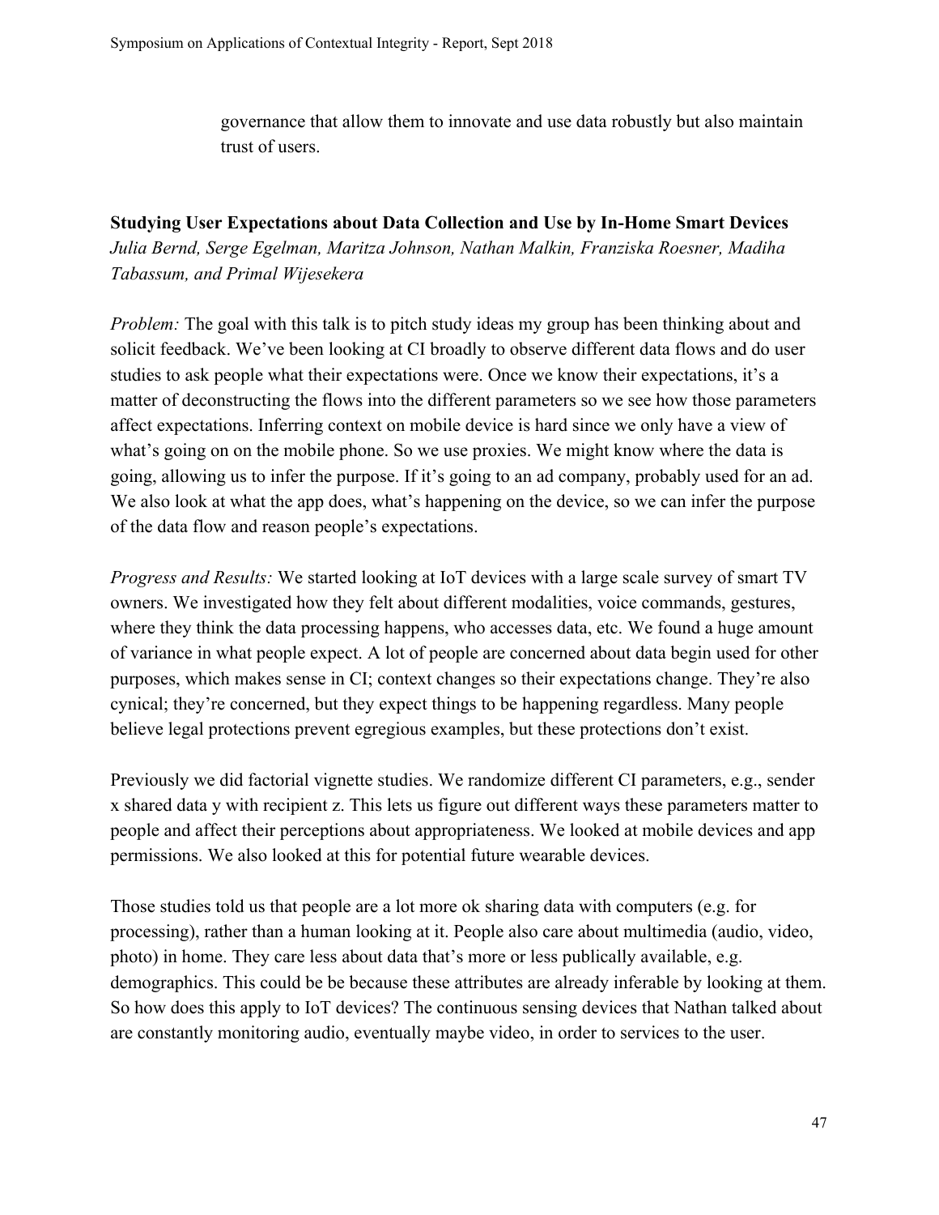governance that allow them to innovate and use data robustly but also maintain trust of users.

**Studying User Expectations about Data Collection and Use by In-Home Smart Devices**
*Julia Bernd, Serge Egelman, Maritza Johnson, Nathan Malkin, Franziska Roesner, Madiha Tabassum, and Primal Wijesekera*

*Problem:* The goal with this talk is to pitch study ideas my group has been thinking about and solicit feedback. We've been looking at CI broadly to observe different data flows and do user studies to ask people what their expectations were. Once we know their expectations, it's a matter of deconstructing the flows into the different parameters so we see how those parameters affect expectations. Inferring context on mobile device is hard since we only have a view of what's going on on the mobile phone. So we use proxies. We might know where the data is going, allowing us to infer the purpose. If it's going to an ad company, probably used for an ad. We also look at what the app does, what's happening on the device, so we can infer the purpose of the data flow and reason people's expectations.

*Progress and Results:* We started looking at IoT devices with a large scale survey of smart TV owners. We investigated how they felt about different modalities, voice commands, gestures, where they think the data processing happens, who accesses data, etc. We found a huge amount of variance in what people expect. A lot of people are concerned about data begin used for other purposes, which makes sense in CI; context changes so their expectations change. They're also cynical; they're concerned, but they expect things to be happening regardless. Many people believe legal protections prevent egregious examples, but these protections don't exist.

Previously we did factorial vignette studies. We randomize different CI parameters, e.g., sender x shared data y with recipient z. This lets us figure out different ways these parameters matter to people and affect their perceptions about appropriateness. We looked at mobile devices and app permissions. We also looked at this for potential future wearable devices.

Those studies told us that people are a lot more ok sharing data with computers (e.g. for processing), rather than a human looking at it. People also care about multimedia (audio, video, photo) in home. They care less about data that's more or less publically available, e.g. demographics. This could be be because these attributes are already inferable by looking at them. So how does this apply to IoT devices? The continuous sensing devices that Nathan talked about are constantly monitoring audio, eventually maybe video, in order to services to the user.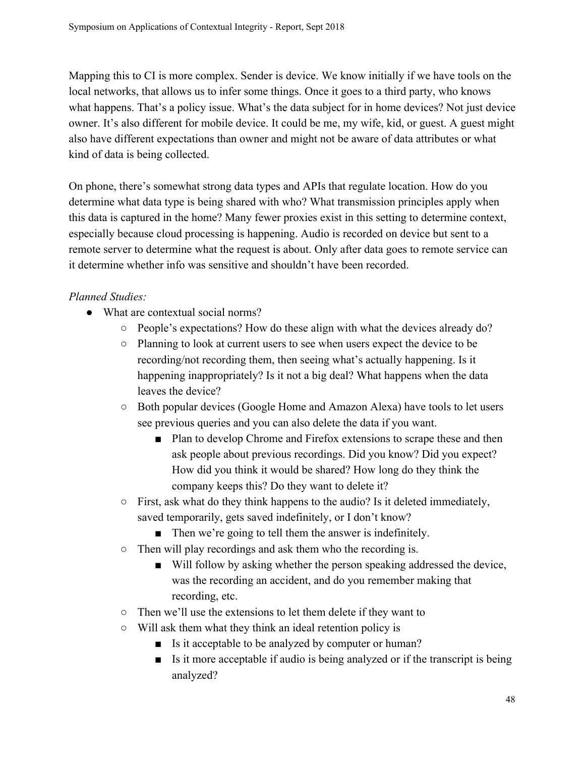Mapping this to CI is more complex. Sender is device. We know initially if we have tools on the local networks, that allows us to infer some things. Once it goes to a third party, who knows what happens. That's a policy issue. What's the data subject for in home devices? Not just device owner. It's also different for mobile device. It could be me, my wife, kid, or guest. A guest might also have different expectations than owner and might not be aware of data attributes or what kind of data is being collected.

On phone, there's somewhat strong data types and APIs that regulate location. How do you determine what data type is being shared with who? What transmission principles apply when this data is captured in the home? Many fewer proxies exist in this setting to determine context, especially because cloud processing is happening. Audio is recorded on device but sent to a remote server to determine what the request is about. Only after data goes to remote service can it determine whether info was sensitive and shouldn't have been recorded.

*Planned Studies:*

- What are contextual social norms?
    - People's expectations? How do these align with what the devices already do?
    - Planning to look at current users to see when users expect the device to be recording/not recording them, then seeing what's actually happening. Is it happening inappropriately? Is it not a big deal? What happens when the data leaves the device?
    - Both popular devices (Google Home and Amazon Alexa) have tools to let users see previous queries and you can also delete the data if you want.
        - Plan to develop Chrome and Firefox extensions to scrape these and then ask people about previous recordings. Did you know? Did you expect? How did you think it would be shared? How long do they think the company keeps this? Do they want to delete it?
    - First, ask what do they think happens to the audio? Is it deleted immediately, saved temporarily, gets saved indefinitely, or I don't know?
        - Then we're going to tell them the answer is indefinitely.
    - Then will play recordings and ask them who the recording is.
        - Will follow by asking whether the person speaking addressed the device, was the recording an accident, and do you remember making that recording, etc.
    - Then we'll use the extensions to let them delete if they want to
    - Will ask them what they think an ideal retention policy is
        - Is it acceptable to be analyzed by computer or human?
        - Is it more acceptable if audio is being analyzed or if the transcript is being analyzed?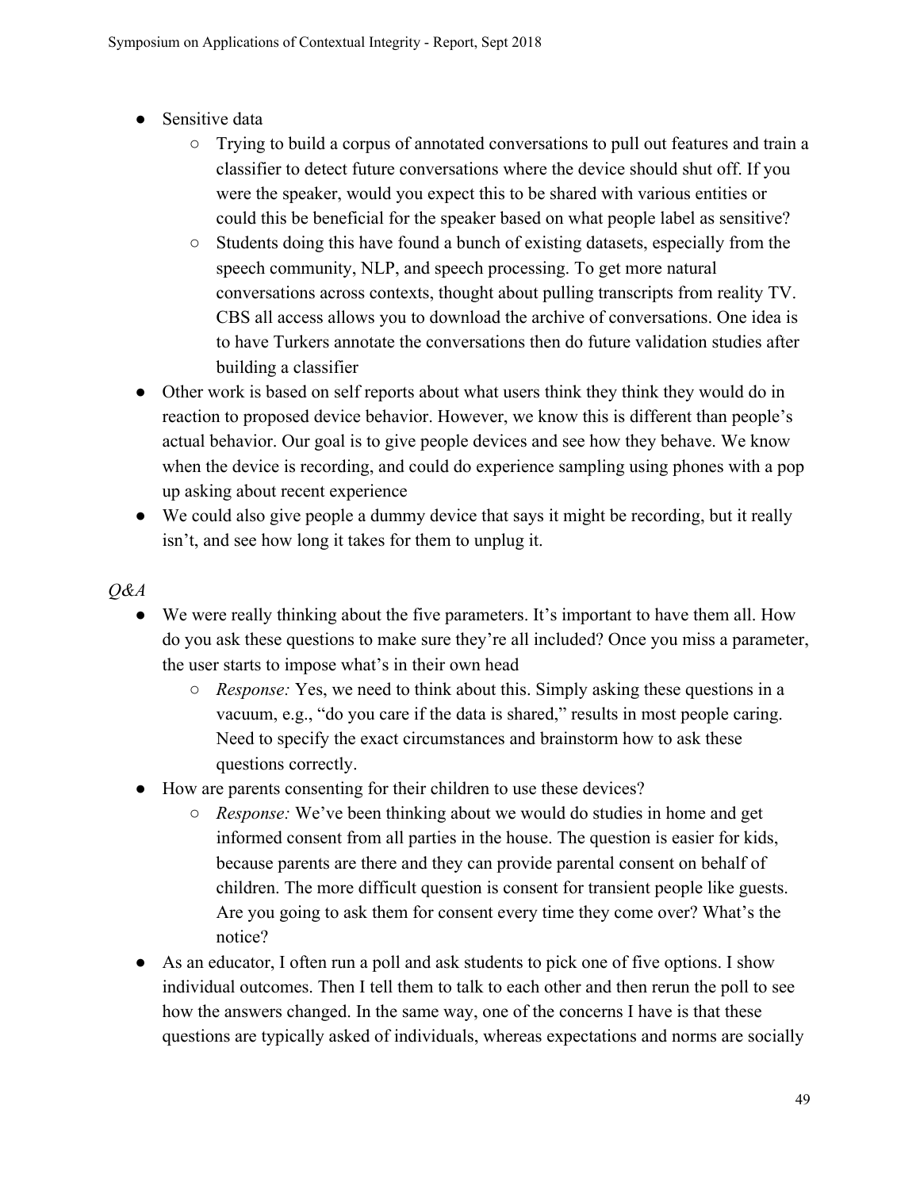- Sensitive data
    - Trying to build a corpus of annotated conversations to pull out features and train a classifier to detect future conversations where the device should shut off. If you were the speaker, would you expect this to be shared with various entities or could this be beneficial for the speaker based on what people label as sensitive?
    - Students doing this have found a bunch of existing datasets, especially from the speech community, NLP, and speech processing. To get more natural conversations across contexts, thought about pulling transcripts from reality TV. CBS all access allows you to download the archive of conversations. One idea is to have Turkers annotate the conversations then do future validation studies after building a classifier
- Other work is based on self reports about what users think they think they would do in reaction to proposed device behavior. However, we know this is different than people's actual behavior. Our goal is to give people devices and see how they behave. We know when the device is recording, and could do experience sampling using phones with a pop up asking about recent experience
- We could also give people a dummy device that says it might be recording, but it really isn't, and see how long it takes for them to unplug it.

*Q&A*

- We were really thinking about the five parameters. It's important to have them all. How do you ask these questions to make sure they're all included? Once you miss a parameter, the user starts to impose what's in their own head
    - *Response:* Yes, we need to think about this. Simply asking these questions in a vacuum, e.g., "do you care if the data is shared," results in most people caring. Need to specify the exact circumstances and brainstorm how to ask these questions correctly.
- How are parents consenting for their children to use these devices?
    - *Response:* We've been thinking about we would do studies in home and get informed consent from all parties in the house. The question is easier for kids, because parents are there and they can provide parental consent on behalf of children. The more difficult question is consent for transient people like guests. Are you going to ask them for consent every time they come over? What's the notice?
- As an educator, I often run a poll and ask students to pick one of five options. I show individual outcomes. Then I tell them to talk to each other and then rerun the poll to see how the answers changed. In the same way, one of the concerns I have is that these questions are typically asked of individuals, whereas expectations and norms are socially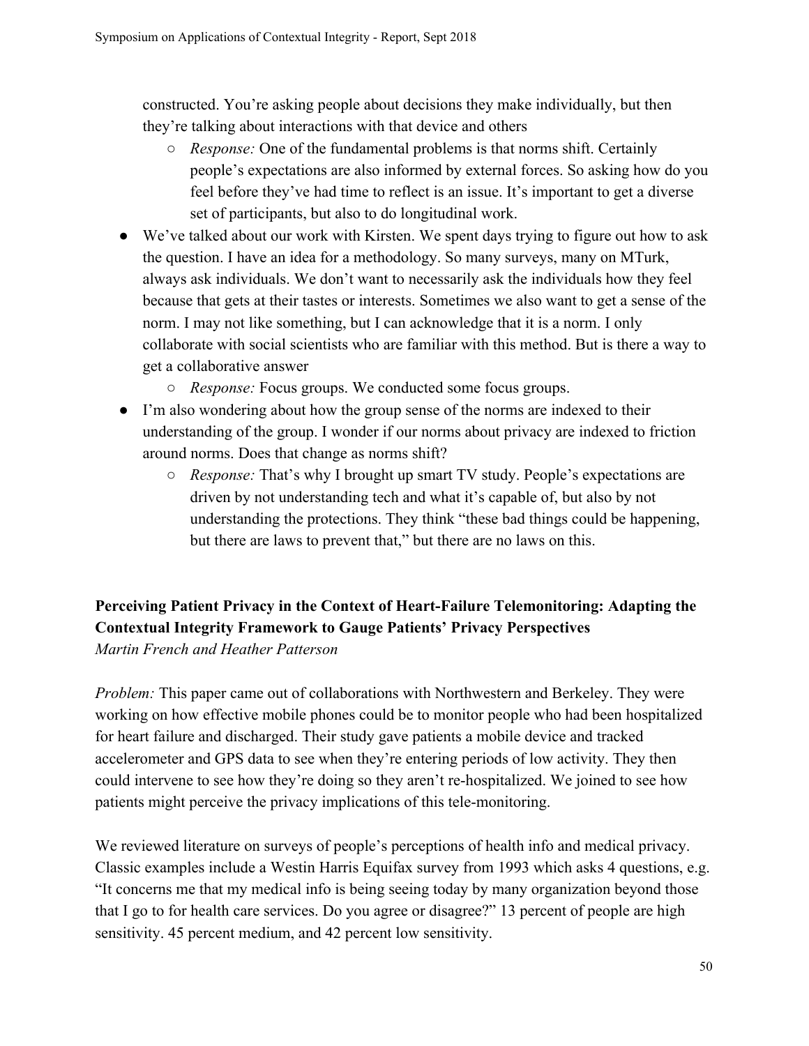constructed. You're asking people about decisions they make individually, but then they're talking about interactions with that device and others

  - *Response:* One of the fundamental problems is that norms shift. Certainly people's expectations are also informed by external forces. So asking how do you feel before they've had time to reflect is an issue. It's important to get a diverse set of participants, but also to do longitudinal work.

- We've talked about our work with Kirsten. We spent days trying to figure out how to ask the question. I have an idea for a methodology. So many surveys, many on MTurk, always ask individuals. We don't want to necessarily ask the individuals how they feel because that gets at their tastes or interests. Sometimes we also want to get a sense of the norm. I may not like something, but I can acknowledge that it is a norm. I only collaborate with social scientists who are familiar with this method. But is there a way to get a collaborative answer
  - *Response:* Focus groups. We conducted some focus groups.
- I'm also wondering about how the group sense of the norms are indexed to their understanding of the group. I wonder if our norms about privacy are indexed to friction around norms. Does that change as norms shift?
  - *Response:* That's why I brought up smart TV study. People's expectations are driven by not understanding tech and what it's capable of, but also by not understanding the protections. They think "these bad things could be happening, but there are laws to prevent that," but there are no laws on this.

**Perceiving Patient Privacy in the Context of Heart-Failure Telemonitoring: Adapting the Contextual Integrity Framework to Gauge Patients' Privacy Perspectives**
*Martin French and Heather Patterson*

*Problem:* This paper came out of collaborations with Northwestern and Berkeley. They were working on how effective mobile phones could be to monitor people who had been hospitalized for heart failure and discharged. Their study gave patients a mobile device and tracked accelerometer and GPS data to see when they're entering periods of low activity. They then could intervene to see how they're doing so they aren't re-hospitalized. We joined to see how patients might perceive the privacy implications of this tele-monitoring.

We reviewed literature on surveys of people's perceptions of health info and medical privacy. Classic examples include a Westin Harris Equifax survey from 1993 which asks 4 questions, e.g. "It concerns me that my medical info is being seeing today by many organization beyond those that I go to for health care services. Do you agree or disagree?" 13 percent of people are high sensitivity. 45 percent medium, and 42 percent low sensitivity.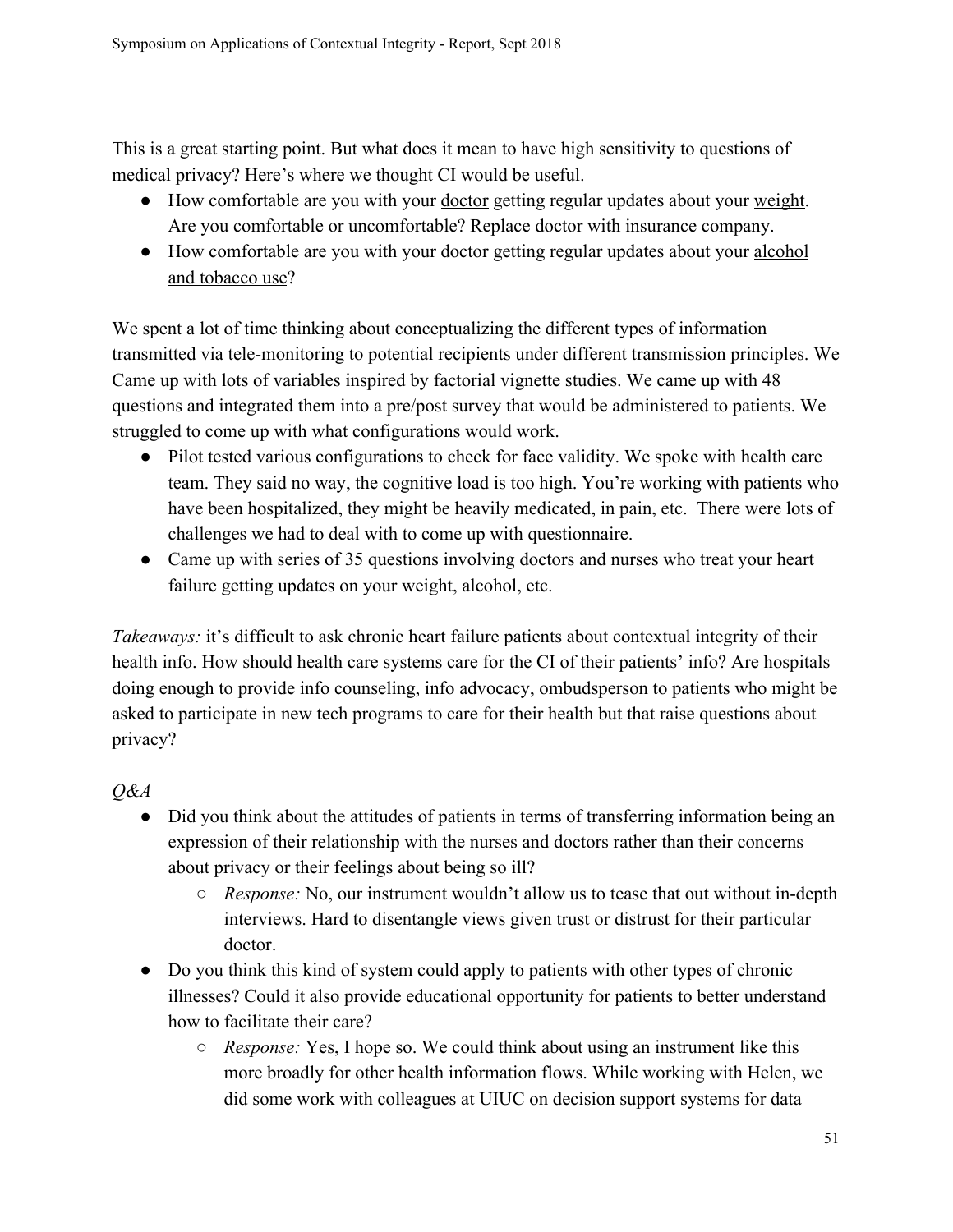This is a great starting point. But what does it mean to have high sensitivity to questions of medical privacy? Here's where we thought CI would be useful.

- How comfortable are you with your <u>doctor</u> getting regular updates about your <u>weight</u>. Are you comfortable or uncomfortable? Replace doctor with insurance company.
- How comfortable are you with your doctor getting regular updates about your <u>alcohol and tobacco use</u>?

We spent a lot of time thinking about conceptualizing the different types of information transmitted via tele-monitoring to potential recipients under different transmission principles. We Came up with lots of variables inspired by factorial vignette studies. We came up with 48 questions and integrated them into a pre/post survey that would be administered to patients. We struggled to come up with what configurations would work.

- Pilot tested various configurations to check for face validity. We spoke with health care team. They said no way, the cognitive load is too high. You're working with patients who have been hospitalized, they might be heavily medicated, in pain, etc. There were lots of challenges we had to deal with to come up with questionnaire.
- Came up with series of 35 questions involving doctors and nurses who treat your heart failure getting updates on your weight, alcohol, etc.

*Takeaways:* it's difficult to ask chronic heart failure patients about contextual integrity of their health info. How should health care systems care for the CI of their patients' info? Are hospitals doing enough to provide info counseling, info advocacy, ombudsperson to patients who might be asked to participate in new tech programs to care for their health but that raise questions about privacy?

*Q&A*

- Did you think about the attitudes of patients in terms of transferring information being an expression of their relationship with the nurses and doctors rather than their concerns about privacy or their feelings about being so ill?
  - *Response:* No, our instrument wouldn't allow us to tease that out without in-depth interviews. Hard to disentangle views given trust or distrust for their particular doctor.
- Do you think this kind of system could apply to patients with other types of chronic illnesses? Could it also provide educational opportunity for patients to better understand how to facilitate their care?
  - *Response:* Yes, I hope so. We could think about using an instrument like this more broadly for other health information flows. While working with Helen, we did some work with colleagues at UIUC on decision support systems for data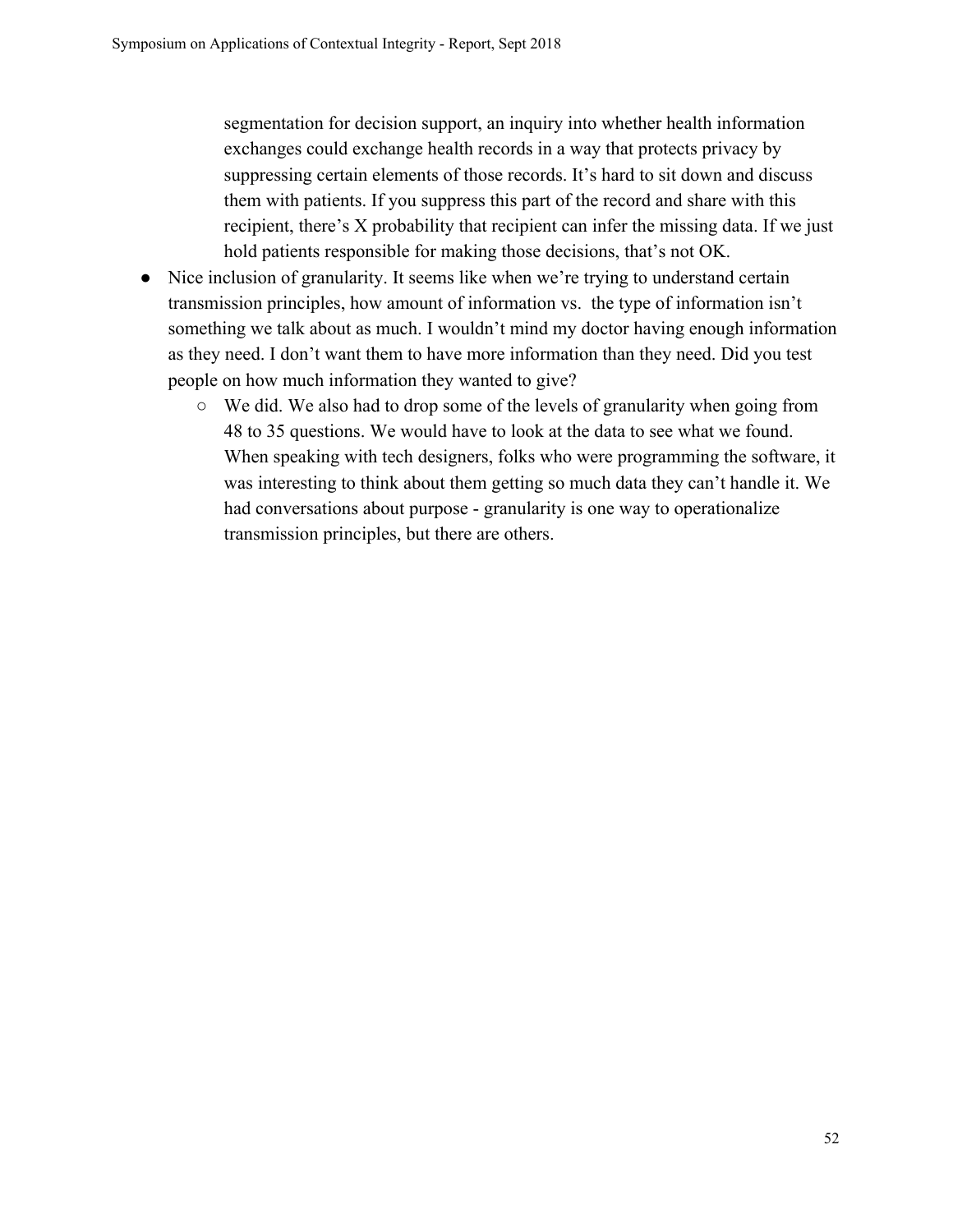segmentation for decision support, an inquiry into whether health information exchanges could exchange health records in a way that protects privacy by suppressing certain elements of those records. It's hard to sit down and discuss them with patients. If you suppress this part of the record and share with this recipient, there's X probability that recipient can infer the missing data. If we just hold patients responsible for making those decisions, that's not OK.

- Nice inclusion of granularity. It seems like when we're trying to understand certain transmission principles, how amount of information vs. the type of information isn't something we talk about as much. I wouldn't mind my doctor having enough information as they need. I don't want them to have more information than they need. Did you test people on how much information they wanted to give?
    - We did. We also had to drop some of the levels of granularity when going from 48 to 35 questions. We would have to look at the data to see what we found. When speaking with tech designers, folks who were programming the software, it was interesting to think about them getting so much data they can't handle it. We had conversations about purpose - granularity is one way to operationalize transmission principles, but there are others.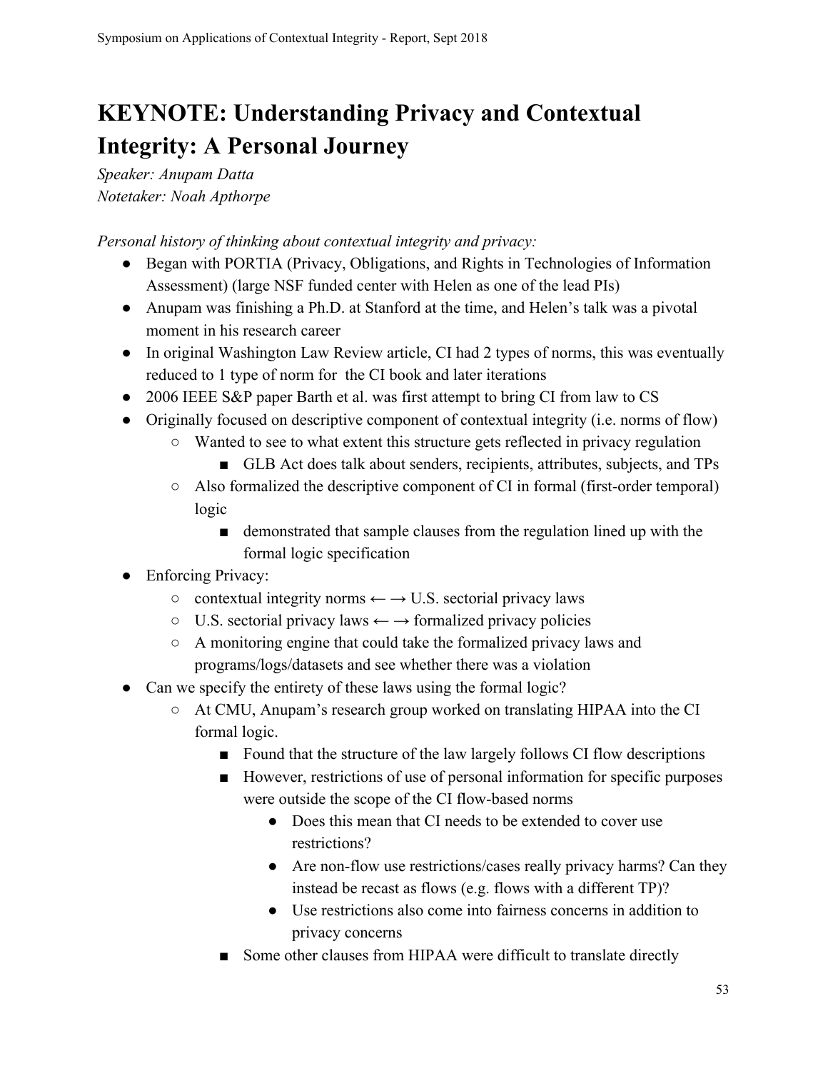# KEYNOTE: Understanding Privacy and Contextual Integrity: A Personal Journey

*Speaker: Anupam Datta*
*Notetaker: Noah Apthorpe*

*Personal history of thinking about contextual integrity and privacy:*

- Began with PORTIA (Privacy, Obligations, and Rights in Technologies of Information Assessment) (large NSF funded center with Helen as one of the lead PIs)
- Anupam was finishing a Ph.D. at Stanford at the time, and Helen's talk was a pivotal moment in his research career
- In original Washington Law Review article, CI had 2 types of norms, this was eventually reduced to 1 type of norm for the CI book and later iterations
- 2006 IEEE S&P paper Barth et al. was first attempt to bring CI from law to CS
- Originally focused on descriptive component of contextual integrity (i.e. norms of flow)
  - Wanted to see to what extent this structure gets reflected in privacy regulation
    - GLB Act does talk about senders, recipients, attributes, subjects, and TPs
  - Also formalized the descriptive component of CI in formal (first-order temporal) logic
    - demonstrated that sample clauses from the regulation lined up with the formal logic specification
- Enforcing Privacy:
  - contextual integrity norms ← → U.S. sectorial privacy laws
  - U.S. sectorial privacy laws ← → formalized privacy policies
  - A monitoring engine that could take the formalized privacy laws and programs/logs/datasets and see whether there was a violation
- Can we specify the entirety of these laws using the formal logic?
  - At CMU, Anupam's research group worked on translating HIPAA into the CI formal logic.
    - Found that the structure of the law largely follows CI flow descriptions
    - However, restrictions of use of personal information for specific purposes were outside the scope of the CI flow-based norms
      - Does this mean that CI needs to be extended to cover use restrictions?
      - Are non-flow use restrictions/cases really privacy harms? Can they instead be recast as flows (e.g. flows with a different TP)?
      - Use restrictions also come into fairness concerns in addition to privacy concerns
    - Some other clauses from HIPAA were difficult to translate directly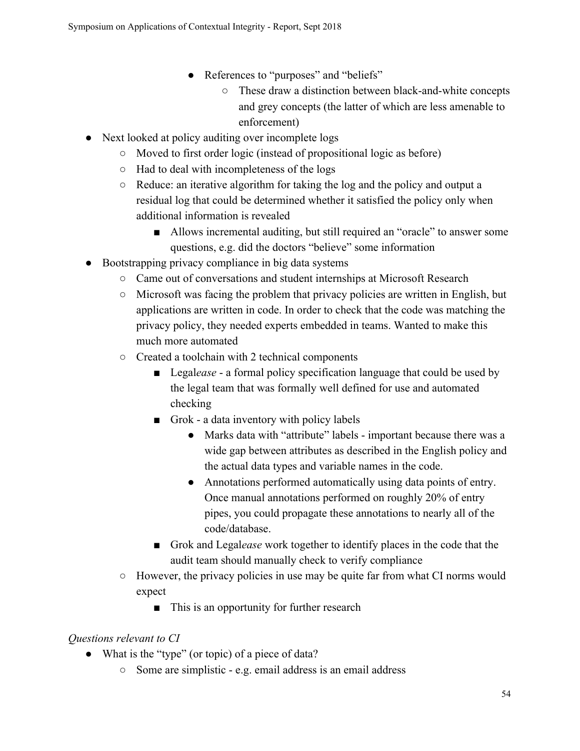- References to "purposes" and "beliefs"
            - These draw a distinction between black-and-white concepts and grey concepts (the latter of which are less amenable to enforcement)
- Next looked at policy auditing over incomplete logs
    - Moved to first order logic (instead of propositional logic as before)
    - Had to deal with incompleteness of the logs
    - Reduce: an iterative algorithm for taking the log and the policy and output a residual log that could be determined whether it satisfied the policy only when additional information is revealed
        - Allows incremental auditing, but still required an "oracle" to answer some questions, e.g. did the doctors "believe" some information
- Bootstrapping privacy compliance in big data systems
    - Came out of conversations and student internships at Microsoft Research
    - Microsoft was facing the problem that privacy policies are written in English, but applications are written in code. In order to check that the code was matching the privacy policy, they needed experts embedded in teams. Wanted to make this much more automated
    - Created a toolchain with 2 technical components
        - Legal*ease* - a formal policy specification language that could be used by the legal team that was formally well defined for use and automated checking
        - Grok - a data inventory with policy labels
            - Marks data with "attribute" labels - important because there was a wide gap between attributes as described in the English policy and the actual data types and variable names in the code.
            - Annotations performed automatically using data points of entry. Once manual annotations performed on roughly 20% of entry pipes, you could propagate these annotations to nearly all of the code/database.
        - Grok and Legal*ease* work together to identify places in the code that the audit team should manually check to verify compliance
    - However, the privacy policies in use may be quite far from what CI norms would expect
        - This is an opportunity for further research

*Questions relevant to CI*

- What is the "type" (or topic) of a piece of data?
    - Some are simplistic - e.g. email address is an email address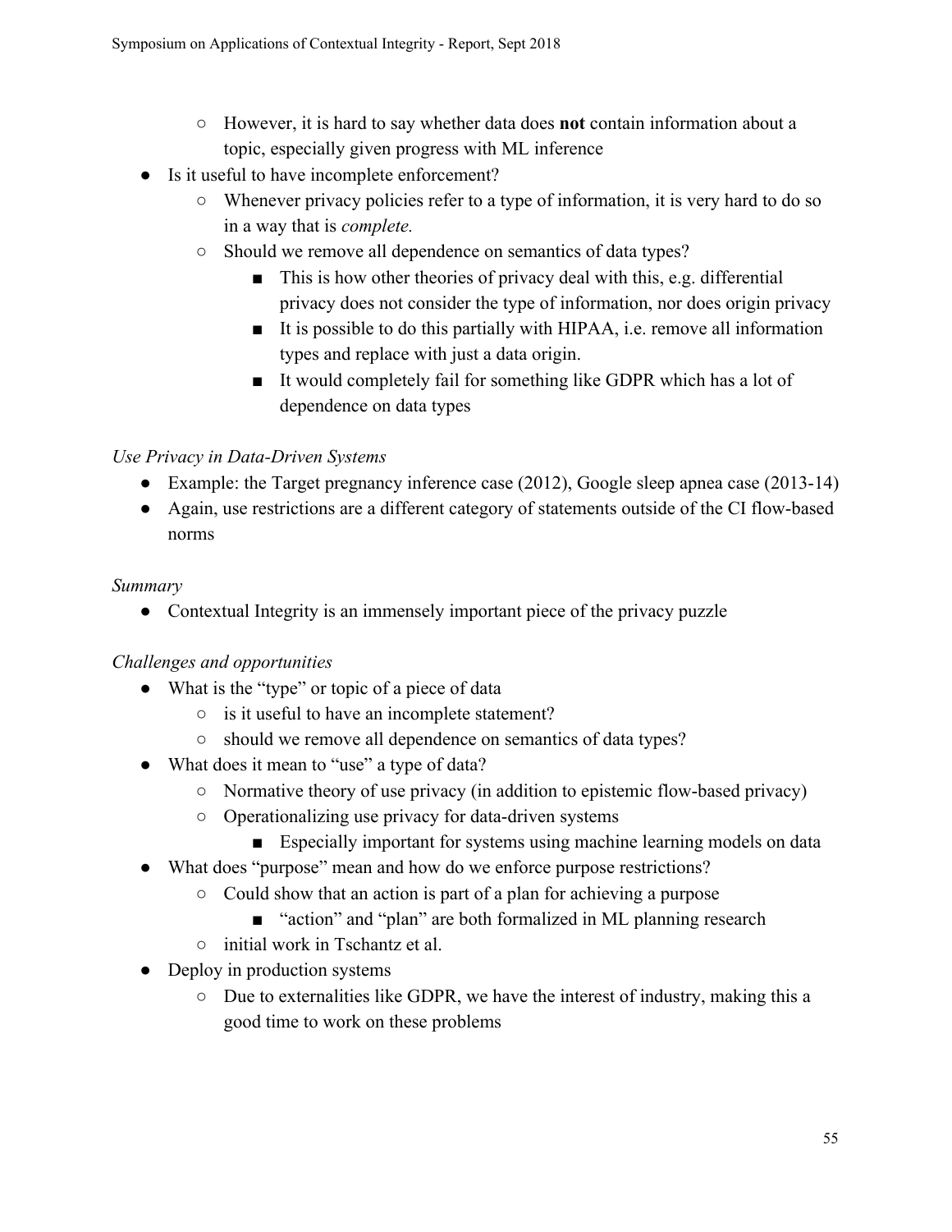- However, it is hard to say whether data does **not** contain information about a topic, especially given progress with ML inference
- Is it useful to have incomplete enforcement?
    - Whenever privacy policies refer to a type of information, it is very hard to do so in a way that is *complete.*
    - Should we remove all dependence on semantics of data types?
        - This is how other theories of privacy deal with this, e.g. differential privacy does not consider the type of information, nor does origin privacy
        - It is possible to do this partially with HIPAA, i.e. remove all information types and replace with just a data origin.
        - It would completely fail for something like GDPR which has a lot of dependence on data types

*Use Privacy in Data-Driven Systems*

- Example: the Target pregnancy inference case (2012), Google sleep apnea case (2013-14)
- Again, use restrictions are a different category of statements outside of the CI flow-based norms

*Summary*

- Contextual Integrity is an immensely important piece of the privacy puzzle

*Challenges and opportunities*

- What is the "type" or topic of a piece of data
    - is it useful to have an incomplete statement?
    - should we remove all dependence on semantics of data types?
- What does it mean to "use" a type of data?
    - Normative theory of use privacy (in addition to epistemic flow-based privacy)
    - Operationalizing use privacy for data-driven systems
        - Especially important for systems using machine learning models on data
- What does "purpose" mean and how do we enforce purpose restrictions?
    - Could show that an action is part of a plan for achieving a purpose
        - "action" and "plan" are both formalized in ML planning research
    - initial work in Tschantz et al.
- Deploy in production systems
    - Due to externalities like GDPR, we have the interest of industry, making this a good time to work on these problems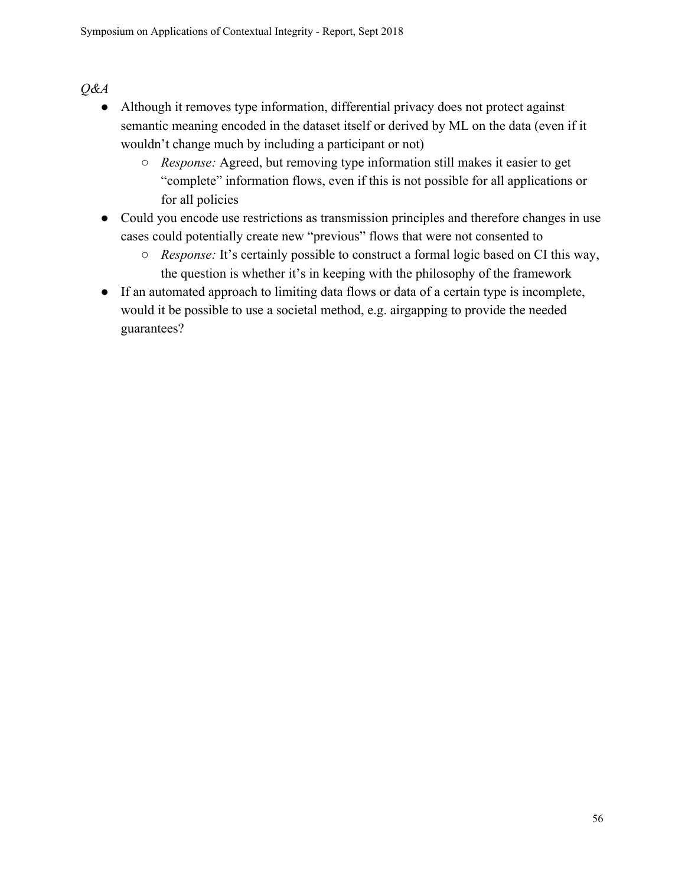*Q&A*

- Although it removes type information, differential privacy does not protect against semantic meaning encoded in the dataset itself or derived by ML on the data (even if it wouldn't change much by including a participant or not)
  - *Response:* Agreed, but removing type information still makes it easier to get "complete" information flows, even if this is not possible for all applications or for all policies
- Could you encode use restrictions as transmission principles and therefore changes in use cases could potentially create new "previous" flows that were not consented to
  - *Response:* It's certainly possible to construct a formal logic based on CI this way, the question is whether it's in keeping with the philosophy of the framework
- If an automated approach to limiting data flows or data of a certain type is incomplete, would it be possible to use a societal method, e.g. airgapping to provide the needed guarantees?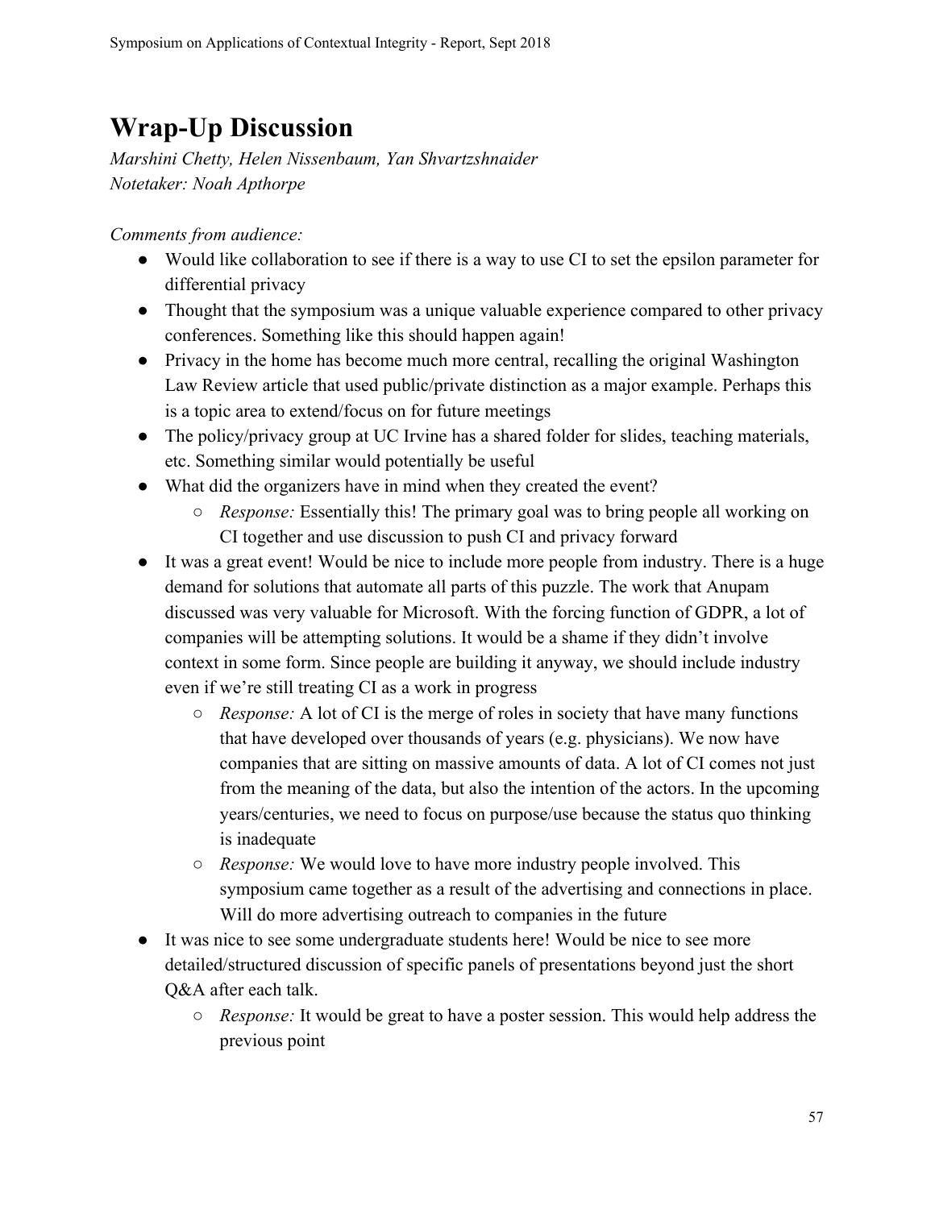# Wrap-Up Discussion

*Marshini Chetty, Helen Nissenbaum, Yan Shvartzshnaider*
*Notetaker: Noah Apthorpe*

*Comments from audience:*

- Would like collaboration to see if there is a way to use CI to set the epsilon parameter for differential privacy
- Thought that the symposium was a unique valuable experience compared to other privacy conferences. Something like this should happen again!
- Privacy in the home has become much more central, recalling the original Washington Law Review article that used public/private distinction as a major example. Perhaps this is a topic area to extend/focus on for future meetings
- The policy/privacy group at UC Irvine has a shared folder for slides, teaching materials, etc. Something similar would potentially be useful
- What did the organizers have in mind when they created the event?
    - *Response:* Essentially this! The primary goal was to bring people all working on CI together and use discussion to push CI and privacy forward
- It was a great event! Would be nice to include more people from industry. There is a huge demand for solutions that automate all parts of this puzzle. The work that Anupam discussed was very valuable for Microsoft. With the forcing function of GDPR, a lot of companies will be attempting solutions. It would be a shame if they didn't involve context in some form. Since people are building it anyway, we should include industry even if we're still treating CI as a work in progress
    - *Response:* A lot of CI is the merge of roles in society that have many functions that have developed over thousands of years (e.g. physicians). We now have companies that are sitting on massive amounts of data. A lot of CI comes not just from the meaning of the data, but also the intention of the actors. In the upcoming years/centuries, we need to focus on purpose/use because the status quo thinking is inadequate
    - *Response:* We would love to have more industry people involved. This symposium came together as a result of the advertising and connections in place. Will do more advertising outreach to companies in the future
- It was nice to see some undergraduate students here! Would be nice to see more detailed/structured discussion of specific panels of presentations beyond just the short Q&A after each talk.
    - *Response:* It would be great to have a poster session. This would help address the previous point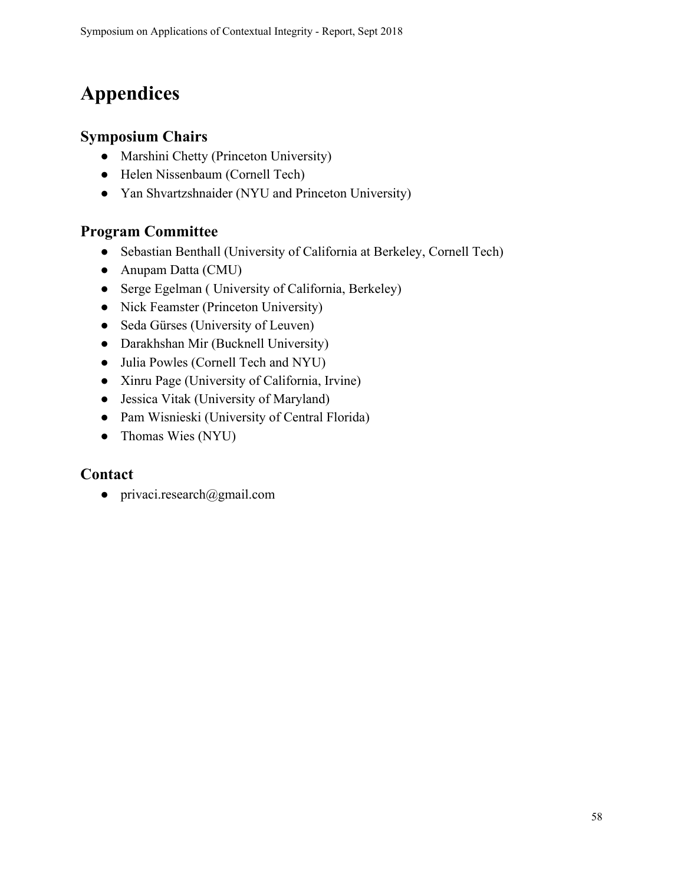# Appendices

## Symposium Chairs

- Marshini Chetty (Princeton University)
- Helen Nissenbaum (Cornell Tech)
- Yan Shvartzshnaider (NYU and Princeton University)

## Program Committee

- Sebastian Benthall (University of California at Berkeley, Cornell Tech)
- Anupam Datta (CMU)
- Serge Egelman ( University of California, Berkeley)
- Nick Feamster (Princeton University)
- Seda Gürses (University of Leuven)
- Darakhshan Mir (Bucknell University)
- Julia Powles (Cornell Tech and NYU)
- Xinru Page (University of California, Irvine)
- Jessica Vitak (University of Maryland)
- Pam Wisnieski (University of Central Florida)
- Thomas Wies (NYU)

## Contact

- privaci.research@gmail.com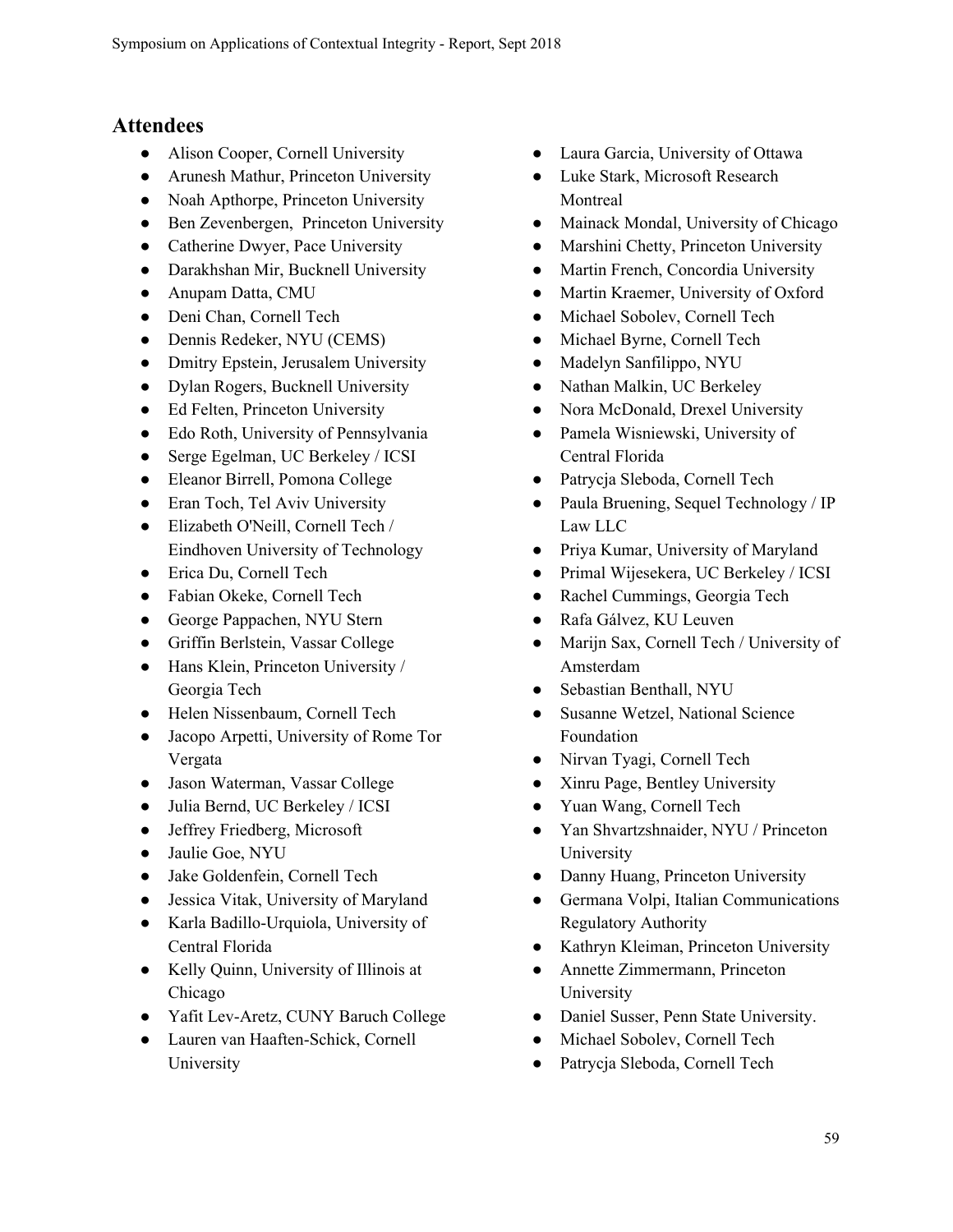## Attendees

- Alison Cooper, Cornell University
- Arunesh Mathur, Princeton University
- Noah Apthorpe, Princeton University
- Ben Zevenbergen, Princeton University
- Catherine Dwyer, Pace University
- Darakhshan Mir, Bucknell University
- Anupam Datta, CMU
- Deni Chan, Cornell Tech
- Dennis Redeker, NYU (CEMS)
- Dmitry Epstein, Jerusalem University
- Dylan Rogers, Bucknell University
- Ed Felten, Princeton University
- Edo Roth, University of Pennsylvania
- Serge Egelman, UC Berkeley / ICSI
- Eleanor Birrell, Pomona College
- Eran Toch, Tel Aviv University
- Elizabeth O'Neill, Cornell Tech / Eindhoven University of Technology
- Erica Du, Cornell Tech
- Fabian Okeke, Cornell Tech
- George Pappachen, NYU Stern
- Griffin Berlstein, Vassar College
- Hans Klein, Princeton University / Georgia Tech
- Helen Nissenbaum, Cornell Tech
- Jacopo Arpetti, University of Rome Tor Vergata
- Jason Waterman, Vassar College
- Julia Bernd, UC Berkeley / ICSI
- Jeffrey Friedberg, Microsoft
- Jaulie Goe, NYU
- Jake Goldenfein, Cornell Tech
- Jessica Vitak, University of Maryland
- Karla Badillo-Urquiola, University of Central Florida
- Kelly Quinn, University of Illinois at Chicago
- Yafit Lev-Aretz, CUNY Baruch College
- Lauren van Haaften-Schick, Cornell University
- Laura Garcia, University of Ottawa
- Luke Stark, Microsoft Research Montreal
- Mainack Mondal, University of Chicago
- Marshini Chetty, Princeton University
- Martin French, Concordia University
- Martin Kraemer, University of Oxford
- Michael Sobolev, Cornell Tech
- Michael Byrne, Cornell Tech
- Madelyn Sanfilippo, NYU
- Nathan Malkin, UC Berkeley
- Nora McDonald, Drexel University
- Pamela Wisniewski, University of Central Florida
- Patrycja Sleboda, Cornell Tech
- Paula Bruening, Sequel Technology / IP Law LLC
- Priya Kumar, University of Maryland
- Primal Wijesekera, UC Berkeley / ICSI
- Rachel Cummings, Georgia Tech
- Rafa Gálvez, KU Leuven
- Marijn Sax, Cornell Tech / University of Amsterdam
- Sebastian Benthall, NYU
- Susanne Wetzel, National Science Foundation
- Nirvan Tyagi, Cornell Tech
- Xinru Page, Bentley University
- Yuan Wang, Cornell Tech
- Yan Shvartzshnaider, NYU / Princeton University
- Danny Huang, Princeton University
- Germana Volpi, Italian Communications Regulatory Authority
- Kathryn Kleiman, Princeton University
- Annette Zimmermann, Princeton University
- Daniel Susser, Penn State University.
- Michael Sobolev, Cornell Tech
- Patrycja Sleboda, Cornell Tech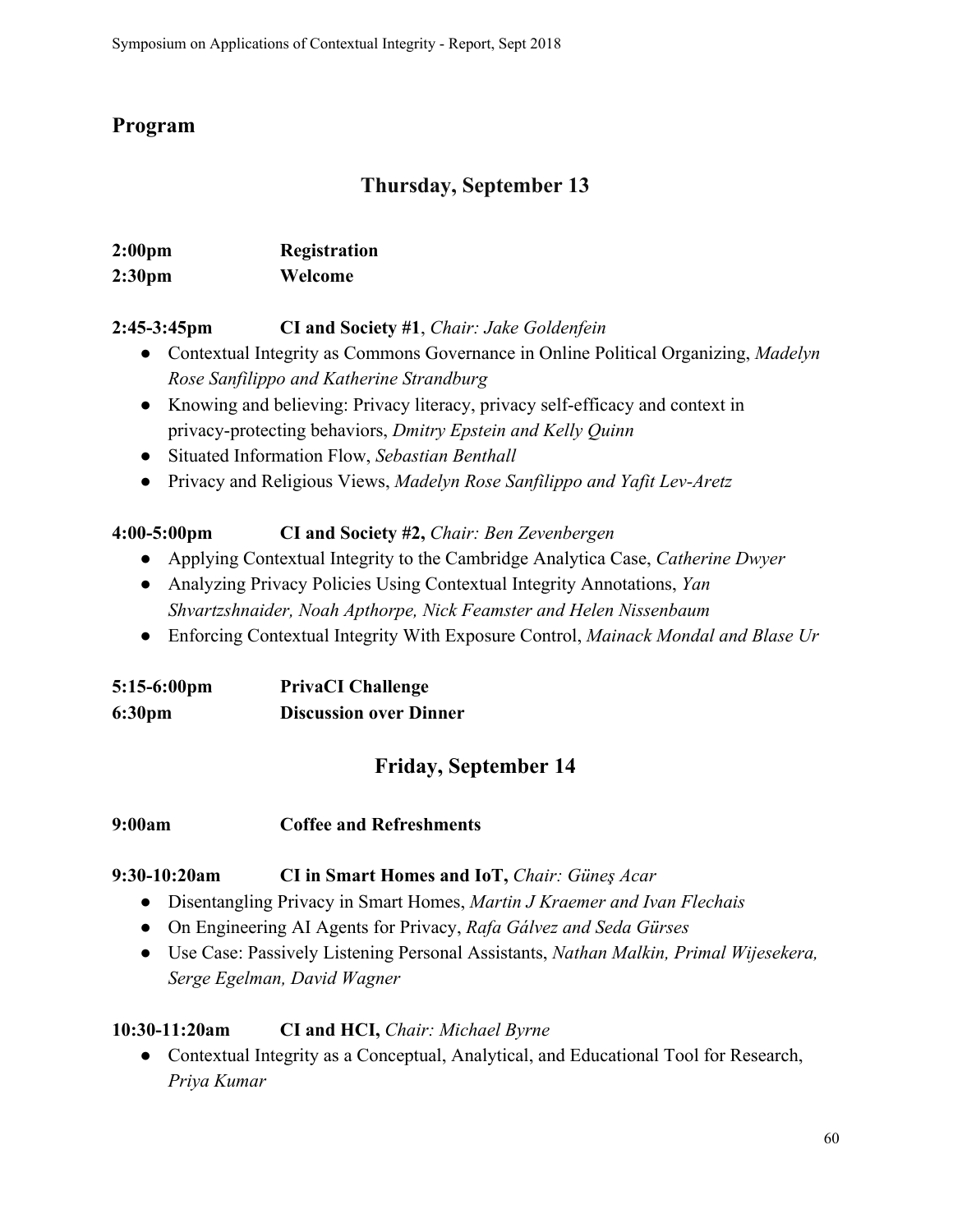## Program

### Thursday, September 13

**2:00pm** **Registration**
**2:30pm** **Welcome**

**2:45-3:45pm** **CI and Society #1**, *Chair: Jake Goldenfein*

- Contextual Integrity as Commons Governance in Online Political Organizing, *Madelyn Rose Sanfilippo and Katherine Strandburg*
- Knowing and believing: Privacy literacy, privacy self-efficacy and context in privacy-protecting behaviors, *Dmitry Epstein and Kelly Quinn*
- Situated Information Flow, *Sebastian Benthall*
- Privacy and Religious Views, *Madelyn Rose Sanfilippo and Yafit Lev-Aretz*

**4:00-5:00pm** **CI and Society #2,** *Chair: Ben Zevenbergen*

- Applying Contextual Integrity to the Cambridge Analytica Case, *Catherine Dwyer*
- Analyzing Privacy Policies Using Contextual Integrity Annotations, *Yan Shvartzshnaider, Noah Apthorpe, Nick Feamster and Helen Nissenbaum*
- Enforcing Contextual Integrity With Exposure Control, *Mainack Mondal and Blase Ur*

**5:15-6:00pm** **PrivaCI Challenge**
**6:30pm** **Discussion over Dinner**

### Friday, September 14

**9:00am** **Coffee and Refreshments**

**9:30-10:20am** **CI in Smart Homes and IoT,** *Chair: Güneş Acar*

- Disentangling Privacy in Smart Homes, *Martin J Kraemer and Ivan Flechais*
- On Engineering AI Agents for Privacy, *Rafa Gálvez and Seda Gürses*
- Use Case: Passively Listening Personal Assistants, *Nathan Malkin, Primal Wijesekera, Serge Egelman, David Wagner*

**10:30-11:20am** **CI and HCI,** *Chair: Michael Byrne*

- Contextual Integrity as a Conceptual, Analytical, and Educational Tool for Research, *Priya Kumar*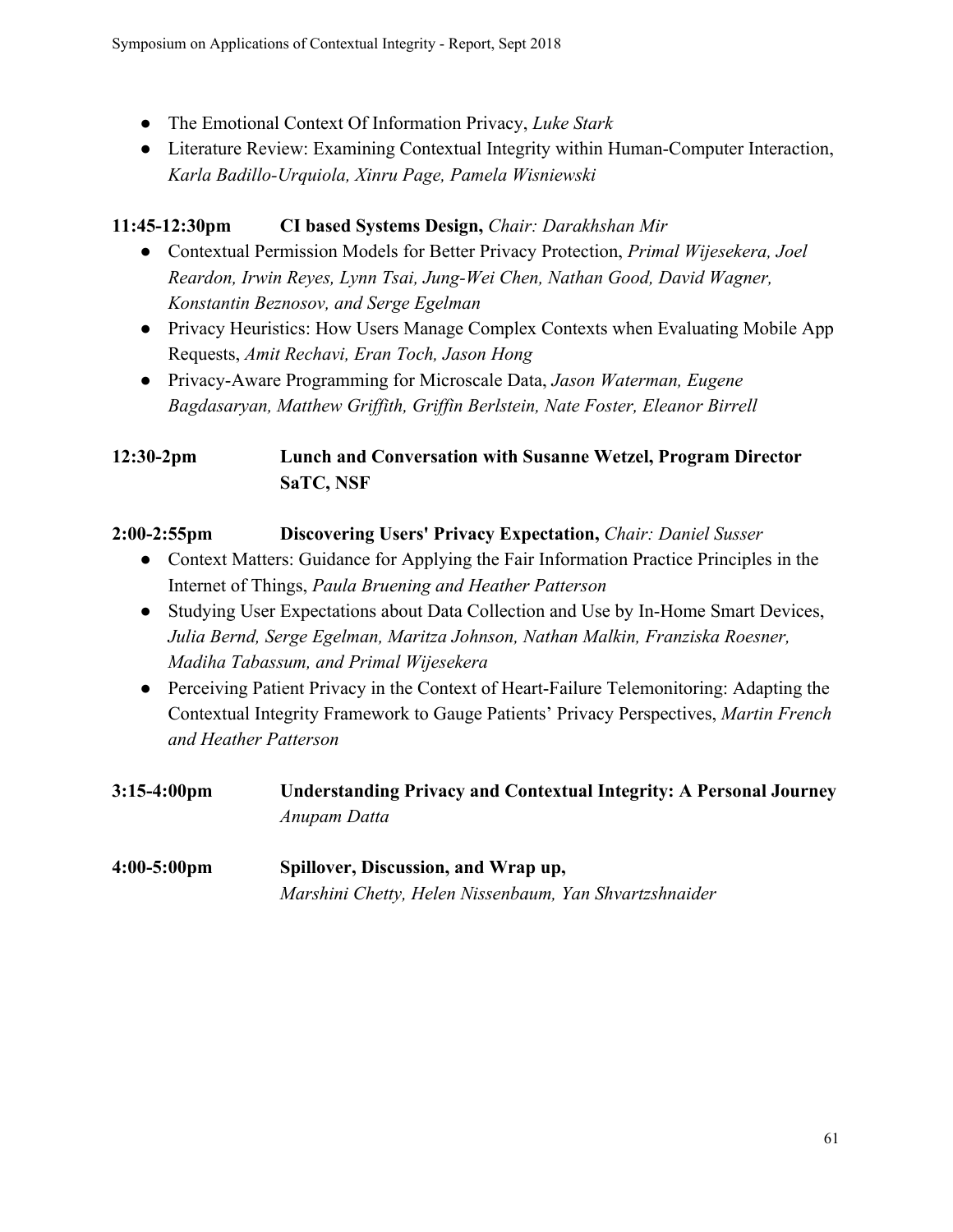- The Emotional Context Of Information Privacy, *Luke Stark*
- Literature Review: Examining Contextual Integrity within Human-Computer Interaction, *Karla Badillo-Urquiola, Xinru Page, Pamela Wisniewski*

**11:45-12:30pm CI based Systems Design,** *Chair: Darakhshan Mir*

- Contextual Permission Models for Better Privacy Protection, *Primal Wijesekera, Joel Reardon, Irwin Reyes, Lynn Tsai, Jung-Wei Chen, Nathan Good, David Wagner, Konstantin Beznosov, and Serge Egelman*
- Privacy Heuristics: How Users Manage Complex Contexts when Evaluating Mobile App Requests, *Amit Rechavi, Eran Toch, Jason Hong*
- Privacy-Aware Programming for Microscale Data, *Jason Waterman, Eugene Bagdasaryan, Matthew Griffith, Griffin Berlstein, Nate Foster, Eleanor Birrell*

**12:30-2pm Lunch and Conversation with Susanne Wetzel, Program Director SaTC, NSF**

**2:00-2:55pm Discovering Users' Privacy Expectation,** *Chair: Daniel Susser*

- Context Matters: Guidance for Applying the Fair Information Practice Principles in the Internet of Things, *Paula Bruening and Heather Patterson*
- Studying User Expectations about Data Collection and Use by In-Home Smart Devices, *Julia Bernd, Serge Egelman, Maritza Johnson, Nathan Malkin, Franziska Roesner, Madiha Tabassum, and Primal Wijesekera*
- Perceiving Patient Privacy in the Context of Heart-Failure Telemonitoring: Adapting the Contextual Integrity Framework to Gauge Patients' Privacy Perspectives, *Martin French and Heather Patterson*

**3:15-4:00pm Understanding Privacy and Contextual Integrity: A Personal Journey**
*Anupam Datta*

**4:00-5:00pm Spillover, Discussion, and Wrap up,**
*Marshini Chetty, Helen Nissenbaum, Yan Shvartzshnaider*